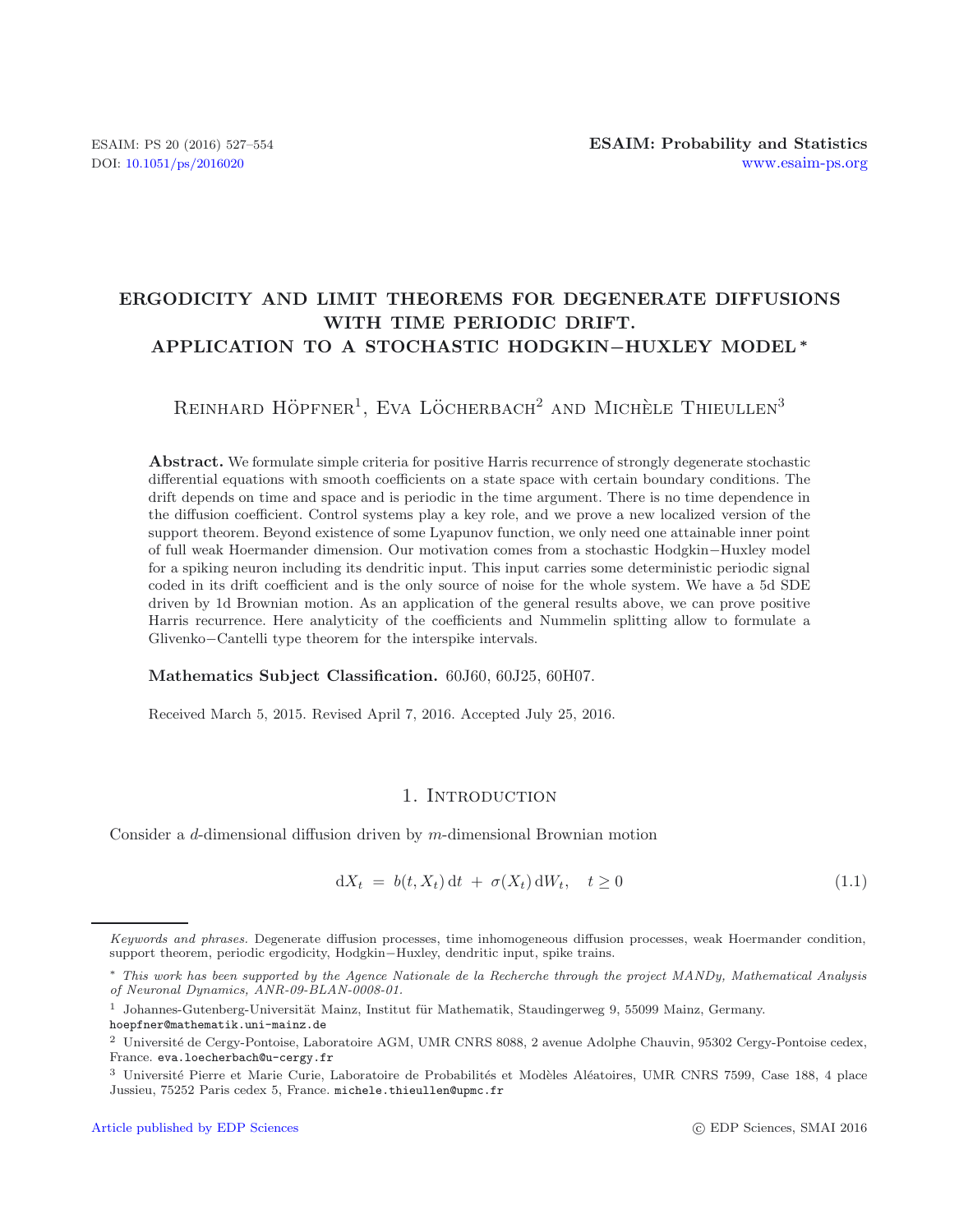# ERGODICITY AND LIMIT THEOREMS FOR DEGENERATE DIFFUSIONS WITH TIME PERIODIC DRIFT. APPLICATION TO A STOCHASTIC HODGKIN−HUXLEY MODEL *

Reinhard Höpfner[1], Eva Löcherbach[2] and Michèle Thieullen[3]

**Abstract.** We formulate simple criteria for positive Harris recurrence of strongly degenerate stochastic differential equations with smooth coefficients on a state space with certain boundary conditions. The drift depends on time and space and is periodic in the time argument. There is no time dependence in the diffusion coefficient. Control systems play a key role, and we prove a new localized version of the support theorem. Beyond existence of some Lyapunov function, we only need one attainable inner point of full weak Hoermander dimension. Our motivation comes from a stochastic Hodgkin−Huxley model for a spiking neuron including its dendritic input. This input carries some deterministic periodic signal coded in its drift coefficient and is the only source of noise for the whole system. We have a 5d SDE driven by 1d Brownian motion. As an application of the general results above, we can prove positive Harris recurrence. Here analyticity of the coefficients and Nummelin splitting allow to formulate a Glivenko−Cantelli type theorem for the interspike intervals.

**Mathematics Subject Classification.** 60J60, 60J25, 60H07.

Received March 5, 2015. Revised April 7, 2016. Accepted July 25, 2016.

## 1. Introduction

Consider a $d$-dimensional diffusion driven by $m$-dimensional Brownian motion

$$dX_t \;=\; b(t, X_t)\, dt \;+\; \sigma(X_t)\, dW_t, \quad t \geq 0 \tag{1.1}$$

*Keywords and phrases.* Degenerate diffusion processes, time inhomogeneous diffusion processes, weak Hoermander condition, support theorem, periodic ergodicity, Hodgkin−Huxley, dendritic input, spike trains.

* *This work has been supported by the Agence Nationale de la Recherche through the project MANDy, Mathematical Analysis of Neuronal Dynamics, ANR-09-BLAN-0008-01.*

[1] Johannes-Gutenberg-Universität Mainz, Institut für Mathematik, Staudingerweg 9, 55099 Mainz, Germany. hoepfner@mathematik.uni-mainz.de

[2] Université de Cergy-Pontoise, Laboratoire AGM, UMR CNRS 8088, 2 avenue Adolphe Chauvin, 95302 Cergy-Pontoise cedex, France. eva.loecherbach@u-cergy.fr

[3] Université Pierre et Marie Curie, Laboratoire de Probabilités et Modèles Aléatoires, UMR CNRS 7599, Case 188, 4 place Jussieu, 75252 Paris cedex 5, France. michele.thieullen@upmc.fr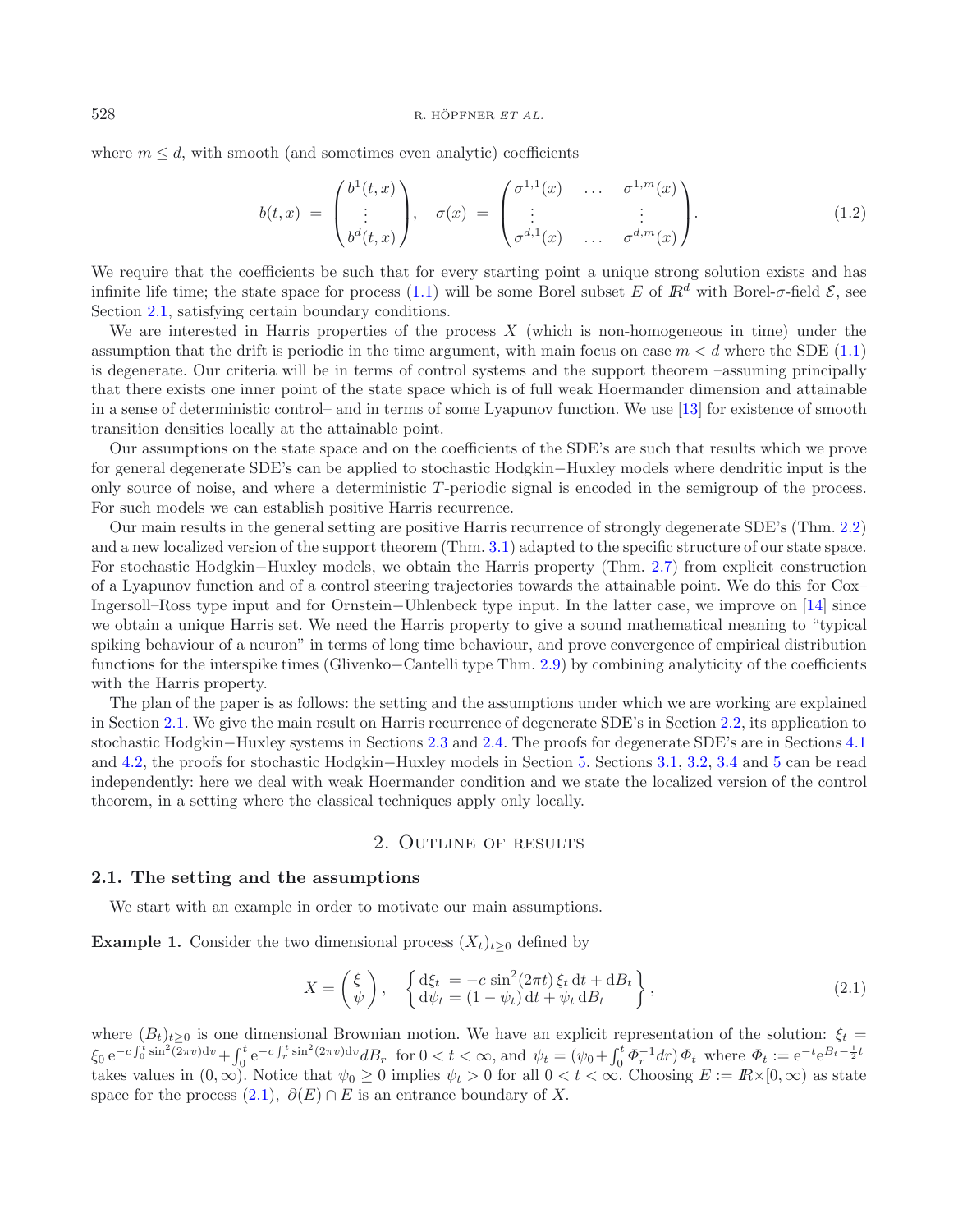where $m \leq d$, with smooth (and sometimes even analytic) coefficients

$$
b(t,x) = \begin{pmatrix} b^1(t,x) \\ \vdots \\ b^d(t,x) \end{pmatrix}, \quad \sigma(x) = \begin{pmatrix} \sigma^{1,1}(x) & \dots & \sigma^{1,m}(x) \\ \vdots & & \vdots \\ \sigma^{d,1}(x) & \dots & \sigma^{d,m}(x) \end{pmatrix}. \tag{1.2}
$$

We require that the coefficients be such that for every starting point a unique strong solution exists and has infinite life time; the state space for process (1.1) will be some Borel subset $E$ of $\mathbb{R}^d$ with Borel-$\sigma$-field $\mathcal{E}$, see Section 2.1, satisfying certain boundary conditions.

We are interested in Harris properties of the process $X$ (which is non-homogeneous in time) under the assumption that the drift is periodic in the time argument, with main focus on case $m < d$ where the SDE (1.1) is degenerate. Our criteria will be in terms of control systems and the support theorem –assuming principally that there exists one inner point of the state space which is of full weak Hoermander dimension and attainable in a sense of deterministic control– and in terms of some Lyapunov function. We use [13] for existence of smooth transition densities locally at the attainable point.

Our assumptions on the state space and on the coefficients of the SDE's are such that results which we prove for general degenerate SDE's can be applied to stochastic Hodgkin−Huxley models where dendritic input is the only source of noise, and where a deterministic $T$-periodic signal is encoded in the semigroup of the process. For such models we can establish positive Harris recurrence.

Our main results in the general setting are positive Harris recurrence of strongly degenerate SDE's (Thm. 2.2) and a new localized version of the support theorem (Thm. 3.1) adapted to the specific structure of our state space. For stochastic Hodgkin−Huxley models, we obtain the Harris property (Thm. 2.7) from explicit construction of a Lyapunov function and of a control steering trajectories towards the attainable point. We do this for Cox–Ingersoll–Ross type input and for Ornstein−Uhlenbeck type input. In the latter case, we improve on [14] since we obtain a unique Harris set. We need the Harris property to give a sound mathematical meaning to "typical spiking behaviour of a neuron" in terms of long time behaviour, and prove convergence of empirical distribution functions for the interspike times (Glivenko−Cantelli type Thm. 2.9) by combining analyticity of the coefficients with the Harris property.

The plan of the paper is as follows: the setting and the assumptions under which we are working are explained in Section 2.1. We give the main result on Harris recurrence of degenerate SDE's in Section 2.2, its application to stochastic Hodgkin−Huxley systems in Sections 2.3 and 2.4. The proofs for degenerate SDE's are in Sections 4.1 and 4.2, the proofs for stochastic Hodgkin−Huxley models in Section 5. Sections 3.1, 3.2, 3.4 and 5 can be read independently: here we deal with weak Hoermander condition and we state the localized version of the control theorem, in a setting where the classical techniques apply only locally.

## 2. Outline of results

### 2.1. The setting and the assumptions

We start with an example in order to motivate our main assumptions.

**Example 1.** Consider the two dimensional process $(X_t)_{t\geq 0}$ defined by

$$
X = \begin{pmatrix} \xi \\ \psi \end{pmatrix}, \quad \begin{Bmatrix} d\xi_t = -c \sin^2(2\pi t)\, \xi_t \, dt + dB_t \\ d\psi_t = (1-\psi_t)\, dt + \psi_t \, dB_t \end{Bmatrix}, \tag{2.1}
$$

where $(B_t)_{t\geq 0}$ is one dimensional Brownian motion. We have an explicit representation of the solution: $\xi_t = \xi_0 \, e^{-c\int_0^t \sin^2(2\pi v)dv} + \int_0^t e^{-c\int_r^t \sin^2(2\pi v)dv} dB_r$ for $0 < t < \infty$, and $\psi_t = (\psi_0 + \int_0^t \varPhi_r^{-1} dr)\, \varPhi_t$ where $\varPhi_t := e^{-t} e^{B_t - \frac{1}{2}t}$ takes values in $(0,\infty)$. Notice that $\psi_0 \geq 0$ implies $\psi_t > 0$ for all $0 < t < \infty$. Choosing $E := \mathbb{R}\times[0,\infty)$ as state space for the process (2.1), $\partial(E) \cap E$ is an entrance boundary of $X$.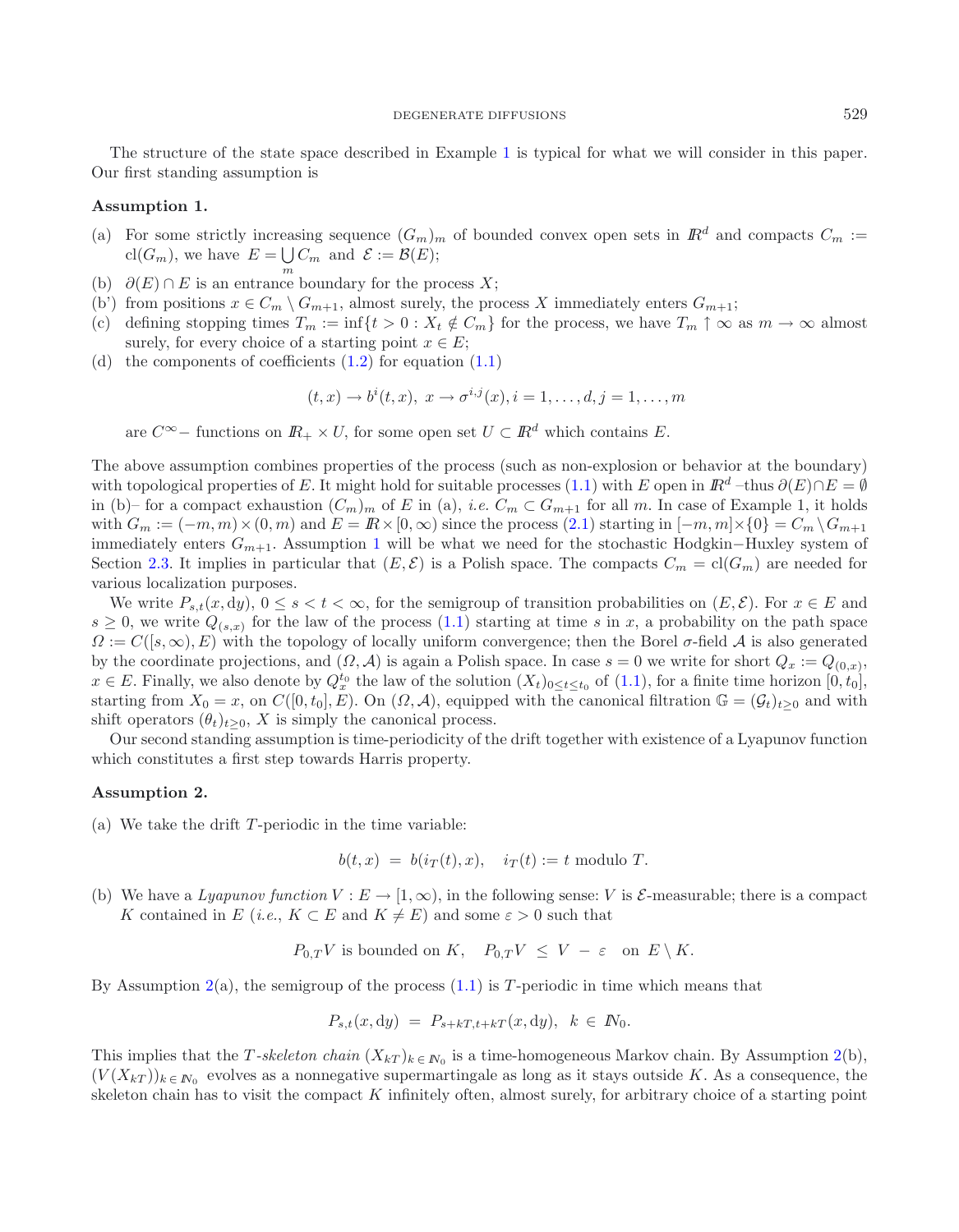The structure of the state space described in Example 1 is typical for what we will consider in this paper. Our first standing assumption is

**Assumption 1.**

- (a) For some strictly increasing sequence $(G_m)_m$ of bounded convex open sets in $\mathbb{R}^d$ and compacts $C_m := \mathrm{cl}(G_m)$, we have $E = \bigcup_m C_m$ and $\mathcal{E} := \mathcal{B}(E)$;
- (b) $\partial(E) \cap E$ is an entrance boundary for the process $X$;
- (b') from positions $x \in C_m \setminus G_{m+1}$, almost surely, the process $X$ immediately enters $G_{m+1}$;
- (c) defining stopping times $T_m := \inf\{t > 0 : X_t \notin C_m\}$ for the process, we have $T_m \uparrow \infty$ as $m \to \infty$ almost surely, for every choice of a starting point $x \in E$;
- (d) the components of coefficients (1.2) for equation (1.1)

$$(t, x) \to b^i(t, x), \;\; x \to \sigma^{i,j}(x), i = 1, \ldots, d, j = 1, \ldots, m$$

are $C^\infty-$ functions on $\mathbb{R}_+ \times U$, for some open set $U \subset \mathbb{R}^d$ which contains $E$.

The above assumption combines properties of the process (such as non-explosion or behavior at the boundary) with topological properties of $E$. It might hold for suitable processes (1.1) with $E$ open in $\mathbb{R}^d$ –thus $\partial(E) \cap E = \emptyset$ in (b)– for a compact exhaustion $(C_m)_m$ of $E$ in (a), *i.e.* $C_m \subset G_{m+1}$ for all $m$. In case of Example 1, it holds with $G_m := (-m, m) \times (0, m)$ and $E = \mathbb{R} \times [0, \infty)$ since the process (2.1) starting in $[-m, m] \times \{0\} = C_m \setminus G_{m+1}$ immediately enters $G_{m+1}$. Assumption 1 will be what we need for the stochastic Hodgkin−Huxley system of Section 2.3. It implies in particular that $(E, \mathcal{E})$ is a Polish space. The compacts $C_m = \mathrm{cl}(G_m)$ are needed for various localization purposes.

We write $P_{s,t}(x, \mathrm{d}y)$, $0 \le s < t < \infty$, for the semigroup of transition probabilities on $(E, \mathcal{E})$. For $x \in E$ and $s \ge 0$, we write $Q_{(s,x)}$ for the law of the process (1.1) starting at time $s$ in $x$, a probability on the path space $\Omega := C([s, \infty), E)$ with the topology of locally uniform convergence; then the Borel $\sigma$-field $\mathcal{A}$ is also generated by the coordinate projections, and $(\Omega, \mathcal{A})$ is again a Polish space. In case $s = 0$ we write for short $Q_x := Q_{(0,x)}$, $x \in E$. Finally, we also denote by $Q_x^{t_0}$ the law of the solution $(X_t)_{0 \le t \le t_0}$ of (1.1), for a finite time horizon $[0, t_0]$, starting from $X_0 = x$, on $C([0, t_0], E)$. On $(\Omega, \mathcal{A})$, equipped with the canonical filtration $\mathbb{G} = (\mathcal{G}_t)_{t \ge 0}$ and with shift operators $(\theta_t)_{t \ge 0}$, $X$ is simply the canonical process.

Our second standing assumption is time-periodicity of the drift together with existence of a Lyapunov function which constitutes a first step towards Harris property.

**Assumption 2.**

(a) We take the drift $T$-periodic in the time variable:

$$b(t, x) \;=\; b(i_T(t), x), \quad i_T(t) := t \text{ modulo } T.$$

(b) We have a *Lyapunov function* $V : E \to [1, \infty)$, in the following sense: $V$ is $\mathcal{E}$-measurable; there is a compact $K$ contained in $E$ (*i.e.*, $K \subset E$ and $K \neq E$) and some $\varepsilon > 0$ such that

$$P_{0,T}V \text{ is bounded on } K, \quad P_{0,T}V \;\le\; V \;-\; \varepsilon \quad \text{on } E \setminus K.$$

By Assumption 2(a), the semigroup of the process (1.1) is $T$-periodic in time which means that

$$P_{s,t}(x, \mathrm{d}y) \;=\; P_{s+kT, t+kT}(x, \mathrm{d}y), \;\; k \in \mathbb{N}_0.$$

This implies that the $T$-*skeleton chain* $(X_{kT})_{k \in \mathbb{N}_0}$ is a time-homogeneous Markov chain. By Assumption 2(b), $(V(X_{kT}))_{k \in \mathbb{N}_0}$ evolves as a nonnegative supermartingale as long as it stays outside $K$. As a consequence, the skeleton chain has to visit the compact $K$ infinitely often, almost surely, for arbitrary choice of a starting point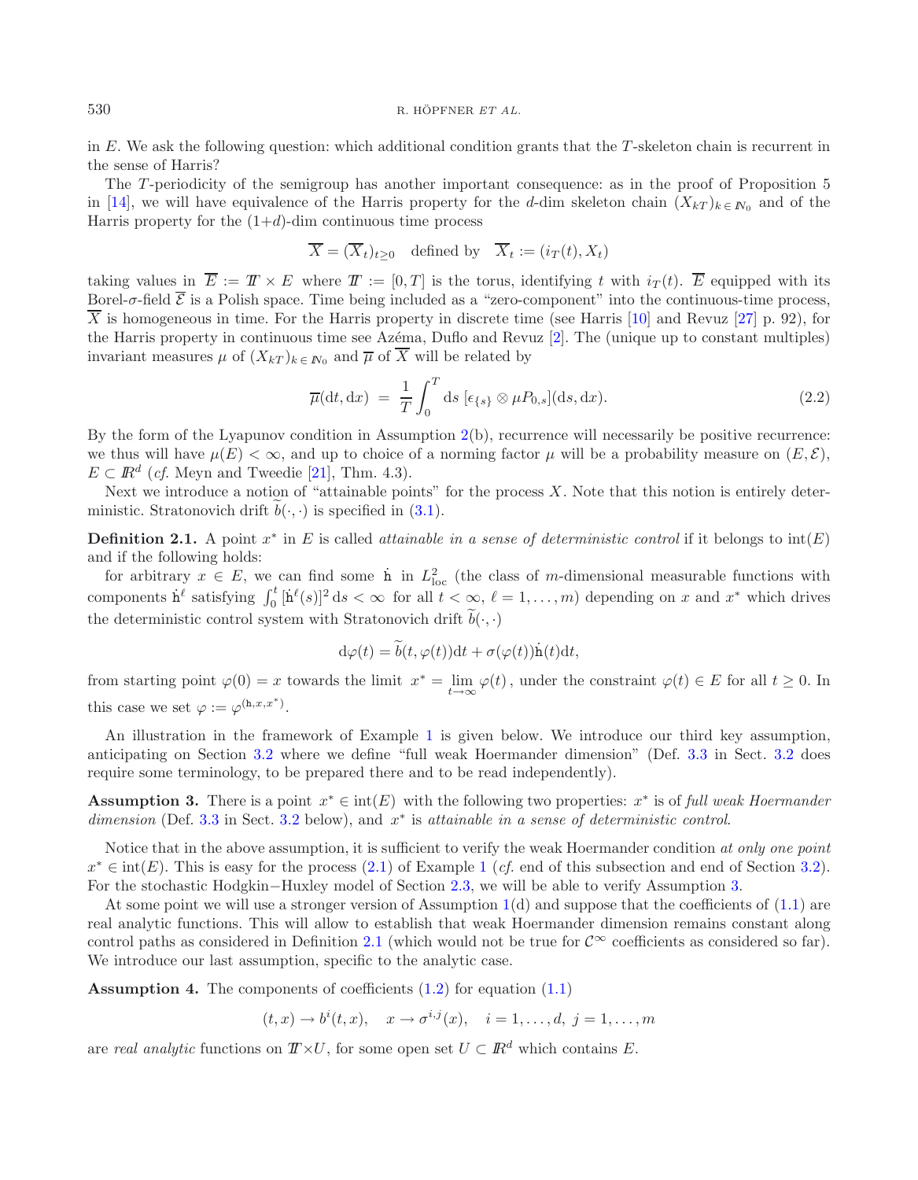in $E$. We ask the following question: which additional condition grants that the $T$-skeleton chain is recurrent in the sense of Harris?

The $T$-periodicity of the semigroup has another important consequence: as in the proof of Proposition 5 in [14], we will have equivalence of the Harris property for the $d$-dim skeleton chain $(X_{kT})_{k\in\mathbb{N}_0}$ and of the Harris property for the $(1+d)$-dim continuous time process

$$\overline{X} = (\overline{X}_t)_{t\geq 0} \quad \text{defined by} \quad \overline{X}_t := (i_T(t), X_t)$$

taking values in $\overline{E} := \mathbb{T} \times E$ where $\mathbb{T} := [0,T]$ is the torus, identifying $t$ with $i_T(t)$. $\overline{E}$ equipped with its Borel-$\sigma$-field $\overline{\mathcal{E}}$ is a Polish space. Time being included as a "zero-component" into the continuous-time process, $\overline{X}$ is homogeneous in time. For the Harris property in discrete time (see Harris [10] and Revuz [27] p. 92), for the Harris property in continuous time see Azéma, Duflo and Revuz [2]. The (unique up to constant multiples) invariant measures $\mu$ of $(X_{kT})_{k\in\mathbb{N}_0}$ and $\overline{\mu}$ of $\overline{X}$ will be related by

$$\overline{\mu}(\mathrm{d}t, \mathrm{d}x) \;=\; \frac{1}{T}\int_0^T \mathrm{d}s\; [\epsilon_{\{s\}} \otimes \mu P_{0,s}](\mathrm{d}s, \mathrm{d}x). \tag{2.2}$$

By the form of the Lyapunov condition in Assumption 2(b), recurrence will necessarily be positive recurrence: we thus will have $\mu(E) < \infty$, and up to choice of a norming factor $\mu$ will be a probability measure on $(E, \mathcal{E})$, $E \subset \mathbb{R}^d$ (*cf.* Meyn and Tweedie [21], Thm. 4.3).

Next we introduce a notion of "attainable points" for the process $X$. Note that this notion is entirely deterministic. Stratonovich drift $\widetilde{b}(\cdot,\cdot)$ is specified in (3.1).

**Definition 2.1.** A point $x^*$ in $E$ is called *attainable in a sense of deterministic control* if it belongs to $\mathrm{int}(E)$ and if the following holds:

for arbitrary $x \in E$, we can find some $\dot{\mathtt{h}}$ in $L^2_{\mathrm{loc}}$ (the class of $m$-dimensional measurable functions with components $\dot{\mathtt{h}}^\ell$ satisfying $\int_0^t [\dot{\mathtt{h}}^\ell(s)]^2\,\mathrm{d}s < \infty$ for all $t < \infty$, $\ell = 1, \ldots, m$) depending on $x$ and $x^*$ which drives the deterministic control system with Stratonovich drift $\widetilde{b}(\cdot,\cdot)$

$$\mathrm{d}\varphi(t) = \widetilde{b}(t, \varphi(t))\mathrm{d}t + \sigma(\varphi(t))\dot{\mathtt{h}}(t)\mathrm{d}t,$$

from starting point $\varphi(0) = x$ towards the limit $x^* = \lim_{t\to\infty} \varphi(t)$, under the constraint $\varphi(t) \in E$ for all $t \geq 0$. In this case we set $\varphi := \varphi^{(\mathtt{h}, x, x^*)}$.

An illustration in the framework of Example 1 is given below. We introduce our third key assumption, anticipating on Section 3.2 where we define "full weak Hoermander dimension" (Def. 3.3 in Sect. 3.2 does require some terminology, to be prepared there and to be read independently).

**Assumption 3.** There is a point $x^* \in \mathrm{int}(E)$ with the following two properties: $x^*$ is of *full weak Hoermander dimension* (Def. 3.3 in Sect. 3.2 below), and $x^*$ is *attainable in a sense of deterministic control*.

Notice that in the above assumption, it is sufficient to verify the weak Hoermander condition *at only one point* $x^* \in \mathrm{int}(E)$. This is easy for the process (2.1) of Example 1 (*cf.* end of this subsection and end of Section 3.2). For the stochastic Hodgkin−Huxley model of Section 2.3, we will be able to verify Assumption 3.

At some point we will use a stronger version of Assumption 1(d) and suppose that the coefficients of (1.1) are real analytic functions. This will allow to establish that weak Hoermander dimension remains constant along control paths as considered in Definition 2.1 (which would not be true for $\mathcal{C}^\infty$ coefficients as considered so far). We introduce our last assumption, specific to the analytic case.

**Assumption 4.** The components of coefficients (1.2) for equation (1.1)

$$(t,x) \to b^i(t,x), \quad x \to \sigma^{i,j}(x), \quad i = 1, \ldots, d,\; j = 1, \ldots, m$$

are *real analytic* functions on $\mathbb{T}\times U$, for some open set $U \subset \mathbb{R}^d$ which contains $E$.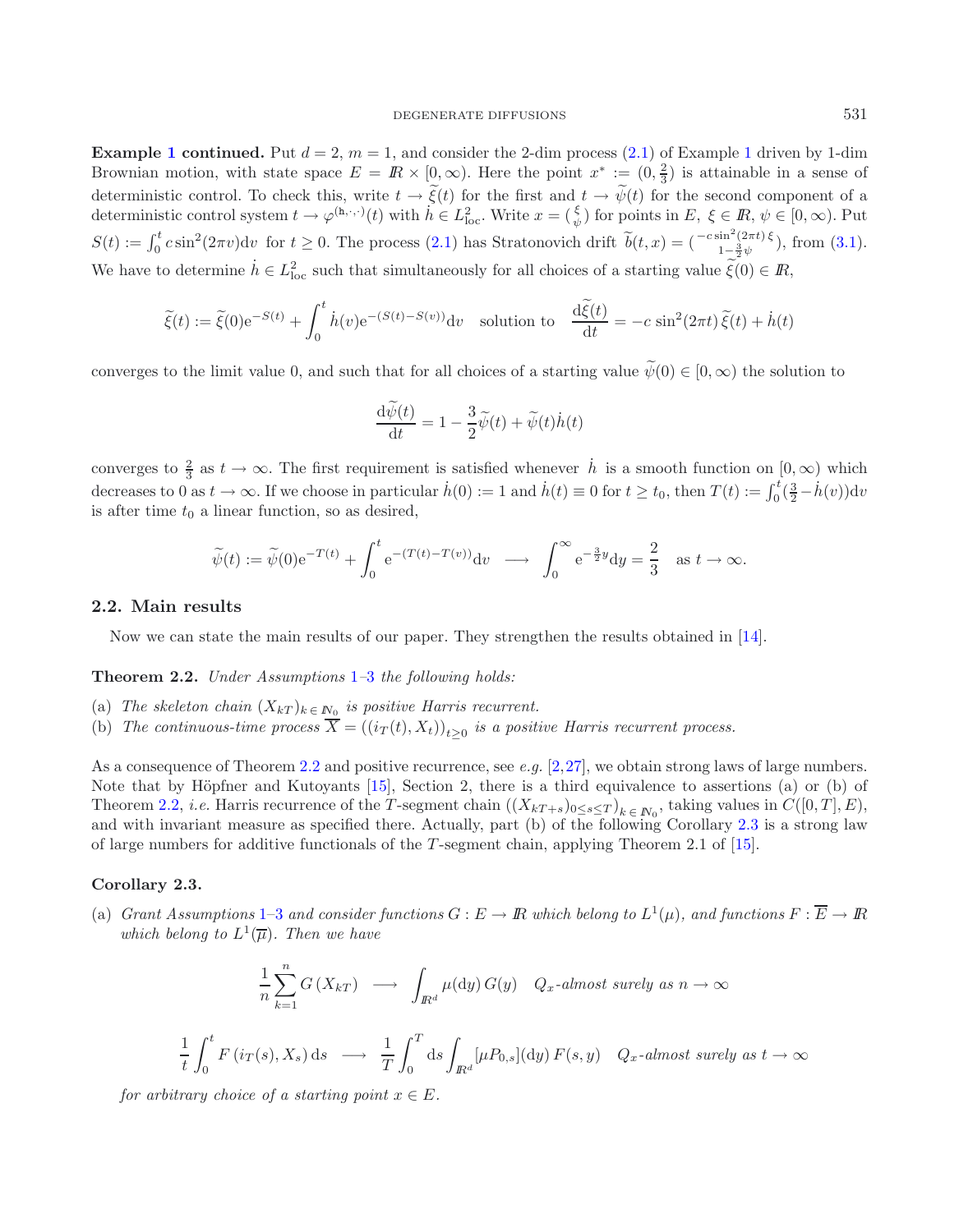**Example 1 continued.** Put $d = 2$, $m = 1$, and consider the 2-dim process (2.1) of Example 1 driven by 1-dim Brownian motion, with state space $E = I\!R \times [0, \infty)$. Here the point $x^* := (0, \frac{2}{3})$ is attainable in a sense of deterministic control. To check this, write $t \to \widetilde{\xi}(t)$ for the first and $t \to \widetilde{\psi}(t)$ for the second component of a deterministic control system $t \to \varphi^{(\mathrm{h},\cdot,\cdot)}(t)$ with $\dot{h} \in L^2_{\mathrm{loc}}$. Write $x = \binom{\xi}{\psi}$ for points in $E$, $\xi \in I\!R$, $\psi \in [0, \infty)$. Put $S(t) := \int_0^t c \sin^2(2\pi v) \mathrm{d}v$ for $t \geq 0$. The process (2.1) has Stratonovich drift $\widetilde{b}(t, x) = \binom{-c \sin^2(2\pi t)\,\xi}{1 - \frac{3}{2}\psi}$, from (3.1). We have to determine $\dot{h} \in L^2_{\mathrm{loc}}$ such that simultaneously for all choices of a starting value $\widetilde{\xi}(0) \in I\!R$,

$$\widetilde{\xi}(t) := \widetilde{\xi}(0)\mathrm{e}^{-S(t)} + \int_0^t \dot{h}(v)\mathrm{e}^{-(S(t)-S(v))}\mathrm{d}v \quad \text{solution to} \quad \frac{\mathrm{d}\widetilde{\xi}(t)}{\mathrm{d}t} = -c\,\sin^2(2\pi t)\,\widetilde{\xi}(t) + \dot{h}(t)$$

converges to the limit value 0, and such that for all choices of a starting value $\widetilde{\psi}(0) \in [0, \infty)$ the solution to

$$\frac{\mathrm{d}\widetilde{\psi}(t)}{\mathrm{d}t} = 1 - \frac{3}{2}\widetilde{\psi}(t) + \widetilde{\psi}(t)\dot{h}(t)$$

converges to $\frac{2}{3}$ as $t \to \infty$. The first requirement is satisfied whenever $\dot{h}$ is a smooth function on $[0, \infty)$ which decreases to 0 as $t \to \infty$. If we choose in particular $\dot{h}(0) := 1$ and $\dot{h}(t) \equiv 0$ for $t \geq t_0$, then $T(t) := \int_0^t (\frac{3}{2} - \dot{h}(v))\mathrm{d}v$ is after time $t_0$ a linear function, so as desired,

$$\widetilde{\psi}(t) := \widetilde{\psi}(0)\mathrm{e}^{-T(t)} + \int_0^t \mathrm{e}^{-(T(t)-T(v))}\mathrm{d}v \quad \longrightarrow \quad \int_0^\infty \mathrm{e}^{-\frac{3}{2}y}\mathrm{d}y = \frac{2}{3} \quad \text{as } t \to \infty.$$

## 2.2. Main results

Now we can state the main results of our paper. They strengthen the results obtained in [14].

**Theorem 2.2.** *Under Assumptions 1–3 the following holds:*

(a) *The skeleton chain $(X_{kT})_{k \in I\!N_0}$ is positive Harris recurrent.*
(b) *The continuous-time process $\overline{X} = ((i_T(t), X_t))_{t \geq 0}$ is a positive Harris recurrent process.*

As a consequence of Theorem 2.2 and positive recurrence, see *e.g.* [2,27], we obtain strong laws of large numbers. Note that by Höpfner and Kutoyants [15], Section 2, there is a third equivalence to assertions (a) or (b) of Theorem 2.2, *i.e.* Harris recurrence of the $T$-segment chain $((X_{kT+s})_{0 \leq s \leq T})_{k \in I\!N_0}$, taking values in $C([0, T], E)$, and with invariant measure as specified there. Actually, part (b) of the following Corollary 2.3 is a strong law of large numbers for additive functionals of the $T$-segment chain, applying Theorem 2.1 of [15].

**Corollary 2.3.**

(a) *Grant Assumptions 1–3 and consider functions $G : E \to I\!R$ which belong to $L^1(\mu)$, and functions $F : \overline{E} \to I\!R$ which belong to $L^1(\overline{\mu})$. Then we have*

$$\frac{1}{n}\sum_{k=1}^{n} G\left(X_{kT}\right) \quad \longrightarrow \quad \int_{I\!R^d} \mu(\mathrm{d}y)\,G(y) \quad Q_x\text{-almost surely as } n \to \infty$$

$$\frac{1}{t}\int_0^t F\left(i_T(s), X_s\right)\mathrm{d}s \quad \longrightarrow \quad \frac{1}{T}\int_0^T \mathrm{d}s \int_{I\!R^d} [\mu P_{0,s}](\mathrm{d}y)\,F(s, y) \quad Q_x\text{-almost surely as } t \to \infty$$

*for arbitrary choice of a starting point $x \in E$.*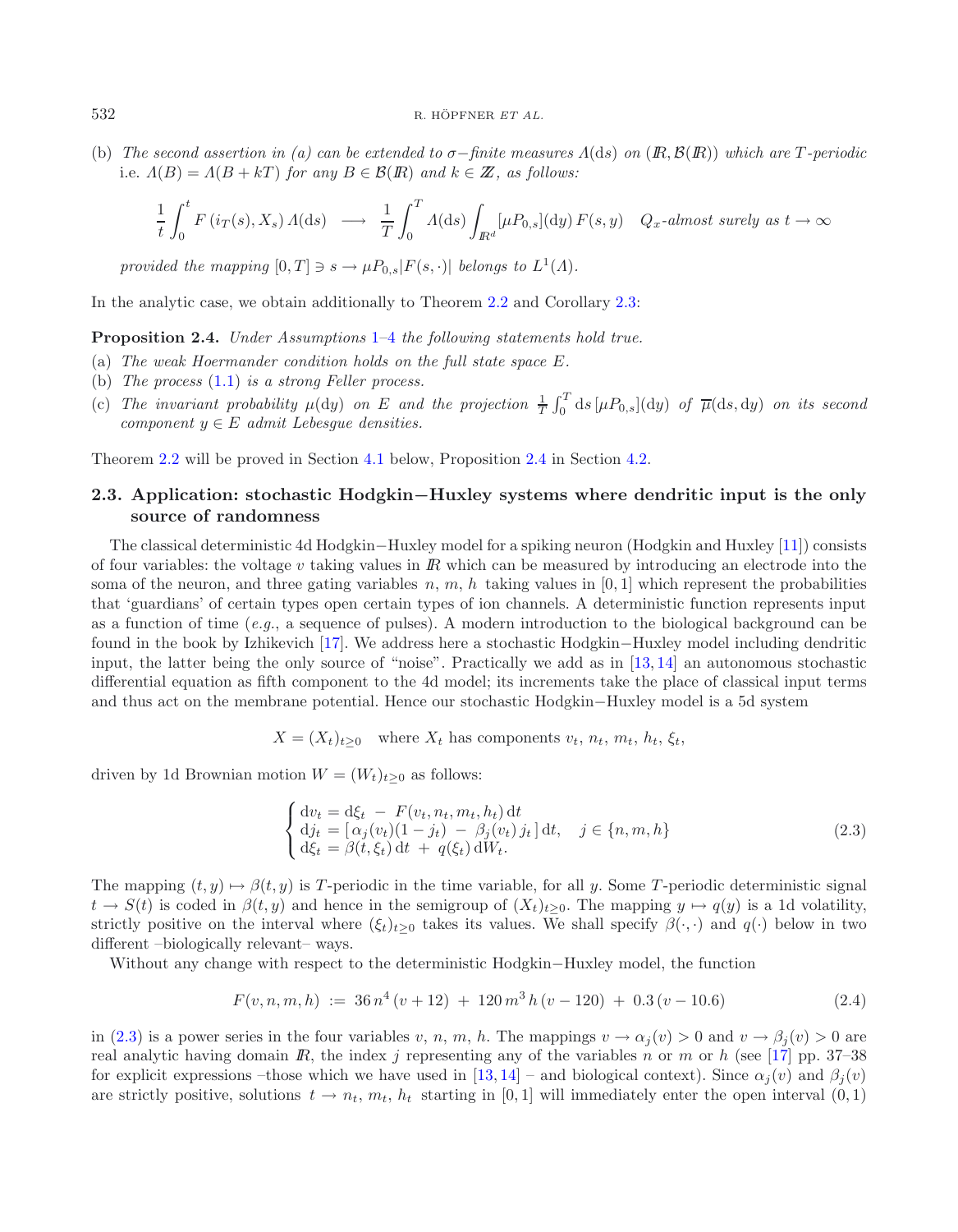(b) *The second assertion in (a) can be extended to $\sigma-$finite measures $\Lambda(\mathrm{d}s)$ on $(\mathbb{R}, \mathcal{B}(\mathbb{R}))$ which are $T$-periodic* i.e. $\Lambda(B) = \Lambda(B + kT)$ *for any $B \in \mathcal{B}(\mathbb{R})$ and $k \in \mathbb{Z}$, as follows:*

$$\frac{1}{t}\int_0^t F\left(i_T(s), X_s\right)\Lambda(\mathrm{d}s) \;\longrightarrow\; \frac{1}{T}\int_0^T \Lambda(\mathrm{d}s)\int_{\mathbb{R}^d}[\mu P_{0,s}](\mathrm{d}y)\, F(s,y) \quad Q_x\text{-almost surely as } t\to\infty$$

*provided the mapping $[0,T] \ni s \to \mu P_{0,s}|F(s,\cdot)|$ belongs to $L^1(\Lambda)$.*

In the analytic case, we obtain additionally to Theorem 2.2 and Corollary 2.3:

**Proposition 2.4.** *Under Assumptions 1–4 the following statements hold true.*

(a) *The weak Hoermander condition holds on the full state space $E$.*

(b) *The process (1.1) is a strong Feller process.*

(c) *The invariant probability $\mu(\mathrm{d}y)$ on $E$ and the projection $\frac{1}{T}\int_0^T \mathrm{d}s\,[\mu P_{0,s}](\mathrm{d}y)$ of $\overline{\mu}(\mathrm{d}s, \mathrm{d}y)$ on its second component $y \in E$ admit Lebesgue densities.*

Theorem 2.2 will be proved in Section 4.1 below, Proposition 2.4 in Section 4.2.

### 2.3. Application: stochastic Hodgkin−Huxley systems where dendritic input is the only source of randomness

The classical deterministic 4d Hodgkin−Huxley model for a spiking neuron (Hodgkin and Huxley [11]) consists of four variables: the voltage $v$ taking values in $\mathbb{R}$ which can be measured by introducing an electrode into the soma of the neuron, and three gating variables $n$, $m$, $h$ taking values in $[0,1]$ which represent the probabilities that 'guardians' of certain types open certain types of ion channels. A deterministic function represents input as a function of time (*e.g.*, a sequence of pulses). A modern introduction to the biological background can be found in the book by Izhikevich [17]. We address here a stochastic Hodgkin−Huxley model including dendritic input, the latter being the only source of "noise". Practically we add as in [13, 14] an autonomous stochastic differential equation as fifth component to the 4d model; its increments take the place of classical input terms and thus act on the membrane potential. Hence our stochastic Hodgkin−Huxley model is a 5d system

$$X = (X_t)_{t\geq 0} \quad \text{where } X_t \text{ has components } v_t,\, n_t,\, m_t,\, h_t,\, \xi_t,$$

driven by 1d Brownian motion $W = (W_t)_{t\geq 0}$ as follows:

$$\begin{cases} \mathrm{d}v_t = \mathrm{d}\xi_t \;-\; F(v_t, n_t, m_t, h_t)\,\mathrm{d}t \\ \mathrm{d}j_t = \left[\,\alpha_j(v_t)(1-j_t) \;-\; \beta_j(v_t)\,j_t\,\right]\mathrm{d}t, \quad j \in \{n, m, h\} \\ \mathrm{d}\xi_t = \beta(t, \xi_t)\,\mathrm{d}t \;+\; q(\xi_t)\,\mathrm{d}W_t. \end{cases} \tag{2.3}$$

The mapping $(t,y) \mapsto \beta(t,y)$ is $T$-periodic in the time variable, for all $y$. Some $T$-periodic deterministic signal $t \to S(t)$ is coded in $\beta(t,y)$ and hence in the semigroup of $(X_t)_{t\geq 0}$. The mapping $y \mapsto q(y)$ is a 1d volatility, strictly positive on the interval where $(\xi_t)_{t\geq 0}$ takes its values. We shall specify $\beta(\cdot,\cdot)$ and $q(\cdot)$ below in two different –biologically relevant– ways.

Without any change with respect to the deterministic Hodgkin−Huxley model, the function

$$F(v,n,m,h) \;:=\; 36\,n^4\,(v+12) \;+\; 120\,m^3\,h\,(v-120) \;+\; 0.3\,(v-10.6) \tag{2.4}$$

in (2.3) is a power series in the four variables $v$, $n$, $m$, $h$. The mappings $v \to \alpha_j(v) > 0$ and $v \to \beta_j(v) > 0$ are real analytic having domain $\mathbb{R}$, the index $j$ representing any of the variables $n$ or $m$ or $h$ (see [17] pp. 37–38 for explicit expressions –those which we have used in [13, 14] – and biological context). Since $\alpha_j(v)$ and $\beta_j(v)$ are strictly positive, solutions $t \to n_t$, $m_t$, $h_t$ starting in $[0,1]$ will immediately enter the open interval $(0,1)$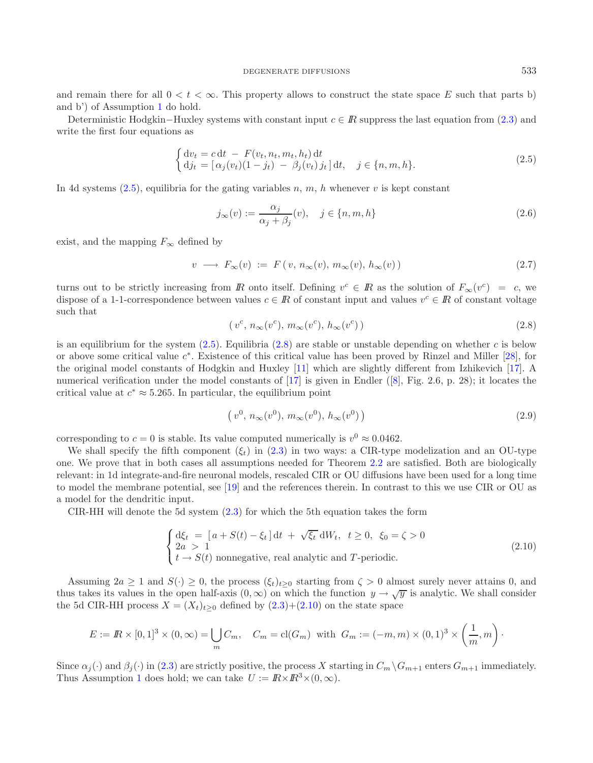and remain there for all $0 < t < \infty$. This property allows to construct the state space $E$ such that parts b) and b') of Assumption 1 do hold.

Deterministic Hodgkin−Huxley systems with constant input $c \in I\!R$ suppress the last equation from (2.3) and write the first four equations as

$$
\begin{cases} \mathrm{d}v_t = c\,\mathrm{d}t \;-\; F(v_t, n_t, m_t, h_t)\,\mathrm{d}t \\ \mathrm{d}j_t = [\,\alpha_j(v_t)(1-j_t) \;-\; \beta_j(v_t)\,j_t\,]\,\mathrm{d}t, \quad j \in \{n, m, h\}. \end{cases} \tag{2.5}
$$

In 4d systems (2.5), equilibria for the gating variables $n$, $m$, $h$ whenever $v$ is kept constant

$$
j_\infty(v) := \frac{\alpha_j}{\alpha_j + \beta_j}(v), \quad j \in \{n, m, h\} \tag{2.6}
$$

exist, and the mapping $F_\infty$ defined by

$$
v \;\longrightarrow\; F_\infty(v) \;:=\; F\,(\,v,\, n_\infty(v),\, m_\infty(v),\, h_\infty(v)\,) \tag{2.7}
$$

turns out to be strictly increasing from $I\!R$ onto itself. Defining $v^c \in I\!R$ as the solution of $F_\infty(v^c) \;=\; c$, we dispose of a 1-1-correspondence between values $c \in I\!R$ of constant input and values $v^c \in I\!R$ of constant voltage such that

$$
(\,v^c,\, n_\infty(v^c),\, m_\infty(v^c),\, h_\infty(v^c)\,) \tag{2.8}
$$

is an equilibrium for the system (2.5). Equilibria (2.8) are stable or unstable depending on whether $c$ is below or above some critical value $c^*$. Existence of this critical value has been proved by Rinzel and Miller [28], for the original model constants of Hodgkin and Huxley [11] which are slightly different from Izhikevich [17]. A numerical verification under the model constants of [17] is given in Endler ([8], Fig. 2.6, p. 28); it locates the critical value at $c^* \approx 5.265$. In particular, the equilibrium point

$$
\left(\,v^0,\, n_\infty(v^0),\, m_\infty(v^0),\, h_\infty(v^0)\,\right) \tag{2.9}
$$

corresponding to $c = 0$ is stable. Its value computed numerically is $v^0 \approx 0.0462$.

We shall specify the fifth component $(\xi_t)$ in (2.3) in two ways: a CIR-type modelization and an OU-type one. We prove that in both cases all assumptions needed for Theorem 2.2 are satisfied. Both are biologically relevant: in 1d integrate-and-fire neuronal models, rescaled CIR or OU diffusions have been used for a long time to model the membrane potential, see [19] and the references therein. In contrast to this we use CIR or OU as a model for the dendritic input.

CIR-HH will denote the 5d system (2.3) for which the 5th equation takes the form

$$
\begin{cases} \mathrm{d}\xi_t \;=\; [\,a + S(t) - \xi_t\,]\,\mathrm{d}t \;+\; \sqrt{\xi_t}\,\mathrm{d}W_t, \;\; t \geq 0, \;\; \xi_0 = \zeta > 0 \\ 2a \;>\; 1 \\ t \to S(t) \text{ nonnegative, real analytic and } T\text{-periodic.} \end{cases} \tag{2.10}
$$

Assuming $2a \geq 1$ and $S(\cdot) \geq 0$, the process $(\xi_t)_{t \geq 0}$ starting from $\zeta > 0$ almost surely never attains 0, and thus takes its values in the open half-axis $(0, \infty)$ on which the function $y \to \sqrt{y}$ is analytic. We shall consider the 5d CIR-HH process $X = (X_t)_{t \geq 0}$ defined by (2.3)+(2.10) on the state space

$$
E := I\!R \times [0,1]^3 \times (0, \infty) = \bigcup_m C_m, \quad C_m = \mathrm{cl}(G_m) \;\text{ with }\; G_m := (-m, m) \times (0,1)^3 \times \left(\frac{1}{m}, m\right)\cdot
$$

Since $\alpha_j(\cdot)$ and $\beta_j(\cdot)$ in (2.3) are strictly positive, the process $X$ starting in $C_m \backslash G_{m+1}$ enters $G_{m+1}$ immediately. Thus Assumption 1 does hold; we can take $U := I\!R \times I\!R^3 \times (0, \infty)$.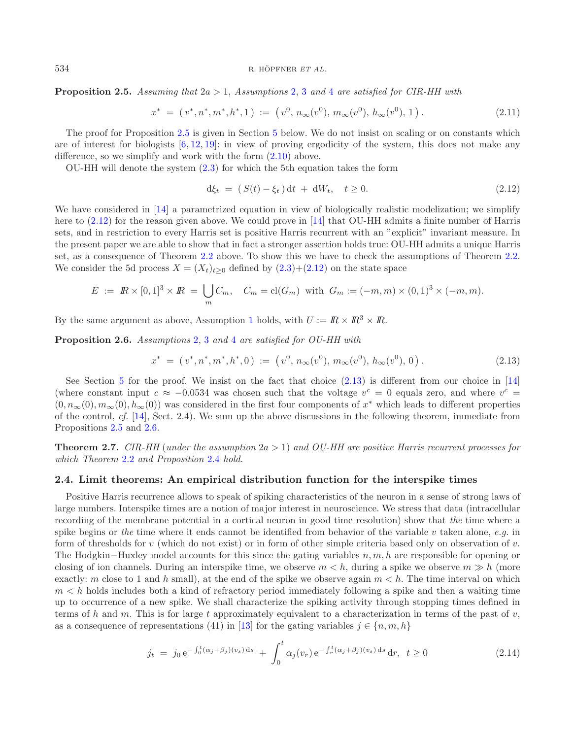**Proposition 2.5.** *Assuming that* $2a > 1$*, Assumptions* 2, 3 *and* 4 *are satisfied for CIR-HH with*

$$x^* \;=\; (\, v^*, n^*, m^*, h^*, 1\,) \;:=\; \big(\, v^0,\, n_\infty(v^0),\, m_\infty(v^0),\, h_\infty(v^0),\, 1\,\big)\,. \tag{2.11}$$

The proof for Proposition 2.5 is given in Section 5 below. We do not insist on scaling or on constants which are of interest for biologists [6, 12, 19]: in view of proving ergodicity of the system, this does not make any difference, so we simplify and work with the form (2.10) above.

OU-HH will denote the system (2.3) for which the 5th equation takes the form

$$\mathrm{d}\xi_t \;=\; (\, S(t) - \xi_t\,)\,\mathrm{d}t \;+\; \mathrm{d}W_t, \quad t \geq 0. \tag{2.12}$$

We have considered in [14] a parametrized equation in view of biologically realistic modelization; we simplify here to (2.12) for the reason given above. We could prove in [14] that OU-HH admits a finite number of Harris sets, and in restriction to every Harris set is positive Harris recurrent with an "explicit" invariant measure. In the present paper we are able to show that in fact a stronger assertion holds true: OU-HH admits a unique Harris set, as a consequence of Theorem 2.2 above. To show this we have to check the assumptions of Theorem 2.2. We consider the 5d process $X = (X_t)_{t\geq 0}$ defined by (2.3)+(2.12) on the state space

$$E \;:=\; I\!R \times [0,1]^3 \times I\!R \;=\; \bigcup_m C_m, \quad C_m = \mathrm{cl}(G_m) \;\text{ with }\; G_m := (-m,m)\times(0,1)^3\times(-m,m).$$

By the same argument as above, Assumption 1 holds, with $U := I\!R \times I\!R^3 \times I\!R$.

**Proposition 2.6.** *Assumptions* 2, 3 *and* 4 *are satisfied for OU-HH with*

$$x^* \;=\; (\, v^*, n^*, m^*, h^*, 0\,) \;:=\; \big(\, v^0,\, n_\infty(v^0),\, m_\infty(v^0),\, h_\infty(v^0),\, 0\,\big)\,. \tag{2.13}$$

See Section 5 for the proof. We insist on the fact that choice (2.13) is different from our choice in [14] (where constant input $c \approx -0.0534$ was chosen such that the voltage $v^c = 0$ equals zero, and where $v^c = (0, n_\infty(0), m_\infty(0), h_\infty(0))$ was considered in the first four components of $x^*$ which leads to different properties of the control, *cf.* [14], Sect. 2.4). We sum up the above discussions in the following theorem, immediate from Propositions 2.5 and 2.6.

**Theorem 2.7.** *CIR-HH* (*under the assumption* $2a > 1$) *and OU-HH are positive Harris recurrent processes for which Theorem* 2.2 *and Proposition* 2.4 *hold.*

### 2.4. Limit theorems: An empirical distribution function for the interspike times

Positive Harris recurrence allows to speak of spiking characteristics of the neuron in a sense of strong laws of large numbers. Interspike times are a notion of major interest in neuroscience. We stress that data (intracellular recording of the membrane potential in a cortical neuron in good time resolution) show that *the* time where a spike begins or *the* time where it ends cannot be identified from behavior of the variable $v$ taken alone, *e.g.* in form of thresholds for $v$ (which do not exist) or in form of other simple criteria based only on observation of $v$. The Hodgkin−Huxley model accounts for this since the gating variables $n, m, h$ are responsible for opening or closing of ion channels. During an interspike time, we observe $m < h$, during a spike we observe $m \gg h$ (more exactly: $m$ close to 1 and $h$ small), at the end of the spike we observe again $m < h$. The time interval on which $m < h$ holds includes both a kind of refractory period immediately following a spike and then a waiting time up to occurrence of a new spike. We shall characterize the spiking activity through stopping times defined in terms of $h$ and $m$. This is for large $t$ approximately equivalent to a characterization in terms of the past of $v$, as a consequence of representations (41) in [13] for the gating variables $j \in \{n, m, h\}$

$$j_t \;=\; j_0\, \mathrm{e}^{-\int_0^t (\alpha_j+\beta_j)(v_s)\,\mathrm{d}s} \;+\; \int_0^t \alpha_j(v_r)\, \mathrm{e}^{-\int_r^t (\alpha_j+\beta_j)(v_s)\,\mathrm{d}s}\,\mathrm{d}r, \;\; t \geq 0 \tag{2.14}$$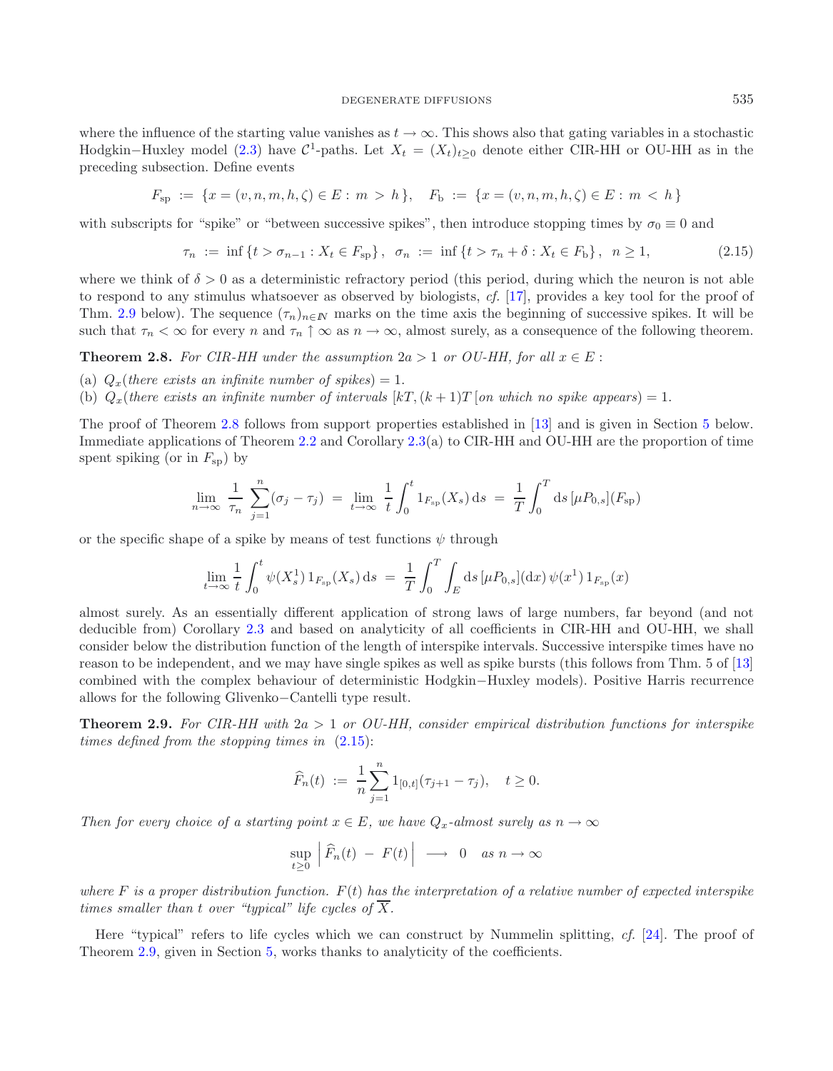where the influence of the starting value vanishes as $t \to \infty$. This shows also that gating variables in a stochastic Hodgkin−Huxley model (2.3) have $\mathcal{C}^1$-paths. Let $X_t = (X_t)_{t\ge 0}$ denote either CIR-HH or OU-HH as in the preceding subsection. Define events

$$F_{\rm sp} \;:=\; \{x=(v,n,m,h,\zeta)\in E:\; m \;>\; h\,\}, \quad F_{\rm b} \;:=\; \{x=(v,n,m,h,\zeta)\in E:\; m \;<\; h\,\}$$

with subscripts for "spike" or "between successive spikes", then introduce stopping times by $\sigma_0 \equiv 0$ and

$$\tau_n \;:=\; \inf\{t>\sigma_{n-1} : X_t\in F_{\rm sp}\}\,,\;\; \sigma_n \;:=\; \inf\{t>\tau_n+\delta : X_t\in F_{\rm b}\}\,,\;\; n\ge 1, \tag{2.15}$$

where we think of $\delta > 0$ as a deterministic refractory period (this period, during which the neuron is not able to respond to any stimulus whatsoever as observed by biologists, *cf.* [17], provides a key tool for the proof of Thm. 2.9 below). The sequence $(\tau_n)_{n\in\mathbb{N}}$ marks on the time axis the beginning of successive spikes. It will be such that $\tau_n < \infty$ for every $n$ and $\tau_n \uparrow \infty$ as $n \to \infty$, almost surely, as a consequence of the following theorem.

**Theorem 2.8.** *For CIR-HH under the assumption $2a > 1$ or OU-HH, for all $x \in E$ :*

(a) *$Q_x$(there exists an infinite number of spikes) = 1.*
(b) *$Q_x$(there exists an infinite number of intervals $[kT,(k+1)T[$ on which no spike appears) = 1.*

The proof of Theorem 2.8 follows from support properties established in [13] and is given in Section 5 below. Immediate applications of Theorem 2.2 and Corollary 2.3(a) to CIR-HH and OU-HH are the proportion of time spent spiking (or in $F_{\rm sp}$) by

$$\lim_{n\to\infty}\;\frac{1}{\tau_n}\sum_{j=1}^{n}(\sigma_j-\tau_j) \;=\; \lim_{t\to\infty}\;\frac{1}{t}\int_0^t 1_{F_{\rm sp}}(X_s)\,{\rm d}s \;=\; \frac{1}{T}\int_0^T {\rm d}s\,[\mu P_{0,s}](F_{\rm sp})$$

or the specific shape of a spike by means of test functions $\psi$ through

$$\lim_{t\to\infty}\frac{1}{t}\int_0^t \psi(X^1_s)\,1_{F_{\rm sp}}(X_s)\,{\rm d}s \;=\; \frac{1}{T}\int_0^T\int_E {\rm d}s\,[\mu P_{0,s}]({\rm d}x)\,\psi(x^1)\,1_{F_{\rm sp}}(x)$$

almost surely. As an essentially different application of strong laws of large numbers, far beyond (and not deducible from) Corollary 2.3 and based on analyticity of all coefficients in CIR-HH and OU-HH, we shall consider below the distribution function of the length of interspike intervals. Successive interspike times have no reason to be independent, and we may have single spikes as well as spike bursts (this follows from Thm. 5 of [13] combined with the complex behaviour of deterministic Hodgkin−Huxley models). Positive Harris recurrence allows for the following Glivenko−Cantelli type result.

**Theorem 2.9.** *For CIR-HH with $2a > 1$ or OU-HH, consider empirical distribution functions for interspike times defined from the stopping times in (2.15):*

$$\widehat{F}_n(t) \;:=\; \frac{1}{n}\sum_{j=1}^{n} 1_{[0,t]}(\tau_{j+1}-\tau_j), \quad t\ge 0.$$

*Then for every choice of a starting point $x \in E$, we have $Q_x$-almost surely as $n \to \infty$*

$$\sup_{t\ge 0}\;\left|\,\widehat{F}_n(t) \;-\; F(t)\right| \;\longrightarrow\; 0 \quad \text{as } n\to\infty$$

*where $F$ is a proper distribution function. $F(t)$ has the interpretation of a relative number of expected interspike times smaller than $t$ over "typical" life cycles of $\overline{X}$.*

Here "typical" refers to life cycles which we can construct by Nummelin splitting, *cf.* [24]. The proof of Theorem 2.9, given in Section 5, works thanks to analyticity of the coefficients.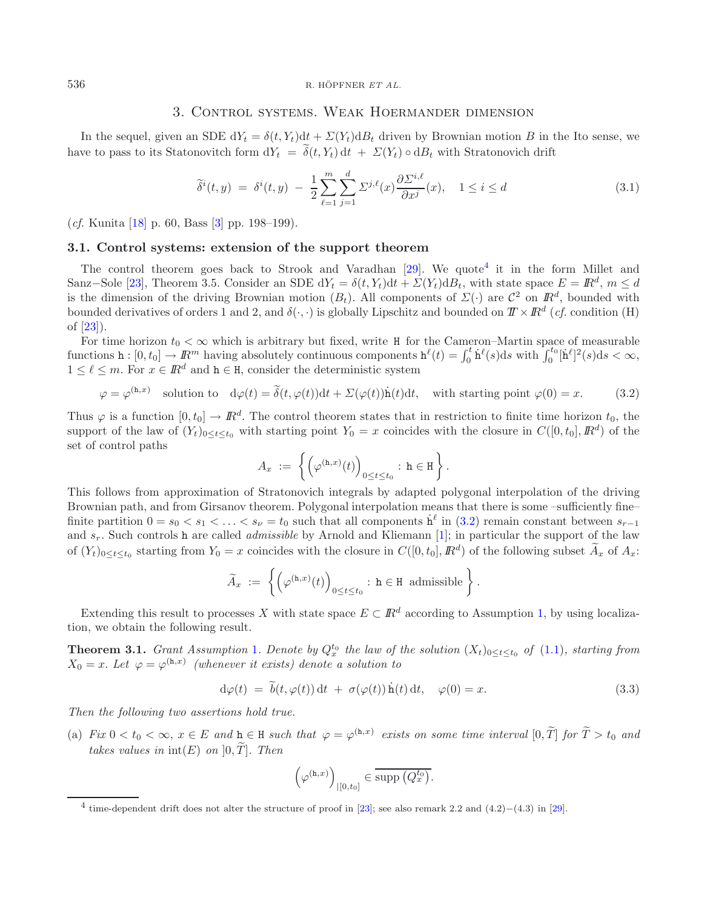## 3. Control systems. Weak Hoermander dimension

In the sequel, given an SDE $\mathrm{d}Y_t = \delta(t, Y_t)\mathrm{d}t + \Sigma(Y_t)\mathrm{d}B_t$ driven by Brownian motion $B$ in the Ito sense, we have to pass to its Statonovitch form $\mathrm{d}Y_t = \widetilde{\delta}(t, Y_t)\,\mathrm{d}t + \Sigma(Y_t) \circ \mathrm{d}B_t$ with Stratonovich drift

$$\widetilde{\delta}^i(t, y) = \delta^i(t, y) - \frac{1}{2}\sum_{\ell=1}^{m}\sum_{j=1}^{d} \Sigma^{j,\ell}(x)\frac{\partial \Sigma^{i,\ell}}{\partial x^j}(x), \quad 1 \le i \le d \tag{3.1}$$

(*cf.* Kunita [18] p. 60, Bass [3] pp. 198–199).

### 3.1. Control systems: extension of the support theorem

The control theorem goes back to Strook and Varadhan [29]. We quote[4] it in the form Millet and Sanz−Sole [23], Theorem 3.5. Consider an SDE $\mathrm{d}Y_t = \delta(t, Y_t)\mathrm{d}t + \Sigma(Y_t)\mathrm{d}B_t$, with state space $E = \mathbb{R}^d$, $m \le d$ is the dimension of the driving Brownian motion $(B_t)$. All components of $\Sigma(\cdot)$ are $\mathcal{C}^2$ on $\mathbb{R}^d$, bounded with bounded derivatives of orders 1 and 2, and $\delta(\cdot,\cdot)$ is globally Lipschitz and bounded on $\mathbb{T} \times \mathbb{R}^d$ (*cf.* condition (H) of [23]).

For time horizon $t_0 < \infty$ which is arbitrary but fixed, write $\mathtt{H}$ for the Cameron–Martin space of measurable functions $\mathtt{h} : [0, t_0] \to \mathbb{R}^m$ having absolutely continuous components $\mathtt{h}^\ell(t) = \int_0^t \dot{\mathtt{h}}^\ell(s)\mathrm{d}s$ with $\int_0^{t_0}[\dot{\mathtt{h}}^\ell]^2(s)\mathrm{d}s < \infty$, $1 \le \ell \le m$. For $x \in \mathbb{R}^d$ and $\mathtt{h} \in \mathtt{H}$, consider the deterministic system

$$\varphi = \varphi^{(\mathtt{h},x)} \quad \text{solution to} \quad \mathrm{d}\varphi(t) = \widetilde{\delta}(t, \varphi(t))\mathrm{d}t + \Sigma(\varphi(t))\dot{\mathtt{h}}(t)\mathrm{d}t, \quad \text{with starting point } \varphi(0) = x. \tag{3.2}$$

Thus $\varphi$ is a function $[0, t_0] \to \mathbb{R}^d$. The control theorem states that in restriction to finite time horizon $t_0$, the support of the law of $(Y_t)_{0\le t\le t_0}$ with starting point $Y_0 = x$ coincides with the closure in $C([0, t_0], \mathbb{R}^d)$ of the set of control paths

$$A_x := \left\{ \left(\varphi^{(\mathtt{h},x)}(t)\right)_{0\le t\le t_0} : \mathtt{h} \in \mathtt{H} \right\}.$$

This follows from approximation of Stratonovich integrals by adapted polygonal interpolation of the driving Brownian path, and from Girsanov theorem. Polygonal interpolation means that there is some –sufficiently fine– finite partition $0 = s_0 < s_1 < \ldots < s_\nu = t_0$ such that all components $\dot{\mathtt{h}}^\ell$ in (3.2) remain constant between $s_{r-1}$ and $s_r$. Such controls $\mathtt{h}$ are called *admissible* by Arnold and Kliemann [1]; in particular the support of the law of $(Y_t)_{0\le t\le t_0}$ starting from $Y_0 = x$ coincides with the closure in $C([0, t_0], \mathbb{R}^d)$ of the following subset $\widetilde{A}_x$ of $A_x$:

$$\widetilde{A}_x := \left\{ \left(\varphi^{(\mathtt{h},x)}(t)\right)_{0\le t\le t_0} : \mathtt{h} \in \mathtt{H} \text{ admissible} \right\}.$$

Extending this result to processes $X$ with state space $E \subset \mathbb{R}^d$ according to Assumption 1, by using localization, we obtain the following result.

**Theorem 3.1.** *Grant Assumption 1. Denote by $Q_x^{t_0}$ the law of the solution $(X_t)_{0\le t\le t_0}$ of (1.1), starting from $X_0 = x$. Let $\varphi = \varphi^{(\mathtt{h},x)}$ (whenever it exists) denote a solution to*

$$\mathrm{d}\varphi(t) = \widetilde{b}(t, \varphi(t))\,\mathrm{d}t + \sigma(\varphi(t))\,\dot{\mathtt{h}}(t)\,\mathrm{d}t, \quad \varphi(0) = x. \tag{3.3}$$

*Then the following two assertions hold true.*

(a) *Fix $0 < t_0 < \infty$, $x \in E$ and $\mathtt{h} \in \mathtt{H}$ such that $\varphi = \varphi^{(\mathtt{h},x)}$ exists on some time interval $[0, \widetilde{T}]$ for $\widetilde{T} > t_0$ and takes values in $\mathrm{int}(E)$ on $]0, \widetilde{T}]$. Then*

$$\left(\varphi^{(\mathtt{h},x)}\right)_{|[0,t_0]} \in \overline{\mathrm{supp}\left(Q_x^{t_0}\right)}.$$

---

[4] time-dependent drift does not alter the structure of proof in [23]; see also remark 2.2 and (4.2)−(4.3) in [29].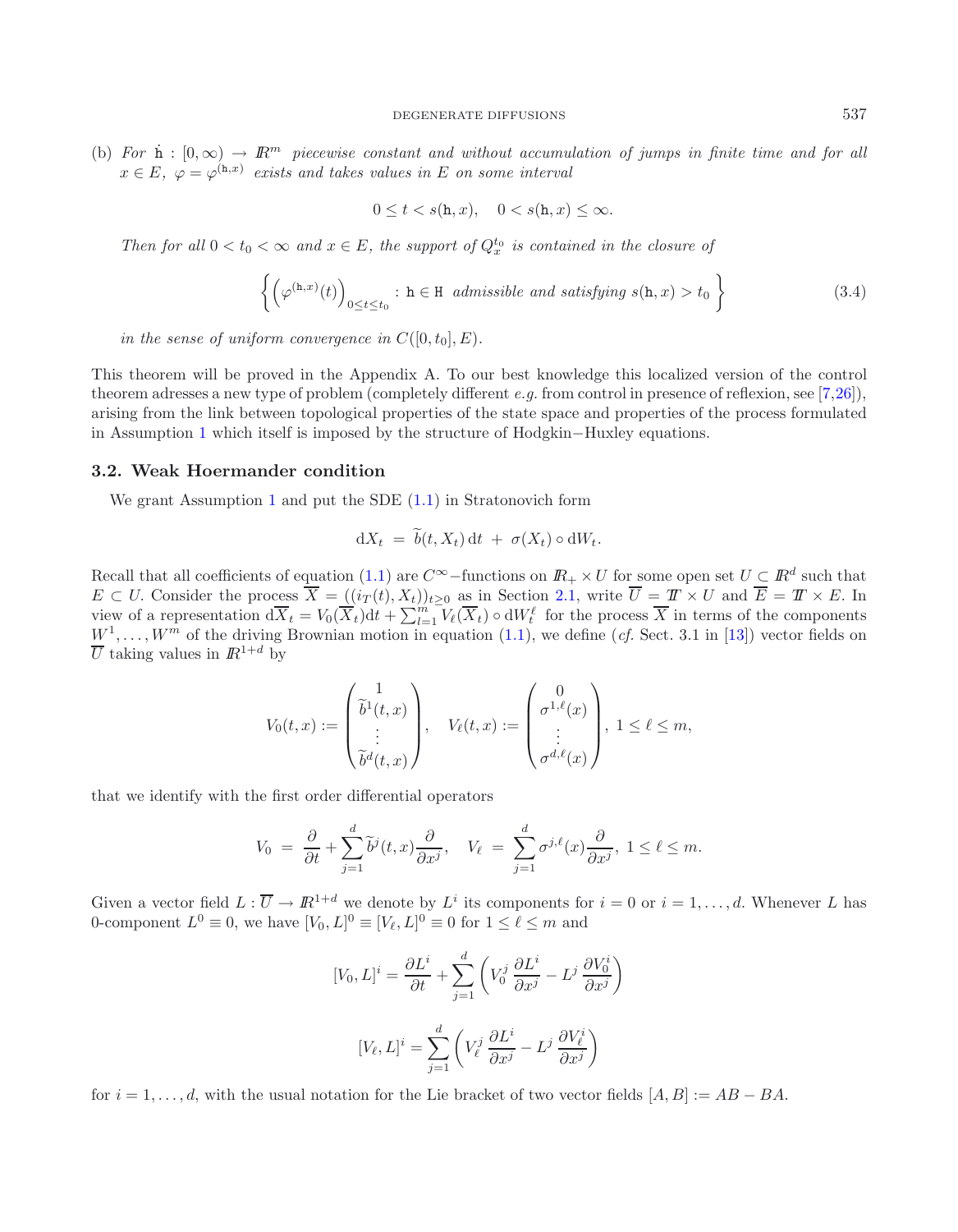(b) *For $\dot{\mathtt{h}} : [0,\infty) \to \mathbb{R}^m$ piecewise constant and without accumulation of jumps in finite time and for all $x \in E$, $\varphi = \varphi^{(\mathtt{h},x)}$ exists and takes values in $E$ on some interval*

$$0 \le t < s(\mathtt{h}, x), \quad 0 < s(\mathtt{h}, x) \le \infty.$$

*Then for all $0 < t_0 < \infty$ and $x \in E$, the support of $Q_x^{t_0}$ is contained in the closure of*

$$\left\{ \left( \varphi^{(\mathtt{h},x)}(t) \right)_{0 \le t \le t_0} : \mathtt{h} \in \mathtt{H} \text{ admissible and satisfying } s(\mathtt{h}, x) > t_0 \right\} \tag{3.4}$$

*in the sense of uniform convergence in $C([0, t_0], E)$.*

This theorem will be proved in the Appendix A. To our best knowledge this localized version of the control theorem adresses a new type of problem (completely different *e.g.* from control in presence of reflexion, see [7,26]), arising from the link between topological properties of the state space and properties of the process formulated in Assumption 1 which itself is imposed by the structure of Hodgkin−Huxley equations.

### 3.2. Weak Hoermander condition

We grant Assumption 1 and put the SDE (1.1) in Stratonovich form

$$\mathrm{d}X_t = \widetilde{b}(t, X_t)\,\mathrm{d}t + \sigma(X_t) \circ \mathrm{d}W_t.$$

Recall that all coefficients of equation (1.1) are $C^\infty-$functions on $\mathbb{R}_+ \times U$ for some open set $U \subset \mathbb{R}^d$ such that $E \subset U$. Consider the process $\overline{X} = ((i_T(t), X_t))_{t \ge 0}$ as in Section 2.1, write $\overline{U} = \mathbb{T} \times U$ and $\overline{E} = \mathbb{T} \times E$. In view of a representation $\mathrm{d}\overline{X}_t = V_0(\overline{X}_t)\mathrm{d}t + \sum_{l=1}^m V_\ell(\overline{X}_t) \circ \mathrm{d}W_t^\ell$ for the process $\overline{X}$ in terms of the components $W^1, \ldots, W^m$ of the driving Brownian motion in equation (1.1), we define (*cf.* Sect. 3.1 in [13]) vector fields on $\overline{U}$ taking values in $\mathbb{R}^{1+d}$ by

$$V_0(t,x) := \begin{pmatrix} 1 \\ \widetilde{b}^1(t,x) \\ \vdots \\ \widetilde{b}^d(t,x) \end{pmatrix}, \quad V_\ell(t,x) := \begin{pmatrix} 0 \\ \sigma^{1,\ell}(x) \\ \vdots \\ \sigma^{d,\ell}(x) \end{pmatrix}, \; 1 \le \ell \le m,$$

that we identify with the first order differential operators

$$V_0 = \frac{\partial}{\partial t} + \sum_{j=1}^d \widetilde{b}^j(t,x)\frac{\partial}{\partial x^j}, \quad V_\ell = \sum_{j=1}^d \sigma^{j,\ell}(x)\frac{\partial}{\partial x^j}, \; 1 \le \ell \le m.$$

Given a vector field $L : \overline{U} \to \mathbb{R}^{1+d}$ we denote by $L^i$ its components for $i = 0$ or $i = 1, \ldots, d$. Whenever $L$ has 0-component $L^0 \equiv 0$, we have $[V_0, L]^0 \equiv [V_\ell, L]^0 \equiv 0$ for $1 \le \ell \le m$ and

$$[V_0, L]^i = \frac{\partial L^i}{\partial t} + \sum_{j=1}^d \left( V_0^j \frac{\partial L^i}{\partial x^j} - L^j \frac{\partial V_0^i}{\partial x^j} \right)$$

$$[V_\ell, L]^i = \sum_{j=1}^d \left( V_\ell^j \frac{\partial L^i}{\partial x^j} - L^j \frac{\partial V_\ell^i}{\partial x^j} \right)$$

for $i = 1, \ldots, d$, with the usual notation for the Lie bracket of two vector fields $[A, B] := AB - BA$.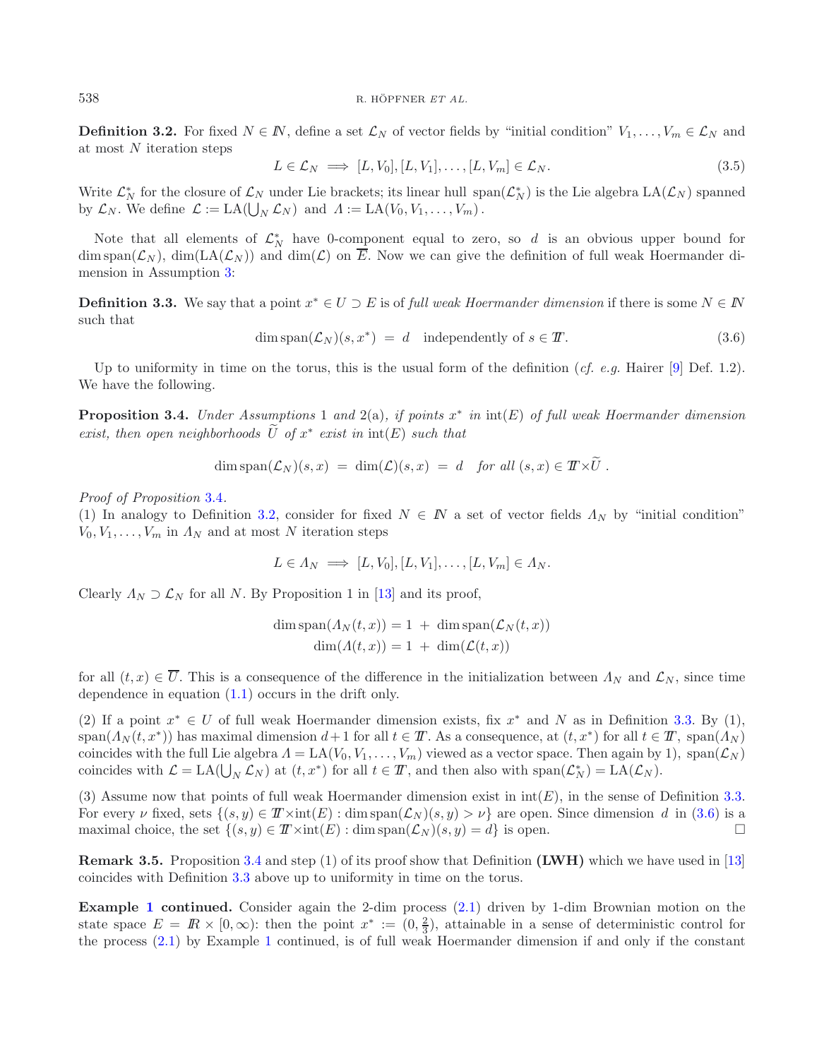**Definition 3.2.** For fixed $N \in I\!N$, define a set $\mathcal{L}_N$ of vector fields by "initial condition" $V_1, \ldots, V_m \in \mathcal{L}_N$ and at most $N$ iteration steps

$$L \in \mathcal{L}_N \implies [L, V_0], [L, V_1], \ldots, [L, V_m] \in \mathcal{L}_N. \tag{3.5}$$

Write $\mathcal{L}_N^*$ for the closure of $\mathcal{L}_N$ under Lie brackets; its linear hull $\operatorname{span}(\mathcal{L}_N^*)$ is the Lie algebra $\operatorname{LA}(\mathcal{L}_N)$ spanned by $\mathcal{L}_N$. We define $\mathcal{L} := \operatorname{LA}(\bigcup_N \mathcal{L}_N)$ and $\Lambda := \operatorname{LA}(V_0, V_1, \ldots, V_m)$.

Note that all elements of $\mathcal{L}_N^*$ have 0-component equal to zero, so $d$ is an obvious upper bound for $\dim \operatorname{span}(\mathcal{L}_N)$, $\dim(\operatorname{LA}(\mathcal{L}_N))$ and $\dim(\mathcal{L})$ on $\overline{E}$. Now we can give the definition of full weak Hoermander dimension in Assumption 3:

**Definition 3.3.** We say that a point $x^* \in U \supset E$ is of *full weak Hoermander dimension* if there is some $N \in I\!N$ such that

$$\dim \operatorname{span}(\mathcal{L}_N)(s, x^*) \;=\; d \quad \text{independently of } s \in I\!\!T. \tag{3.6}$$

Up to uniformity in time on the torus, this is the usual form of the definition (*cf. e.g.* Hairer [9] Def. 1.2). We have the following.

**Proposition 3.4.** *Under Assumptions* 1 *and* 2(a)*, if points $x^*$ in* $\operatorname{int}(E)$ *of full weak Hoermander dimension exist, then open neighborhoods $\widetilde{U}$ of $x^*$ exist in* $\operatorname{int}(E)$ *such that*

$$\dim \operatorname{span}(\mathcal{L}_N)(s, x) \;=\; \dim(\mathcal{L})(s, x) \;=\; d \quad \text{for all } (s, x) \in I\!\!T \times \widetilde{U}\,.$$

*Proof of Proposition* 3.4.
(1) In analogy to Definition 3.2, consider for fixed $N \in I\!N$ a set of vector fields $\Lambda_N$ by "initial condition" $V_0, V_1, \ldots, V_m$ in $\Lambda_N$ and at most $N$ iteration steps

$$L \in \Lambda_N \implies [L, V_0], [L, V_1], \ldots, [L, V_m] \in \Lambda_N.$$

Clearly $\Lambda_N \supset \mathcal{L}_N$ for all $N$. By Proposition 1 in [13] and its proof,

$$\dim \operatorname{span}(\Lambda_N(t, x)) = 1 \;+\; \dim \operatorname{span}(\mathcal{L}_N(t, x))$$
$$\dim(\Lambda(t, x)) = 1 \;+\; \dim(\mathcal{L}(t, x))$$

for all $(t, x) \in \overline{U}$. This is a consequence of the difference in the initialization between $\Lambda_N$ and $\mathcal{L}_N$, since time dependence in equation (1.1) occurs in the drift only.

(2) If a point $x^* \in U$ of full weak Hoermander dimension exists, fix $x^*$ and $N$ as in Definition 3.3. By (1), $\operatorname{span}(\Lambda_N(t, x^*))$ has maximal dimension $d+1$ for all $t \in I\!\!T$. As a consequence, at $(t, x^*)$ for all $t \in I\!\!T$, $\operatorname{span}(\Lambda_N)$ coincides with the full Lie algebra $\Lambda = \operatorname{LA}(V_0, V_1, \ldots, V_m)$ viewed as a vector space. Then again by 1), $\operatorname{span}(\mathcal{L}_N)$ coincides with $\mathcal{L} = \operatorname{LA}(\bigcup_N \mathcal{L}_N)$ at $(t, x^*)$ for all $t \in I\!\!T$, and then also with $\operatorname{span}(\mathcal{L}_N^*) = \operatorname{LA}(\mathcal{L}_N)$.

(3) Assume now that points of full weak Hoermander dimension exist in $\operatorname{int}(E)$, in the sense of Definition 3.3. For every $\nu$ fixed, sets $\{(s, y) \in I\!\!T \times \operatorname{int}(E) : \dim \operatorname{span}(\mathcal{L}_N)(s, y) > \nu\}$ are open. Since dimension $d$ in (3.6) is a maximal choice, the set $\{(s, y) \in I\!\!T \times \operatorname{int}(E) : \dim \operatorname{span}(\mathcal{L}_N)(s, y) = d\}$ is open. □

**Remark 3.5.** Proposition 3.4 and step (1) of its proof show that Definition **(LWH)** which we have used in [13] coincides with Definition 3.3 above up to uniformity in time on the torus.

**Example 1 continued.** Consider again the 2-dim process (2.1) driven by 1-dim Brownian motion on the state space $E = I\!R \times [0, \infty)$: then the point $x^* := (0, \frac{2}{3})$, attainable in a sense of deterministic control for the process (2.1) by Example 1 continued, is of full weak Hoermander dimension if and only if the constant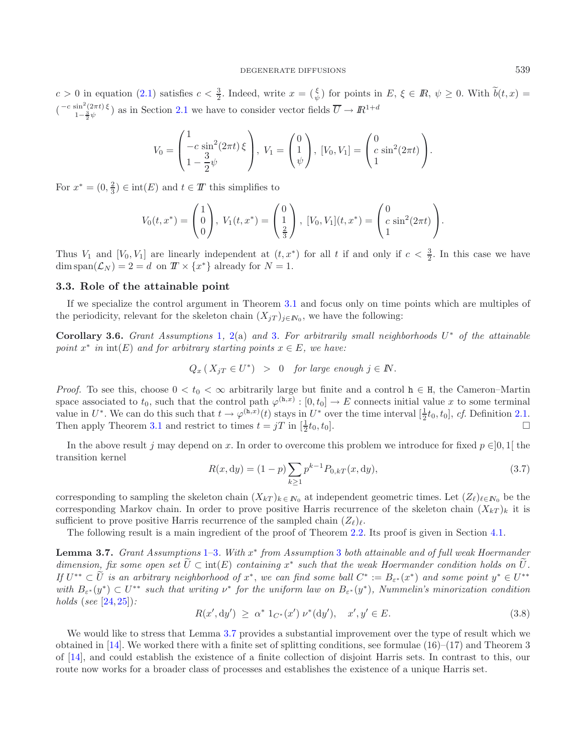$c > 0$ in equation (2.1) satisfies $c < \frac{3}{2}$. Indeed, write $x = \binom{\xi}{\psi}$ for points in $E$, $\xi \in \mathbb{R}$, $\psi \geq 0$. With $\widetilde{b}(t,x) = \binom{-c\,\sin^2(2\pi t)\,\xi}{1-\frac{3}{2}\psi}$ as in Section 2.1 we have to consider vector fields $\overline{U} \to \mathbb{R}^{1+d}$

$$V_0 = \begin{pmatrix} 1 \\ -c\,\sin^2(2\pi t)\,\xi \\ 1 - \dfrac{3}{2}\psi \end{pmatrix},\ V_1 = \begin{pmatrix} 0 \\ 1 \\ \psi \end{pmatrix},\ [V_0, V_1] = \begin{pmatrix} 0 \\ c\,\sin^2(2\pi t) \\ 1 \end{pmatrix}.$$

For $x^* = (0, \frac{2}{3}) \in \mathrm{int}(E)$ and $t \in \mathbb{T}$ this simplifies to

$$V_0(t,x^*) = \begin{pmatrix} 1 \\ 0 \\ 0 \end{pmatrix},\ V_1(t,x^*) = \begin{pmatrix} 0 \\ 1 \\ \frac{2}{3} \end{pmatrix},\ [V_0, V_1](t,x^*) = \begin{pmatrix} 0 \\ c\,\sin^2(2\pi t) \\ 1 \end{pmatrix}.$$

Thus $V_1$ and $[V_0, V_1]$ are linearly independent at $(t, x^*)$ for all $t$ if and only if $c < \frac{3}{2}$. In this case we have $\dim \mathrm{span}(\mathcal{L}_N) = 2 = d$ on $\mathbb{T} \times \{x^*\}$ already for $N = 1$.

### 3.3. Role of the attainable point

If we specialize the control argument in Theorem 3.1 and focus only on time points which are multiples of the periodicity, relevant for the skeleton chain $(X_{jT})_{j \in \mathbb{N}_0}$, we have the following:

**Corollary 3.6.** *Grant Assumptions 1, 2(a) and 3. For arbitrarily small neighborhoods $U^*$ of the attainable point $x^*$ in $\mathrm{int}(E)$ and for arbitrary starting points $x \in E$, we have:*

$$Q_x\,(\,X_{jT} \in U^*) \;\; > \;\; 0 \quad \textit{for large enough } j \in \mathbb{N}.$$

*Proof.* To see this, choose $0 < t_0 < \infty$ arbitrarily large but finite and a control $\mathtt{h} \in \mathtt{H}$, the Cameron–Martin space associated to $t_0$, such that the control path $\varphi^{(\mathtt{h},x)} : [0, t_0] \to E$ connects initial value $x$ to some terminal value in $U^*$. We can do this such that $t \to \varphi^{(\mathtt{h},x)}(t)$ stays in $U^*$ over the time interval $[\frac{1}{2}t_0, t_0]$, *cf.* Definition 2.1. Then apply Theorem 3.1 and restrict to times $t = jT$ in $[\frac{1}{2}t_0, t_0]$. □

In the above result $j$ may depend on $x$. In order to overcome this problem we introduce for fixed $p \in ]0,1[$ the transition kernel

$$R(x, \mathrm{d}y) = (1-p)\sum_{k \geq 1} p^{k-1} P_{0,kT}(x, \mathrm{d}y), \tag{3.7}$$

corresponding to sampling the skeleton chain $(X_{kT})_{k \in \mathbb{N}_0}$ at independent geometric times. Let $(Z_\ell)_{\ell \in \mathbb{N}_0}$ be the corresponding Markov chain. In order to prove positive Harris recurrence of the skeleton chain $(X_{kT})_k$ it is sufficient to prove positive Harris recurrence of the sampled chain $(Z_\ell)_\ell$.

The following result is a main ingredient of the proof of Theorem 2.2. Its proof is given in Section 4.1.

**Lemma 3.7.** *Grant Assumptions 1–3. With $x^*$ from Assumption 3 both attainable and of full weak Hoermander dimension, fix some open set $\widetilde{U} \subset \mathrm{int}(E)$ containing $x^*$ such that the weak Hoermander condition holds on $\widetilde{U}$. If $U^{**} \subset \widetilde{U}$ is an arbitrary neighborhood of $x^*$, we can find some ball $C^* := B_{\varepsilon^*}(x^*)$ and some point $y^* \in U^{**}$ with $B_{\varepsilon^*}(y^*) \subset U^{**}$ such that writing $\nu^*$ for the uniform law on $B_{\varepsilon^*}(y^*)$, Nummelin's minorization condition holds (see [24, 25]):*

$$R(x', \mathrm{d}y') \;\geq\; \alpha^*\, 1_{C^*}(x')\, \nu^*(\mathrm{d}y'), \quad x', y' \in E. \tag{3.8}$$

We would like to stress that Lemma 3.7 provides a substantial improvement over the type of result which we obtained in [14]. We worked there with a finite set of splitting conditions, see formulae (16)–(17) and Theorem 3 of [14], and could establish the existence of a finite collection of disjoint Harris sets. In contrast to this, our route now works for a broader class of processes and establishes the existence of a unique Harris set.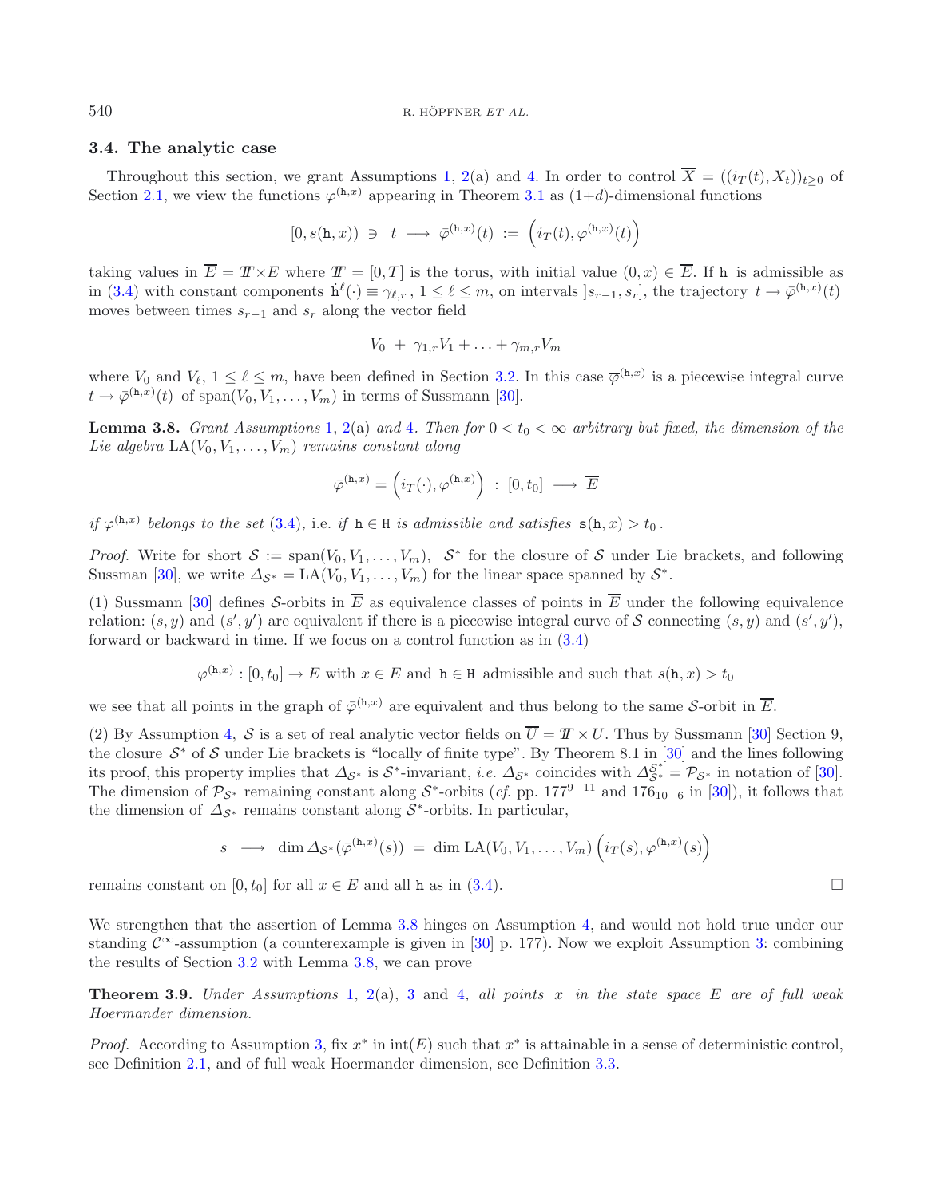### 3.4. The analytic case

Throughout this section, we grant Assumptions 1, 2(a) and 4. In order to control $\overline{X} = ((i_T(t), X_t))_{t\geq 0}$ of Section 2.1, we view the functions $\varphi^{(\mathtt{h},x)}$ appearing in Theorem 3.1 as $(1{+}d)$-dimensional functions

$$[0, s(\mathtt{h},x)) \ \ni \ t \ \longrightarrow \ \bar{\varphi}^{(\mathtt{h},x)}(t) \ := \ \left( i_T(t), \varphi^{(\mathtt{h},x)}(t) \right)$$

taking values in $\overline{E} = \mathbb{T}{\times}E$ where $\mathbb{T} = [0,T]$ is the torus, with initial value $(0,x) \in \overline{E}$. If $\mathtt{h}$ is admissible as in (3.4) with constant components $\dot{\mathtt{h}}^\ell(\cdot) \equiv \gamma_{\ell,r}$, $1 \leq \ell \leq m$, on intervals $]s_{r-1}, s_r]$, the trajectory $t \to \bar{\varphi}^{(\mathtt{h},x)}(t)$ moves between times $s_{r-1}$ and $s_r$ along the vector field

$$V_0 \ + \ \gamma_{1,r} V_1 + \ldots + \gamma_{m,r} V_m$$

where $V_0$ and $V_\ell$, $1 \leq \ell \leq m$, have been defined in Section 3.2. In this case $\overline{\varphi}^{(\mathtt{h},x)}$ is a piecewise integral curve $t \to \bar{\varphi}^{(\mathtt{h},x)}(t)$ of $\mathrm{span}(V_0, V_1, \ldots, V_m)$ in terms of Sussmann [30].

**Lemma 3.8.** *Grant Assumptions 1, 2*(a) *and 4. Then for $0 < t_0 < \infty$ arbitrary but fixed, the dimension of the Lie algebra* $\mathrm{LA}(V_0, V_1, \ldots, V_m)$ *remains constant along*

$$\bar{\varphi}^{(\mathtt{h},x)} = \left( i_T(\cdot), \varphi^{(\mathtt{h},x)} \right) \ : \ [0, t_0] \ \longrightarrow \ \overline{E}$$

*if $\varphi^{(\mathtt{h},x)}$ belongs to the set* (3.4), i.e. *if $\mathtt{h} \in \mathtt{H}$ is admissible and satisfies $\mathtt{s}(\mathtt{h},x) > t_0$.*

*Proof.* Write for short $\mathcal{S} := \mathrm{span}(V_0, V_1, \ldots, V_m)$, $\mathcal{S}^*$ for the closure of $\mathcal{S}$ under Lie brackets, and following Sussman [30], we write $\Delta_{\mathcal{S}^*} = \mathrm{LA}(V_0, V_1, \ldots, V_m)$ for the linear space spanned by $\mathcal{S}^*$.

(1) Sussmann [30] defines $\mathcal{S}$-orbits in $\overline{E}$ as equivalence classes of points in $\overline{E}$ under the following equivalence relation: $(s,y)$ and $(s',y')$ are equivalent if there is a piecewise integral curve of $\mathcal{S}$ connecting $(s,y)$ and $(s',y')$, forward or backward in time. If we focus on a control function as in (3.4)

$$\varphi^{(\mathtt{h},x)} : [0, t_0] \to E \text{ with } x \in E \text{ and } \mathtt{h} \in \mathtt{H} \text{ admissible and such that } s(\mathtt{h},x) > t_0$$

we see that all points in the graph of $\bar{\varphi}^{(\mathtt{h},x)}$ are equivalent and thus belong to the same $\mathcal{S}$-orbit in $\overline{E}$.

(2) By Assumption 4, $\mathcal{S}$ is a set of real analytic vector fields on $\overline{U} = \mathbb{T} \times U$. Thus by Sussmann [30] Section 9, the closure $\mathcal{S}^*$ of $\mathcal{S}$ under Lie brackets is "locally of finite type". By Theorem 8.1 in [30] and the lines following its proof, this property implies that $\Delta_{\mathcal{S}^*}$ is $\mathcal{S}^*$-invariant, *i.e.* $\Delta_{\mathcal{S}^*}$ coincides with $\Delta_{\mathcal{S}^*}^{\mathcal{S}^*} = \mathcal{P}_{\mathcal{S}^*}$ in notation of [30]. The dimension of $\mathcal{P}_{\mathcal{S}^*}$ remaining constant along $\mathcal{S}^*$-orbits (*cf.* pp. $177^{9-11}$ and $176_{10-6}$ in [30]), it follows that the dimension of $\Delta_{\mathcal{S}^*}$ remains constant along $\mathcal{S}^*$-orbits. In particular,

$$s \ \longrightarrow \ \dim \Delta_{\mathcal{S}^*}(\bar{\varphi}^{(\mathtt{h},x)}(s)) \ = \ \dim \mathrm{LA}(V_0, V_1, \ldots, V_m) \left( i_T(s), \varphi^{(\mathtt{h},x)}(s) \right)$$

remains constant on $[0, t_0]$ for all $x \in E$ and all $\mathtt{h}$ as in (3.4). $\square$

We strengthen that the assertion of Lemma 3.8 hinges on Assumption 4, and would not hold true under our standing $\mathcal{C}^\infty$-assumption (a counterexample is given in [30] p. 177). Now we exploit Assumption 3: combining the results of Section 3.2 with Lemma 3.8, we can prove

**Theorem 3.9.** *Under Assumptions 1, 2*(a), *3 and 4, all points $x$ in the state space $E$ are of full weak Hoermander dimension.*

*Proof.* According to Assumption 3, fix $x^*$ in $\mathrm{int}(E)$ such that $x^*$ is attainable in a sense of deterministic control, see Definition 2.1, and of full weak Hoermander dimension, see Definition 3.3.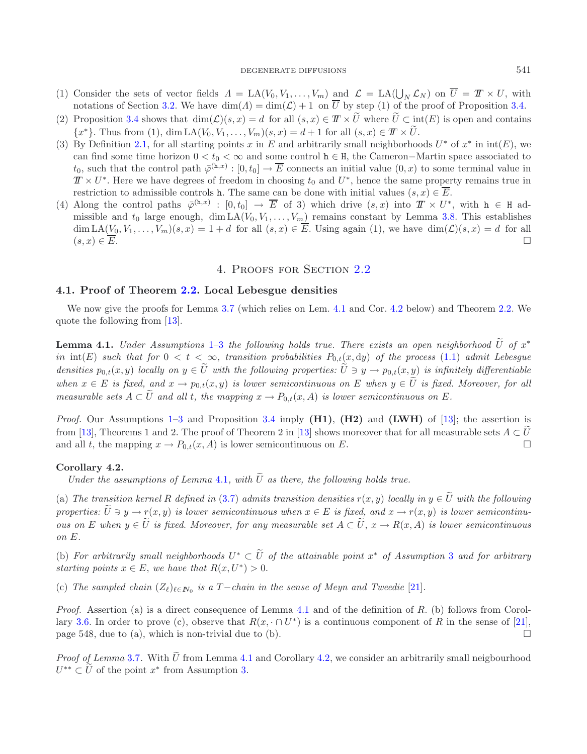(1) Consider the sets of vector fields $\Lambda = \mathrm{LA}(V_0, V_1, \ldots, V_m)$ and $\mathcal{L} = \mathrm{LA}(\bigcup_N \mathcal{L}_N)$ on $\overline{U} = \mathbb{T} \times U$, with notations of Section 3.2. We have $\dim(\Lambda) = \dim(\mathcal{L}) + 1$ on $\overline{U}$ by step (1) of the proof of Proposition 3.4.

(2) Proposition 3.4 shows that $\dim(\mathcal{L})(s,x) = d$ for all $(s,x) \in \mathbb{T} \times \widetilde{U}$ where $\widetilde{U} \subset \mathrm{int}(E)$ is open and contains $\{x^*\}$. Thus from (1), $\dim \mathrm{LA}(V_0, V_1, \ldots, V_m)(s,x) = d+1$ for all $(s,x) \in \mathbb{T} \times \widetilde{U}$.

(3) By Definition 2.1, for all starting points $x$ in $E$ and arbitrarily small neighborhoods $U^*$ of $x^*$ in $\mathrm{int}(E)$, we can find some time horizon $0 < t_0 < \infty$ and some control $\mathtt{h} \in \mathtt{H}$, the Cameron−Martin space associated to $t_0$, such that the control path $\bar{\varphi}^{(\mathtt{h},x)} : [0,t_0] \to \overline{E}$ connects an initial value $(0,x)$ to some terminal value in $\mathbb{T} \times U^*$. Here we have degrees of freedom in choosing $t_0$ and $U^*$, hence the same property remains true in restriction to admissible controls $\mathtt{h}$. The same can be done with initial values $(s,x) \in \overline{E}$.

(4) Along the control paths $\bar{\varphi}^{(\mathtt{h},x)} : [0,t_0] \to \overline{E}$ of 3) which drive $(s,x)$ into $\mathbb{T} \times U^*$, with $\mathtt{h} \in \mathtt{H}$ admissible and $t_0$ large enough, $\dim \mathrm{LA}(V_0, V_1, \ldots, V_m)$ remains constant by Lemma 3.8. This establishes $\dim \mathrm{LA}(V_0, V_1, \ldots, V_m)(s,x) = 1+d$ for all $(s,x) \in \overline{E}$. Using again (1), we have $\dim(\mathcal{L})(s,x) = d$ for all $(s,x) \in \overline{E}$. □

# 4. Proofs for Section 2.2

## 4.1. Proof of Theorem 2.2. Local Lebesgue densities

We now give the proofs for Lemma 3.7 (which relies on Lem. 4.1 and Cor. 4.2 below) and Theorem 2.2. We quote the following from [13].

**Lemma 4.1.** *Under Assumptions 1–3 the following holds true. There exists an open neighborhood $\widetilde{U}$ of $x^*$ in $\mathrm{int}(E)$ such that for $0 < t < \infty$, transition probabilities $P_{0,t}(x, \mathrm{d}y)$ of the process (1.1) admit Lebesgue densities $p_{0,t}(x,y)$ locally on $y \in \widetilde{U}$ with the following properties: $\widetilde{U} \ni y \to p_{0,t}(x,y)$ is infinitely differentiable when $x \in E$ is fixed, and $x \to p_{0,t}(x,y)$ is lower semicontinuous on $E$ when $y \in \widetilde{U}$ is fixed. Moreover, for all measurable sets $A \subset \widetilde{U}$ and all $t$, the mapping $x \to P_{0,t}(x,A)$ is lower semicontinuous on $E$.*

*Proof.* Our Assumptions 1–3 and Proposition 3.4 imply **(H1)**, **(H2)** and **(LWH)** of [13]; the assertion is from [13], Theorems 1 and 2. The proof of Theorem 2 in [13] shows moreover that for all measurable sets $A \subset \widetilde{U}$ and all $t$, the mapping $x \to P_{0,t}(x,A)$ is lower semicontinuous on $E$. □

**Corollary 4.2.**
*Under the assumptions of Lemma 4.1, with $\widetilde{U}$ as there, the following holds true.*

(a) *The transition kernel $R$ defined in (3.7) admits transition densities $r(x,y)$ locally in $y \in \widetilde{U}$ with the following properties: $\widetilde{U} \ni y \to r(x,y)$ is lower semicontinuous when $x \in E$ is fixed, and $x \to r(x,y)$ is lower semicontinuous on $E$ when $y \in \widetilde{U}$ is fixed. Moreover, for any measurable set $A \subset \widetilde{U}$, $x \to R(x,A)$ is lower semicontinuous on $E$.*

(b) *For arbitrarily small neighborhoods $U^* \subset \widetilde{U}$ of the attainable point $x^*$ of Assumption 3 and for arbitrary starting points $x \in E$, we have that $R(x,U^*) > 0$.*

(c) *The sampled chain $(Z_\ell)_{\ell \in \mathbb{N}_0}$ is a $T-$chain in the sense of Meyn and Tweedie [21].*

*Proof.* Assertion (a) is a direct consequence of Lemma 4.1 and of the definition of $R$. (b) follows from Corollary 3.6. In order to prove (c), observe that $R(x, \cdot \cap U^*)$ is a continuous component of $R$ in the sense of [21], page 548, due to (a), which is non-trivial due to (b). □

*Proof of Lemma 3.7.* With $\widetilde{U}$ from Lemma 4.1 and Corollary 4.2, we consider an arbitrarily small neigbourhood $U^{**} \subset \widetilde{U}$ of the point $x^*$ from Assumption 3.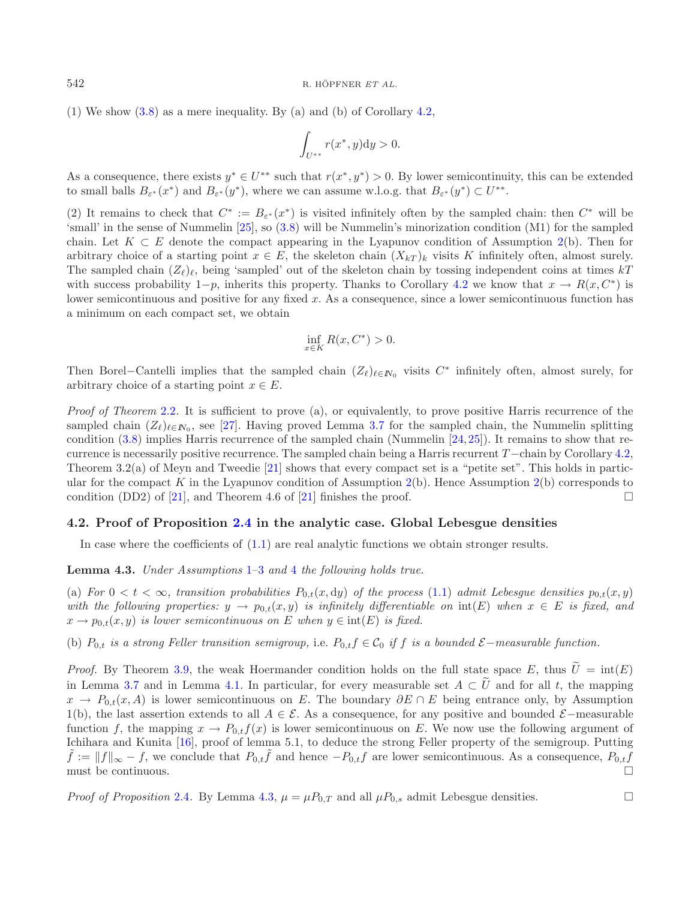(1) We show (3.8) as a mere inequality. By (a) and (b) of Corollary 4.2,

$$\int_{U^{**}} r(x^*, y)\mathrm{d}y > 0.$$

As a consequence, there exists $y^* \in U^{**}$ such that $r(x^*, y^*) > 0$. By lower semicontinuity, this can be extended to small balls $B_{\varepsilon^*}(x^*)$ and $B_{\varepsilon^*}(y^*)$, where we can assume w.l.o.g. that $B_{\varepsilon^*}(y^*) \subset U^{**}$.

(2) It remains to check that $C^* := B_{\varepsilon^*}(x^*)$ is visited infinitely often by the sampled chain: then $C^*$ will be 'small' in the sense of Nummelin [25], so (3.8) will be Nummelin's minorization condition (M1) for the sampled chain. Let $K \subset E$ denote the compact appearing in the Lyapunov condition of Assumption 2(b). Then for arbitrary choice of a starting point $x \in E$, the skeleton chain $(X_{kT})_k$ visits $K$ infinitely often, almost surely. The sampled chain $(Z_\ell)_\ell$, being 'sampled' out of the skeleton chain by tossing independent coins at times $kT$ with success probability $1-p$, inherits this property. Thanks to Corollary 4.2 we know that $x \to R(x, C^*)$ is lower semicontinuous and positive for any fixed $x$. As a consequence, since a lower semicontinuous function has a minimum on each compact set, we obtain

$$\inf_{x \in K} R(x, C^*) > 0.$$

Then Borel−Cantelli implies that the sampled chain $(Z_\ell)_{\ell \in \mathbb{N}_0}$ visits $C^*$ infinitely often, almost surely, for arbitrary choice of a starting point $x \in E$.

*Proof of Theorem 2.2.* It is sufficient to prove (a), or equivalently, to prove positive Harris recurrence of the sampled chain $(Z_\ell)_{\ell \in \mathbb{N}_0}$, see [27]. Having proved Lemma 3.7 for the sampled chain, the Nummelin splitting condition (3.8) implies Harris recurrence of the sampled chain (Nummelin [24,25]). It remains to show that recurrence is necessarily positive recurrence. The sampled chain being a Harris recurrent $T-$chain by Corollary 4.2, Theorem 3.2(a) of Meyn and Tweedie [21] shows that every compact set is a "petite set". This holds in particular for the compact $K$ in the Lyapunov condition of Assumption 2(b). Hence Assumption 2(b) corresponds to condition (DD2) of [21], and Theorem 4.6 of [21] finishes the proof. □

## 4.2. Proof of Proposition 2.4 in the analytic case. Global Lebesgue densities

In case where the coefficients of (1.1) are real analytic functions we obtain stronger results.

**Lemma 4.3.** *Under Assumptions 1–3 and 4 the following holds true.*

(a) *For $0 < t < \infty$, transition probabilities $P_{0,t}(x, \mathrm{d}y)$ of the process (1.1) admit Lebesgue densities $p_{0,t}(x,y)$ with the following properties: $y \to p_{0,t}(x,y)$ is infinitely differentiable on $\mathrm{int}(E)$ when $x \in E$ is fixed, and $x \to p_{0,t}(x,y)$ is lower semicontinuous on $E$ when $y \in \mathrm{int}(E)$ is fixed.*

(b) *$P_{0,t}$ is a strong Feller transition semigroup, i.e. $P_{0,t}f \in \mathcal{C}_0$ if $f$ is a bounded $\mathcal{E}-$measurable function.*

*Proof.* By Theorem 3.9, the weak Hoermander condition holds on the full state space $E$, thus $\widetilde{U} = \mathrm{int}(E)$ in Lemma 3.7 and in Lemma 4.1. In particular, for every measurable set $A \subset \widetilde{U}$ and for all $t$, the mapping $x \to P_{0,t}(x, A)$ is lower semicontinuous on $E$. The boundary $\partial E \cap E$ being entrance only, by Assumption 1(b), the last assertion extends to all $A \in \mathcal{E}$. As a consequence, for any positive and bounded $\mathcal{E}-$measurable function $f$, the mapping $x \to P_{0,t}f(x)$ is lower semicontinuous on $E$. We now use the following argument of Ichihara and Kunita [16], proof of lemma 5.1, to deduce the strong Feller property of the semigroup. Putting $\tilde{f} := \|f\|_\infty - f$, we conclude that $P_{0,t}\tilde{f}$ and hence $-P_{0,t}f$ are lower semicontinuous. As a consequence, $P_{0,t}f$ must be continuous. □

*Proof of Proposition 2.4.* By Lemma 4.3, $\mu = \mu P_{0,T}$ and all $\mu P_{0,s}$ admit Lebesgue densities. □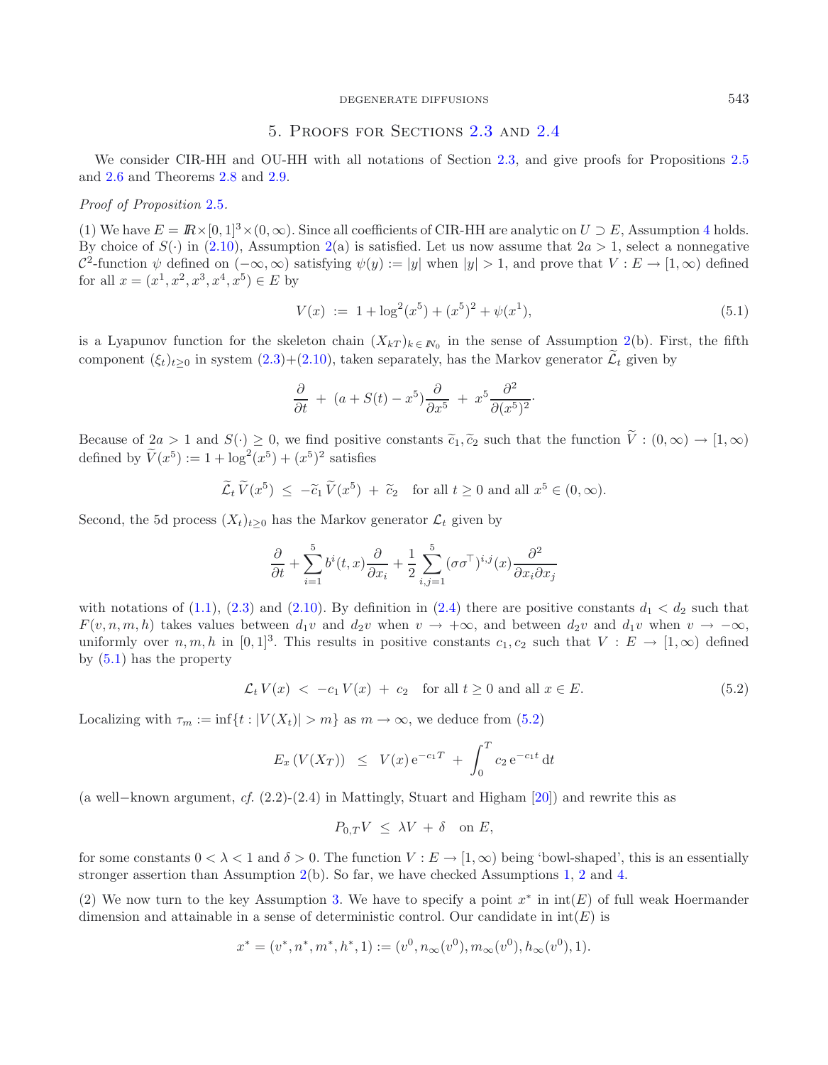## 5. Proofs for Sections 2.3 and 2.4

We consider CIR-HH and OU-HH with all notations of Section 2.3, and give proofs for Propositions 2.5 and 2.6 and Theorems 2.8 and 2.9.

*Proof of Proposition* 2.5.

(1) We have $E = \mathbb{R}\times[0,1]^3\times(0,\infty)$. Since all coefficients of CIR-HH are analytic on $U \supset E$, Assumption 4 holds. By choice of $S(\cdot)$ in (2.10), Assumption 2(a) is satisfied. Let us now assume that $2a > 1$, select a nonnegative $\mathcal{C}^2$-function $\psi$ defined on $(-\infty,\infty)$ satisfying $\psi(y) := |y|$ when $|y| > 1$, and prove that $V : E \to [1,\infty)$ defined for all $x = (x^1, x^2, x^3, x^4, x^5) \in E$ by

$$V(x) \ := \ 1 + \log^2(x^5) + (x^5)^2 + \psi(x^1), \tag{5.1}$$

is a Lyapunov function for the skeleton chain $(X_{kT})_{k\in\mathbb{N}_0}$ in the sense of Assumption 2(b). First, the fifth component $(\xi_t)_{t\geq 0}$ in system (2.3)+(2.10), taken separately, has the Markov generator $\widetilde{\mathcal{L}}_t$ given by

$$\frac{\partial}{\partial t} \ + \ (a + S(t) - x^5)\frac{\partial}{\partial x^5} \ + \ x^5\frac{\partial^2}{\partial (x^5)^2}\cdot$$

Because of $2a > 1$ and $S(\cdot) \geq 0$, we find positive constants $\widetilde{c}_1, \widetilde{c}_2$ such that the function $\widetilde{V} : (0,\infty) \to [1,\infty)$ defined by $\widetilde{V}(x^5) := 1 + \log^2(x^5) + (x^5)^2$ satisfies

$$\widetilde{\mathcal{L}}_t\, \widetilde{V}(x^5) \ \leq \ -\widetilde{c}_1\, \widetilde{V}(x^5) \ + \ \widetilde{c}_2 \quad \text{for all } t \geq 0 \text{ and all } x^5 \in (0,\infty).$$

Second, the 5d process $(X_t)_{t\geq 0}$ has the Markov generator $\mathcal{L}_t$ given by

$$\frac{\partial}{\partial t} + \sum_{i=1}^{5} b^i(t,x)\frac{\partial}{\partial x_i} + \frac{1}{2}\sum_{i,j=1}^{5} (\sigma\sigma^\top)^{i,j}(x)\frac{\partial^2}{\partial x_i \partial x_j}$$

with notations of (1.1), (2.3) and (2.10). By definition in (2.4) there are positive constants $d_1 < d_2$ such that $F(v,n,m,h)$ takes values between $d_1 v$ and $d_2 v$ when $v \to +\infty$, and between $d_2 v$ and $d_1 v$ when $v \to -\infty$, uniformly over $n,m,h$ in $[0,1]^3$. This results in positive constants $c_1, c_2$ such that $V : E \to [1,\infty)$ defined by (5.1) has the property

$$\mathcal{L}_t\, V(x) \ < \ -c_1\, V(x) \ + \ c_2 \quad \text{for all } t \geq 0 \text{ and all } x \in E. \tag{5.2}$$

Localizing with $\tau_m := \inf\{t : |V(X_t)| > m\}$ as $m \to \infty$, we deduce from (5.2)

$$E_x\left(V(X_T)\right) \ \leq \ V(x)\,\mathrm{e}^{-c_1 T} \ + \ \int_0^T c_2\, \mathrm{e}^{-c_1 t}\, \mathrm{d}t$$

(a well−known argument, *cf.* (2.2)-(2.4) in Mattingly, Stuart and Higham [20]) and rewrite this as

$$P_{0,T}V \ \leq \ \lambda V \ + \ \delta \quad \text{on } E,$$

for some constants $0 < \lambda < 1$ and $\delta > 0$. The function $V : E \to [1,\infty)$ being 'bowl-shaped', this is an essentially stronger assertion than Assumption 2(b). So far, we have checked Assumptions 1, 2 and 4.

(2) We now turn to the key Assumption 3. We have to specify a point $x^*$ in $\mathrm{int}(E)$ of full weak Hoermander dimension and attainable in a sense of deterministic control. Our candidate in $\mathrm{int}(E)$ is

$$x^* = (v^*, n^*, m^*, h^*, 1) := (v^0, n_\infty(v^0), m_\infty(v^0), h_\infty(v^0), 1).$$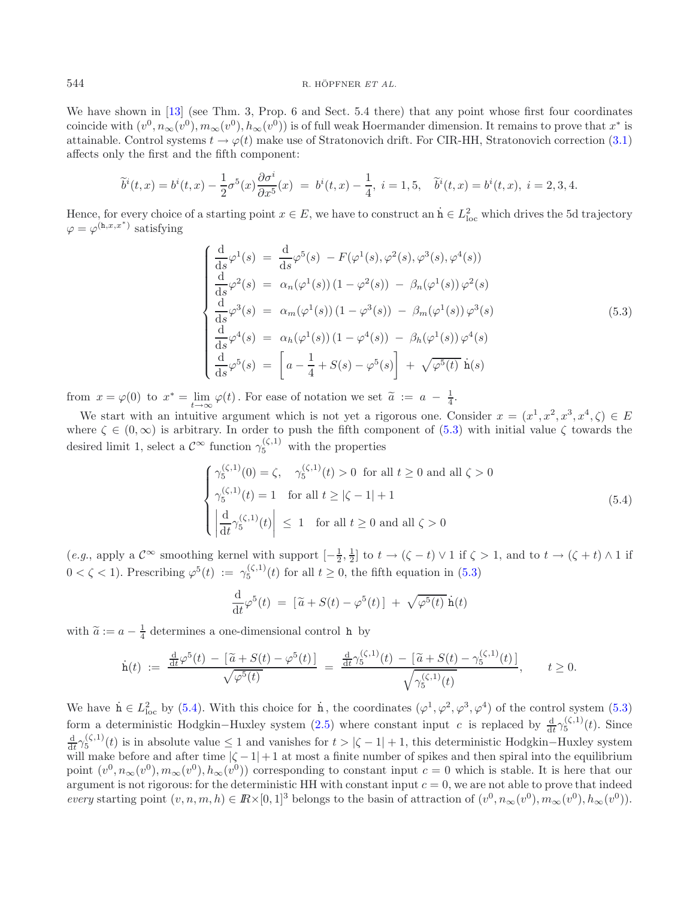We have shown in [13] (see Thm. 3, Prop. 6 and Sect. 5.4 there) that any point whose first four coordinates coincide with $(v^0, n_\infty(v^0), m_\infty(v^0), h_\infty(v^0))$ is of full weak Hoermander dimension. It remains to prove that $x^*$ is attainable. Control systems $t \to \varphi(t)$ make use of Stratonovich drift. For CIR-HH, Stratonovich correction (3.1) affects only the first and the fifth component:

$$\widetilde{b}^i(t,x) = b^i(t,x) - \frac{1}{2}\sigma^5(x)\frac{\partial \sigma^i}{\partial x^5}(x) \;=\; b^i(t,x) - \frac{1}{4},\; i=1,5, \quad \widetilde{b}^i(t,x) = b^i(t,x),\; i=2,3,4.$$

Hence, for every choice of a starting point $x \in E$, we have to construct an $\dot{\mathtt{h}} \in L^2_{\rm loc}$ which drives the 5d trajectory $\varphi = \varphi^{(\mathtt{h},x,x^*)}$ satisfying

$$\begin{cases} \dfrac{\mathrm{d}}{\mathrm{d}s}\varphi^1(s) \;=\; \dfrac{\mathrm{d}}{\mathrm{d}s}\varphi^5(s) \; - F(\varphi^1(s), \varphi^2(s), \varphi^3(s), \varphi^4(s)) \\ \dfrac{\mathrm{d}}{\mathrm{d}s}\varphi^2(s) \;=\; \alpha_n(\varphi^1(s))\,(1-\varphi^2(s)) \;-\; \beta_n(\varphi^1(s))\,\varphi^2(s) \\ \dfrac{\mathrm{d}}{\mathrm{d}s}\varphi^3(s) \;=\; \alpha_m(\varphi^1(s))\,(1-\varphi^3(s)) \;-\; \beta_m(\varphi^1(s))\,\varphi^3(s) \\ \dfrac{\mathrm{d}}{\mathrm{d}s}\varphi^4(s) \;=\; \alpha_h(\varphi^1(s))\,(1-\varphi^4(s)) \;-\; \beta_h(\varphi^1(s))\,\varphi^4(s) \\ \dfrac{\mathrm{d}}{\mathrm{d}s}\varphi^5(s) \;=\; \left[ a - \dfrac{1}{4} + S(s) - \varphi^5(s) \right] \;+\; \sqrt{\varphi^5(t)}\;\dot{\mathtt{h}}(s) \end{cases} \tag{5.3}$$

from $x = \varphi(0)$ to $x^* = \lim\limits_{t\to\infty} \varphi(t)$. For ease of notation we set $\widetilde{a} \;:=\; a \;-\; \frac{1}{4}$.

We start with an intuitive argument which is not yet a rigorous one. Consider $x = (x^1, x^2, x^3, x^4, \zeta) \in E$ where $\zeta \in (0,\infty)$ is arbitrary. In order to push the fifth component of (5.3) with initial value $\zeta$ towards the desired limit 1, select a $\mathcal{C}^\infty$ function $\gamma_5^{(\zeta,1)}$ with the properties

$$\begin{cases} \gamma_5^{(\zeta,1)}(0) = \zeta, \quad \gamma_5^{(\zeta,1)}(t) > 0 \;\text{ for all } t \geq 0 \text{ and all } \zeta > 0 \\ \gamma_5^{(\zeta,1)}(t) = 1 \quad \text{for all } t \geq |\zeta - 1| + 1 \\ \left| \dfrac{\mathrm{d}}{\mathrm{d}t}\gamma_5^{(\zeta,1)}(t) \right| \;\leq\; 1 \quad \text{for all } t \geq 0 \text{ and all } \zeta > 0 \end{cases} \tag{5.4}$$

(*e.g.*, apply a $\mathcal{C}^\infty$ smoothing kernel with support $[-\frac{1}{2}, \frac{1}{2}]$ to $t \to (\zeta - t) \vee 1$ if $\zeta > 1$, and to $t \to (\zeta + t) \wedge 1$ if $0 < \zeta < 1$). Prescribing $\varphi^5(t) \;:=\; \gamma_5^{(\zeta,1)}(t)$ for all $t \geq 0$, the fifth equation in (5.3)

$$\frac{\mathrm{d}}{\mathrm{d}t}\varphi^5(t) \;=\; \left[\, \widetilde{a} + S(t) - \varphi^5(t) \,\right] \;+\; \sqrt{\varphi^5(t)}\;\dot{\mathtt{h}}(t)$$

with $\widetilde{a} := a - \frac{1}{4}$ determines a one-dimensional control $\mathtt{h}$ by

$$\dot{\mathtt{h}}(t) \;:=\; \frac{\frac{\mathrm{d}}{\mathrm{d}t}\varphi^5(t) \;-\; \left[\, \widetilde{a} + S(t) - \varphi^5(t) \,\right]}{\sqrt{\varphi^5(t)}} \;=\; \frac{\frac{\mathrm{d}}{\mathrm{d}t}\gamma_5^{(\zeta,1)}(t) \;-\; \left[\, \widetilde{a} + S(t) - \gamma_5^{(\zeta,1)}(t) \,\right]}{\sqrt{\gamma_5^{(\zeta,1)}(t)}}, \qquad t \geq 0.$$

We have $\dot{\mathtt{h}} \in L^2_{\rm loc}$ by (5.4). With this choice for $\dot{\mathtt{h}}$, the coordinates $(\varphi^1, \varphi^2, \varphi^3, \varphi^4)$ of the control system (5.3) form a deterministic Hodgkin−Huxley system (2.5) where constant input $c$ is replaced by $\frac{\mathrm{d}}{\mathrm{d}t}\gamma_5^{(\zeta,1)}(t)$. Since $\frac{\mathrm{d}}{\mathrm{d}t}\gamma_5^{(\zeta,1)}(t)$ is in absolute value $\leq 1$ and vanishes for $t > |\zeta - 1| + 1$, this deterministic Hodgkin−Huxley system will make before and after time $|\zeta - 1| + 1$ at most a finite number of spikes and then spiral into the equilibrium point $(v^0, n_\infty(v^0), m_\infty(v^0), h_\infty(v^0))$ corresponding to constant input $c = 0$ which is stable. It is here that our argument is not rigorous: for the deterministic HH with constant input $c = 0$, we are not able to prove that indeed *every* starting point $(v, n, m, h) \in \mathbb{R} \times [0,1]^3$ belongs to the basin of attraction of $(v^0, n_\infty(v^0), m_\infty(v^0), h_\infty(v^0))$.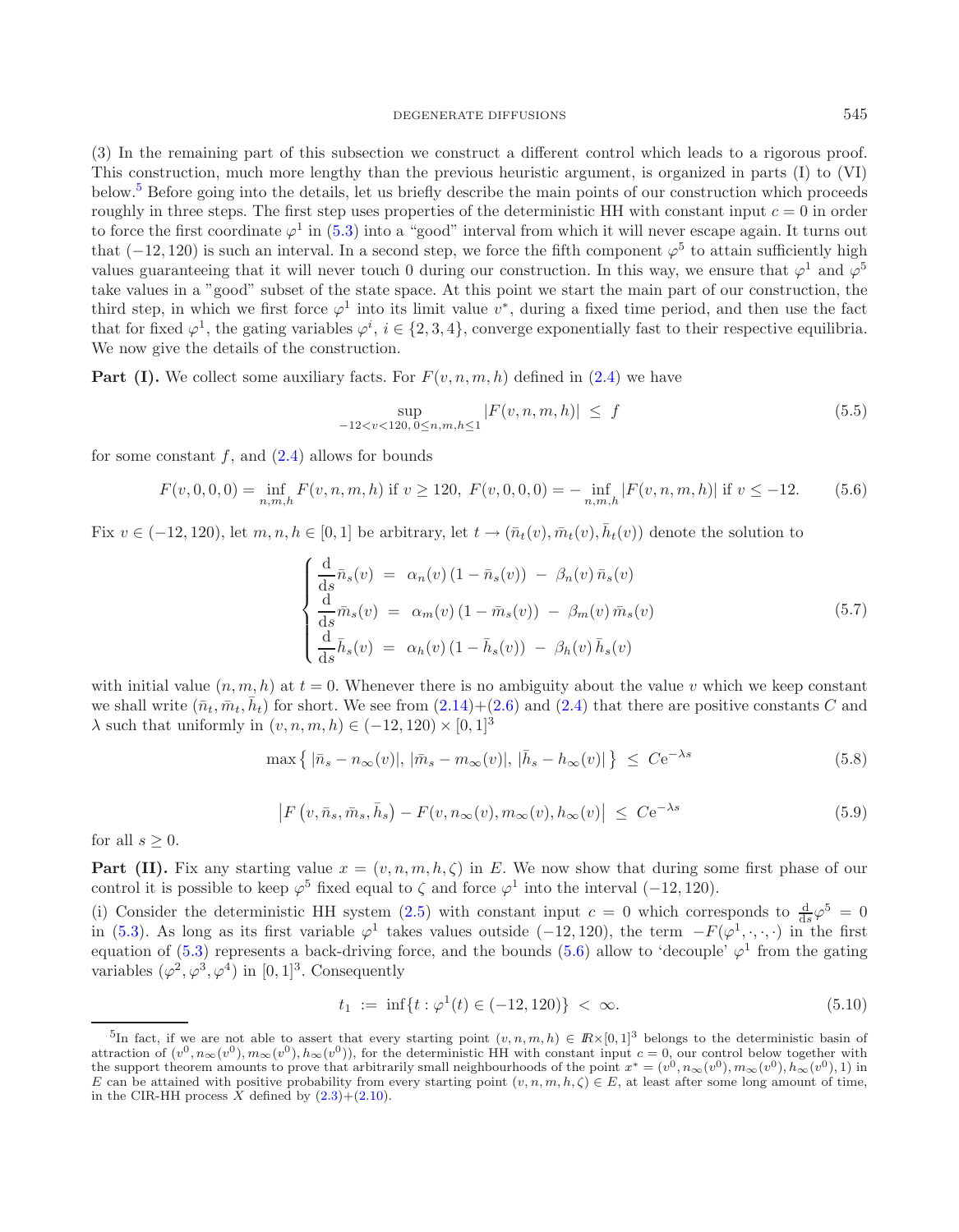(3) In the remaining part of this subsection we construct a different control which leads to a rigorous proof. This construction, much more lengthy than the previous heuristic argument, is organized in parts (I) to (VI) below.[5] Before going into the details, let us briefly describe the main points of our construction which proceeds roughly in three steps. The first step uses properties of the deterministic HH with constant input $c = 0$ in order to force the first coordinate $\varphi^1$ in (5.3) into a "good" interval from which it will never escape again. It turns out that $(-12, 120)$ is such an interval. In a second step, we force the fifth component $\varphi^5$ to attain sufficiently high values guaranteeing that it will never touch 0 during our construction. In this way, we ensure that $\varphi^1$ and $\varphi^5$ take values in a "good" subset of the state space. At this point we start the main part of our construction, the third step, in which we first force $\varphi^1$ into its limit value $v^*$, during a fixed time period, and then use the fact that for fixed $\varphi^1$, the gating variables $\varphi^i$, $i \in \{2, 3, 4\}$, converge exponentially fast to their respective equilibria. We now give the details of the construction.

**Part (I).** We collect some auxiliary facts. For $F(v, n, m, h)$ defined in (2.4) we have

$$\sup_{-12<v<120,\, 0\leq n,m,h\leq 1} |F(v, n, m, h)| \;\leq\; f \tag{5.5}$$

for some constant $f$, and (2.4) allows for bounds

$$F(v, 0, 0, 0) = \inf_{n,m,h} F(v, n, m, h) \text{ if } v \geq 120,\; F(v, 0, 0, 0) = -\inf_{n,m,h} |F(v, n, m, h)| \text{ if } v \leq -12. \tag{5.6}$$

Fix $v \in (-12, 120)$, let $m, n, h \in [0, 1]$ be arbitrary, let $t \to (\bar{n}_t(v), \bar{m}_t(v), \bar{h}_t(v))$ denote the solution to

$$\begin{cases} \dfrac{\mathrm{d}}{\mathrm{d}s}\bar{n}_s(v) \;=\; \alpha_n(v)\,(1 - \bar{n}_s(v)) \;-\; \beta_n(v)\,\bar{n}_s(v) \\ \dfrac{\mathrm{d}}{\mathrm{d}s}\bar{m}_s(v) \;=\; \alpha_m(v)\,(1 - \bar{m}_s(v)) \;-\; \beta_m(v)\,\bar{m}_s(v) \\ \dfrac{\mathrm{d}}{\mathrm{d}s}\bar{h}_s(v) \;=\; \alpha_h(v)\,(1 - \bar{h}_s(v)) \;-\; \beta_h(v)\,\bar{h}_s(v) \end{cases} \tag{5.7}$$

with initial value $(n, m, h)$ at $t = 0$. Whenever there is no ambiguity about the value $v$ which we keep constant we shall write $(\bar{n}_t, \bar{m}_t, \bar{h}_t)$ for short. We see from (2.14)+(2.6) and (2.4) that there are positive constants $C$ and $\lambda$ such that uniformly in $(v, n, m, h) \in (-12, 120) \times [0, 1]^3$

$$\max\left\{\, |\bar{n}_s - n_\infty(v)|,\, |\bar{m}_s - m_\infty(v)|,\, |\bar{h}_s - h_\infty(v)| \,\right\} \;\leq\; C\mathrm{e}^{-\lambda s} \tag{5.8}$$

$$\left|F\left(v, \bar{n}_s, \bar{m}_s, \bar{h}_s\right) - F(v, n_\infty(v), m_\infty(v), h_\infty(v))\right| \;\leq\; C\mathrm{e}^{-\lambda s} \tag{5.9}$$

for all $s \geq 0$.

**Part (II).** Fix any starting value $x = (v, n, m, h, \zeta)$ in $E$. We now show that during some first phase of our control it is possible to keep $\varphi^5$ fixed equal to $\zeta$ and force $\varphi^1$ into the interval $(-12, 120)$.

(i) Consider the deterministic HH system (2.5) with constant input $c = 0$ which corresponds to $\frac{\mathrm{d}}{\mathrm{d}s}\varphi^5 = 0$ in (5.3). As long as its first variable $\varphi^1$ takes values outside $(-12, 120)$, the term $-F(\varphi^1, \cdot, \cdot, \cdot)$ in the first equation of (5.3) represents a back-driving force, and the bounds (5.6) allow to 'decouple' $\varphi^1$ from the gating variables $(\varphi^2, \varphi^3, \varphi^4)$ in $[0, 1]^3$. Consequently

$$t_1 \;:=\; \inf\{t : \varphi^1(t) \in (-12, 120)\} \;<\; \infty. \tag{5.10}$$

[5] In fact, if we are not able to assert that every starting point $(v, n, m, h) \in \mathbb{R}\times[0, 1]^3$ belongs to the deterministic basin of attraction of $(v^0, n_\infty(v^0), m_\infty(v^0), h_\infty(v^0))$, for the deterministic HH with constant input $c = 0$, our control below together with the support theorem amounts to prove that arbitrarily small neighbourhoods of the point $x^* = (v^0, n_\infty(v^0), m_\infty(v^0), h_\infty(v^0), 1)$ in $E$ can be attained with positive probability from every starting point $(v, n, m, h, \zeta) \in E$, at least after some long amount of time, in the CIR-HH process $X$ defined by (2.3)+(2.10).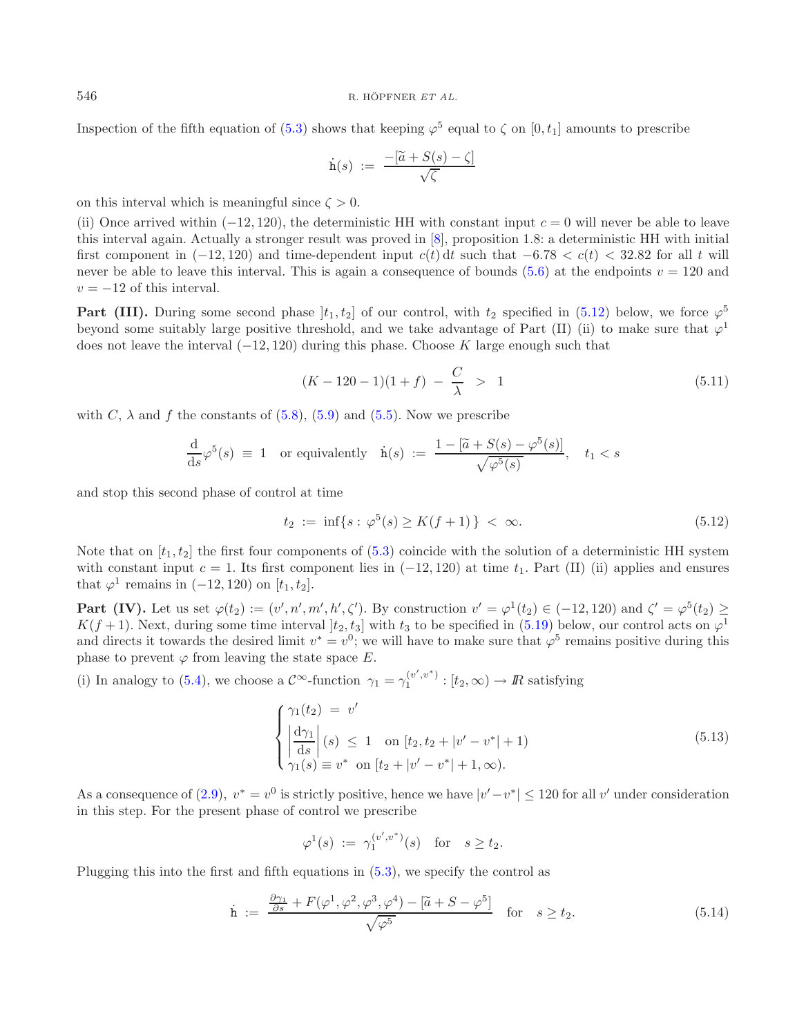Inspection of the fifth equation of (5.3) shows that keeping $\varphi^5$ equal to $\zeta$ on $[0, t_1]$ amounts to prescribe

$$\dot{\mathtt{h}}(s) \;:=\; \frac{-[\widetilde{a} + S(s) - \zeta]}{\sqrt{\zeta}}$$

on this interval which is meaningful since $\zeta > 0$.

(ii) Once arrived within $(-12, 120)$, the deterministic HH with constant input $c = 0$ will never be able to leave this interval again. Actually a stronger result was proved in [8], proposition 1.8: a deterministic HH with initial first component in $(-12, 120)$ and time-dependent input $c(t)\,\mathrm{d}t$ such that $-6.78 < c(t) < 32.82$ for all $t$ will never be able to leave this interval. This is again a consequence of bounds (5.6) at the endpoints $v = 120$ and $v = -12$ of this interval.

**Part (III).** During some second phase $]t_1, t_2]$ of our control, with $t_2$ specified in (5.12) below, we force $\varphi^5$ beyond some suitably large positive threshold, and we take advantage of Part (II) (ii) to make sure that $\varphi^1$ does not leave the interval $(-12, 120)$ during this phase. Choose $K$ large enough such that

$$(K - 120 - 1)(1+f) \;-\; \frac{C}{\lambda} \;>\; 1 \tag{5.11}$$

with $C$, $\lambda$ and $f$ the constants of (5.8), (5.9) and (5.5). Now we prescribe

$$\frac{\mathrm{d}}{\mathrm{d}s}\varphi^5(s) \;\equiv\; 1 \quad \text{or equivalently} \quad \dot{\mathtt{h}}(s) \;:=\; \frac{1 - [\widetilde{a} + S(s) - \varphi^5(s)]}{\sqrt{\varphi^5(s)}}, \quad t_1 < s$$

and stop this second phase of control at time

$$t_2 \;:=\; \inf\{s : \varphi^5(s) \geq K(f+1)\} \;<\; \infty. \tag{5.12}$$

Note that on $[t_1, t_2]$ the first four components of (5.3) coincide with the solution of a deterministic HH system with constant input $c = 1$. Its first component lies in $(-12, 120)$ at time $t_1$. Part (II) (ii) applies and ensures that $\varphi^1$ remains in $(-12, 120)$ on $[t_1, t_2]$.

**Part (IV).** Let us set $\varphi(t_2) := (v', n', m', h', \zeta')$. By construction $v' = \varphi^1(t_2) \in (-12, 120)$ and $\zeta' = \varphi^5(t_2) \geq K(f+1)$. Next, during some time interval $]t_2, t_3]$ with $t_3$ to be specified in (5.19) below, our control acts on $\varphi^1$ and directs it towards the desired limit $v^* = v^0$; we will have to make sure that $\varphi^5$ remains positive during this phase to prevent $\varphi$ from leaving the state space $E$.

(i) In analogy to (5.4), we choose a $\mathcal{C}^\infty$-function $\gamma_1 = \gamma_1^{(v', v^*)} : [t_2, \infty) \to I\!R$ satisfying

$$\begin{cases} \gamma_1(t_2) \;=\; v' \\[4pt] \left|\dfrac{\mathrm{d}\gamma_1}{\mathrm{d}s}\right|(s) \;\leq\; 1 \quad \text{on } [t_2, t_2 + |v' - v^*| + 1) \\[4pt] \gamma_1(s) \equiv v^* \;\; \text{on } [t_2 + |v' - v^*| + 1, \infty). \end{cases} \tag{5.13}$$

As a consequence of (2.9), $v^* = v^0$ is strictly positive, hence we have $|v' - v^*| \leq 120$ for all $v'$ under consideration in this step. For the present phase of control we prescribe

$$\varphi^1(s) \;:=\; \gamma_1^{(v', v^*)}(s) \quad \text{for} \quad s \geq t_2.$$

Plugging this into the first and fifth equations in (5.3), we specify the control as

$$\dot{\mathtt{h}} \;:=\; \frac{\frac{\partial \gamma_1}{\partial s} + F(\varphi^1, \varphi^2, \varphi^3, \varphi^4) - [\widetilde{a} + S - \varphi^5]}{\sqrt{\varphi^5}} \quad \text{for} \quad s \geq t_2. \tag{5.14}$$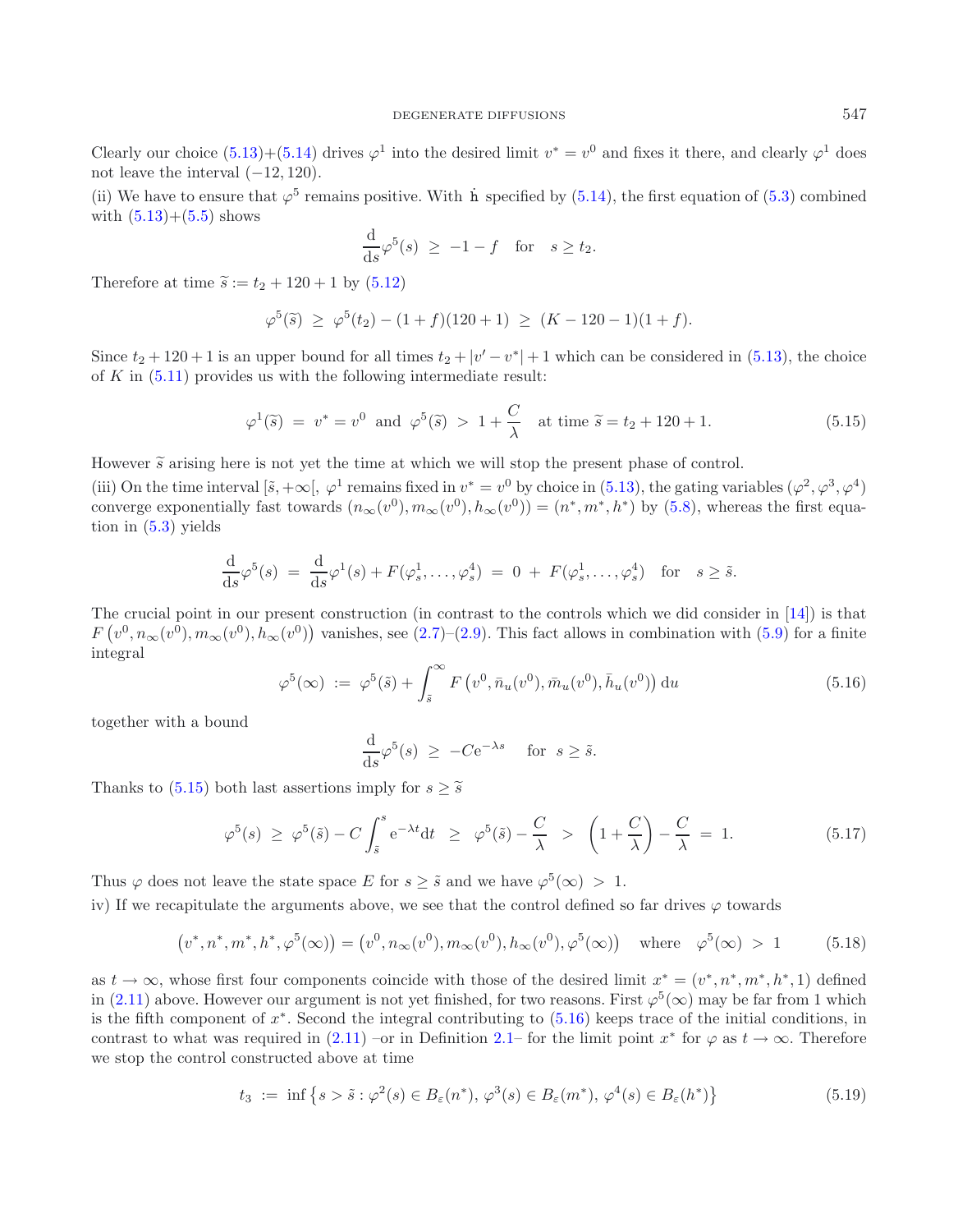Clearly our choice (5.13)+(5.14) drives $\varphi^1$ into the desired limit $v^* = v^0$ and fixes it there, and clearly $\varphi^1$ does not leave the interval $(-12, 120)$.

(ii) We have to ensure that $\varphi^5$ remains positive. With $\dot{\mathrm{h}}$ specified by (5.14), the first equation of (5.3) combined with (5.13)+(5.5) shows

$$\frac{\mathrm{d}}{\mathrm{d}s}\varphi^5(s) \;\geq\; -1 - f \quad \text{for} \quad s \geq t_2.$$

Therefore at time $\widetilde{s} := t_2 + 120 + 1$ by (5.12)

$$\varphi^5(\widetilde{s}) \;\geq\; \varphi^5(t_2) - (1+f)(120+1) \;\geq\; (K - 120 - 1)(1+f).$$

Since $t_2 + 120 + 1$ is an upper bound for all times $t_2 + |v' - v^*| + 1$ which can be considered in (5.13), the choice of $K$ in (5.11) provides us with the following intermediate result:

$$\varphi^1(\widetilde{s}) \;=\; v^* = v^0 \;\text{ and }\; \varphi^5(\widetilde{s}) \;>\; 1 + \frac{C}{\lambda} \quad \text{at time } \widetilde{s} = t_2 + 120 + 1. \tag{5.15}$$

However $\widetilde{s}$ arising here is not yet the time at which we will stop the present phase of control.

(iii) On the time interval $[\tilde{s}, +\infty[$, $\varphi^1$ remains fixed in $v^* = v^0$ by choice in (5.13), the gating variables $(\varphi^2, \varphi^3, \varphi^4)$ converge exponentially fast towards $(n_\infty(v^0), m_\infty(v^0), h_\infty(v^0)) = (n^*, m^*, h^*)$ by (5.8), whereas the first equation in (5.3) yields

$$\frac{\mathrm{d}}{\mathrm{d}s}\varphi^5(s) \;=\; \frac{\mathrm{d}}{\mathrm{d}s}\varphi^1(s) + F(\varphi^1_s, \ldots, \varphi^4_s) \;=\; 0 \;+\; F(\varphi^1_s, \ldots, \varphi^4_s) \quad \text{for} \quad s \geq \tilde{s}.$$

The crucial point in our present construction (in contrast to the controls which we did consider in [14]) is that $F\left(v^0, n_\infty(v^0), m_\infty(v^0), h_\infty(v^0)\right)$ vanishes, see (2.7)–(2.9). This fact allows in combination with (5.9) for a finite integral

$$\varphi^5(\infty) \;:=\; \varphi^5(\tilde{s}) + \int_{\tilde{s}}^{\infty} F\left(v^0, \bar{n}_u(v^0), \bar{m}_u(v^0), \bar{h}_u(v^0)\right) \mathrm{d}u \tag{5.16}$$

together with a bound

$$\frac{\mathrm{d}}{\mathrm{d}s}\varphi^5(s) \;\geq\; -C\mathrm{e}^{-\lambda s} \quad \text{ for } \; s \geq \tilde{s}.$$

Thanks to (5.15) both last assertions imply for $s \geq \widetilde{s}$

$$\varphi^5(s) \;\geq\; \varphi^5(\tilde{s}) - C\int_{\tilde{s}}^{s} \mathrm{e}^{-\lambda t}\mathrm{d}t \;\;\geq\;\; \varphi^5(\tilde{s}) - \frac{C}{\lambda} \;\;>\;\; \left(1 + \frac{C}{\lambda}\right) - \frac{C}{\lambda} \;=\; 1. \tag{5.17}$$

Thus $\varphi$ does not leave the state space $E$ for $s \geq \tilde{s}$ and we have $\varphi^5(\infty) \;>\; 1$.

iv) If we recapitulate the arguments above, we see that the control defined so far drives $\varphi$ towards

$$\left(v^*, n^*, m^*, h^*, \varphi^5(\infty)\right) = \left(v^0, n_\infty(v^0), m_\infty(v^0), h_\infty(v^0), \varphi^5(\infty)\right) \quad \text{where} \quad \varphi^5(\infty) \;>\; 1 \tag{5.18}$$

as $t \to \infty$, whose first four components coincide with those of the desired limit $x^* = (v^*, n^*, m^*, h^*, 1)$ defined in (2.11) above. However our argument is not yet finished, for two reasons. First $\varphi^5(\infty)$ may be far from 1 which is the fifth component of $x^*$. Second the integral contributing to (5.16) keeps trace of the initial conditions, in contrast to what was required in (2.11) –or in Definition 2.1– for the limit point $x^*$ for $\varphi$ as $t \to \infty$. Therefore we stop the control constructed above at time

$$t_3 \;:=\; \inf\left\{s > \tilde{s} : \varphi^2(s) \in B_\varepsilon(n^*),\; \varphi^3(s) \in B_\varepsilon(m^*),\; \varphi^4(s) \in B_\varepsilon(h^*)\right\} \tag{5.19}$$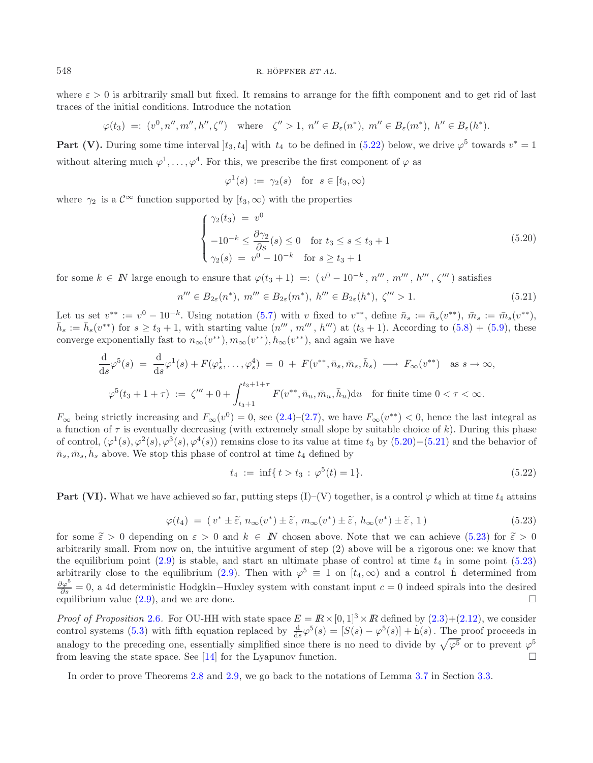where $\varepsilon > 0$ is arbitrarily small but fixed. It remains to arrange for the fifth component and to get rid of last traces of the initial conditions. Introduce the notation

$$\varphi(t_3) \;=:\; (v^0, n'', m'', h'', \zeta'') \quad \text{where} \quad \zeta'' > 1,\; n'' \in B_\varepsilon(n^*),\; m'' \in B_\varepsilon(m^*),\; h'' \in B_\varepsilon(h^*).$$

**Part (V).** During some time interval $]t_3, t_4]$ with $t_4$ to be defined in (5.22) below, we drive $\varphi^5$ towards $v^* = 1$ without altering much $\varphi^1, \ldots, \varphi^4$. For this, we prescribe the first component of $\varphi$ as

$$\varphi^1(s) \;:=\; \gamma_2(s) \quad \text{for} \;\; s \in [t_3, \infty)$$

where $\gamma_2$ is a $\mathcal{C}^\infty$ function supported by $[t_3, \infty)$ with the properties

$$\begin{cases} \gamma_2(t_3) \;=\; v^0 \\ -10^{-k} \le \dfrac{\partial \gamma_2}{\partial s}(s) \le 0 \quad \text{for } t_3 \le s \le t_3 + 1 \\ \gamma_2(s) \;=\; v^0 - 10^{-k} \quad \text{for } s \ge t_3 + 1 \end{cases} \tag{5.20}$$

for some $k \in I\!N$ large enough to ensure that $\varphi(t_3 + 1) \;=:\; (\,v^0 - 10^{-k}\,,\, n'''\,,\, m'''\,,\, h'''\,,\, \zeta'''\,)$ satisfies

$$n''' \in B_{2\varepsilon}(n^*),\; m''' \in B_{2\varepsilon}(m^*),\; h''' \in B_{2\varepsilon}(h^*),\; \zeta''' > 1. \tag{5.21}$$

Let us set $v^{**} := v^0 - 10^{-k}$. Using notation (5.7) with $v$ fixed to $v^{**}$, define $\bar{n}_s := \bar{n}_s(v^{**})$, $\bar{m}_s := \bar{m}_s(v^{**})$, $\bar{h}_s := \bar{h}_s(v^{**})$ for $s \ge t_3 + 1$, with starting value $(n'''\,,\, m'''\,,\, h''')$ at $(t_3 + 1)$. According to (5.8) + (5.9), these converge exponentially fast to $n_\infty(v^{**}), m_\infty(v^{**}), h_\infty(v^{**})$, and again we have

$$\frac{\mathrm{d}}{\mathrm{d}s}\varphi^5(s) \;=\; \frac{\mathrm{d}}{\mathrm{d}s}\varphi^1(s) + F(\varphi^1_s, \ldots, \varphi^4_s) \;=\; 0 \;+\; F(v^{**}, \bar{n}_s, \bar{m}_s, \bar{h}_s) \;\longrightarrow\; F_\infty(v^{**}) \quad \text{as } s \to \infty,$$

$$\varphi^5(t_3 + 1 + \tau) \;:=\; \zeta''' + 0 + \int_{t_3+1}^{t_3+1+\tau} F(v^{**}, \bar{n}_u, \bar{m}_u, \bar{h}_u)\mathrm{d}u \quad \text{for finite time } 0 < \tau < \infty.$$

$F_\infty$ being strictly increasing and $F_\infty(v^0) = 0$, see (2.4)–(2.7), we have $F_\infty(v^{**}) < 0$, hence the last integral as a function of $\tau$ is eventually decreasing (with extremely small slope by suitable choice of $k$). During this phase of control, $(\varphi^1(s), \varphi^2(s), \varphi^3(s), \varphi^4(s))$ remains close to its value at time $t_3$ by (5.20)−(5.21) and the behavior of $\bar{n}_s, \bar{m}_s, \bar{h}_s$ above. We stop this phase of control at time $t_4$ defined by

$$t_4 \;:=\; \inf\{\, t > t_3 \,:\, \varphi^5(t) = 1\}. \tag{5.22}$$

**Part (VI).** What we have achieved so far, putting steps (I)–(V) together, is a control $\varphi$ which at time $t_4$ attains

$$\varphi(t_4) \;=\; (\, v^* \pm \widetilde{\varepsilon},\, n_\infty(v^*) \pm \widetilde{\varepsilon},\, m_\infty(v^*) \pm \widetilde{\varepsilon},\, h_\infty(v^*) \pm \widetilde{\varepsilon}\,,\, 1\,) \tag{5.23}$$

for some $\widetilde{\varepsilon} > 0$ depending on $\varepsilon > 0$ and $k \in I\!N$ chosen above. Note that we can achieve (5.23) for $\widetilde{\varepsilon} > 0$ arbitrarily small. From now on, the intuitive argument of step (2) above will be a rigorous one: we know that the equilibrium point (2.9) is stable, and start an ultimate phase of control at time $t_4$ in some point (5.23) arbitrarily close to the equilibrium (2.9). Then with $\varphi^5 \equiv 1$ on $[t_4, \infty)$ and a control $\dot{\mathrm{h}}$ determined from $\frac{\partial \varphi^5}{\partial s} = 0$, a 4d deterministic Hodgkin−Huxley system with constant input $c = 0$ indeed spirals into the desired equilibrium value (2.9), and we are done. $\square$

*Proof of Proposition* 2.6*.* For OU-HH with state space $E = I\!R \times [0,1]^3 \times I\!R$ defined by (2.3)+(2.12), we consider control systems (5.3) with fifth equation replaced by $\frac{\mathrm{d}}{\mathrm{d}s}\varphi^5(s) = [S(s) - \varphi^5(s)] + \dot{\mathrm{h}}(s)$. The proof proceeds in analogy to the preceding one, essentially simplified since there is no need to divide by $\sqrt{\varphi^5}$ or to prevent $\varphi^5$ from leaving the state space. See [14] for the Lyapunov function. $\square$

In order to prove Theorems 2.8 and 2.9, we go back to the notations of Lemma 3.7 in Section 3.3.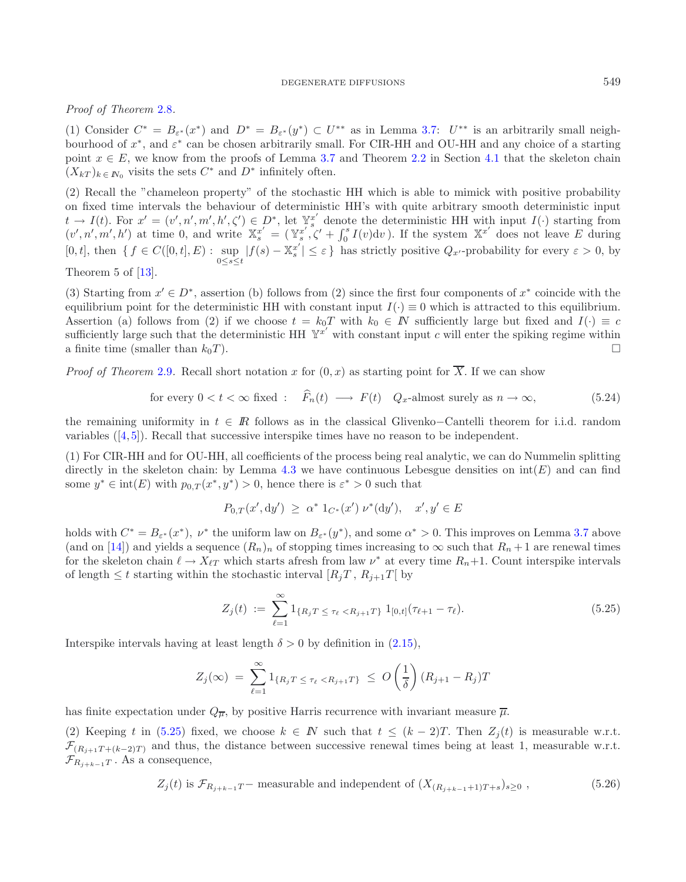*Proof of Theorem* 2.8.

(1) Consider $C^* = B_{\varepsilon^*}(x^*)$ and $D^* = B_{\varepsilon^*}(y^*) \subset U^{**}$ as in Lemma 3.7: $U^{**}$ is an arbitrarily small neighbourhood of $x^*$, and $\varepsilon^*$ can be chosen arbitrarily small. For CIR-HH and OU-HH and any choice of a starting point $x \in E$, we know from the proofs of Lemma 3.7 and Theorem 2.2 in Section 4.1 that the skeleton chain $(X_{kT})_{k \in \mathbb{N}_0}$ visits the sets $C^*$ and $D^*$ infinitely often.

(2) Recall the "chameleon property" of the stochastic HH which is able to mimick with positive probability on fixed time intervals the behaviour of deterministic HH's with quite arbitrary smooth deterministic input $t \to I(t)$. For $x' = (v', n', m', h', \zeta') \in D^*$, let $\mathbb{Y}^{x'}_s$ denote the deterministic HH with input $I(\cdot)$ starting from $(v', n', m', h')$ at time 0, and write $\mathbb{X}^{x'}_s = (\mathbb{Y}^{x'}_s, \zeta' + \int_0^s I(v)\mathrm{d}v)$. If the system $\mathbb{X}^{x'}$ does not leave $E$ during $[0, t]$, then $\{ f \in C([0, t], E) : \sup_{0 \le s \le t} |f(s) - \mathbb{X}^{x'}_s| \le \varepsilon \}$ has strictly positive $Q_{x'}$-probability for every $\varepsilon > 0$, by Theorem 5 of [13].

(3) Starting from $x' \in D^*$, assertion (b) follows from (2) since the first four components of $x^*$ coincide with the equilibrium point for the deterministic HH with constant input $I(\cdot) \equiv 0$ which is attracted to this equilibrium. Assertion (a) follows from (2) if we choose $t = k_0 T$ with $k_0 \in \mathbb{N}$ sufficiently large but fixed and $I(\cdot) \equiv c$ sufficiently large such that the deterministic HH $\mathbb{Y}^{x'}$ with constant input $c$ will enter the spiking regime within a finite time (smaller than $k_0 T$). $\square$

*Proof of Theorem* 2.9. Recall short notation $x$ for $(0, x)$ as starting point for $\overline{X}$. If we can show

$$\text{for every } 0 < t < \infty \text{ fixed} : \quad \widehat{F}_n(t) \longrightarrow F(t) \quad Q_x\text{-almost surely as } n \to \infty, \tag{5.24}$$

the remaining uniformity in $t \in \mathbb{R}$ follows as in the classical Glivenko−Cantelli theorem for i.i.d. random variables ([4, 5]). Recall that successive interspike times have no reason to be independent.

(1) For CIR-HH and for OU-HH, all coefficients of the process being real analytic, we can do Nummelin splitting directly in the skeleton chain: by Lemma 4.3 we have continuous Lebesgue densities on $\mathrm{int}(E)$ and can find some $y^* \in \mathrm{int}(E)$ with $p_{0,T}(x^*, y^*) > 0$, hence there is $\varepsilon^* > 0$ such that

$$P_{0,T}(x', \mathrm{d}y') \ \ge \ \alpha^* \, 1_{C^*}(x') \, \nu^*(\mathrm{d}y'), \quad x', y' \in E$$

holds with $C^* = B_{\varepsilon^*}(x^*)$, $\nu^*$ the uniform law on $B_{\varepsilon^*}(y^*)$, and some $\alpha^* > 0$. This improves on Lemma 3.7 above (and on [14]) and yields a sequence $(R_n)_n$ of stopping times increasing to $\infty$ such that $R_n + 1$ are renewal times for the skeleton chain $\ell \to X_{\ell T}$ which starts afresh from law $\nu^*$ at every time $R_n$+1. Count interspike intervals of length $\le t$ starting within the stochastic interval $[R_j T \, , \, R_{j+1} T[$ by

$$Z_j(t) \ := \ \sum_{\ell=1}^{\infty} 1_{\{R_j T \, \le \, \tau_\ell \, < R_{j+1} T\}} \, 1_{[0,t]}(\tau_{\ell+1} - \tau_\ell). \tag{5.25}$$

Interspike intervals having at least length $\delta > 0$ by definition in (2.15),

$$Z_j(\infty) \ = \ \sum_{\ell=1}^{\infty} 1_{\{R_j T \, \le \, \tau_\ell \, < R_{j+1} T\}} \ \le \ O\left(\frac{1}{\delta}\right) (R_{j+1} - R_j) T$$

has finite expectation under $Q_{\overline{\mu}}$, by positive Harris recurrence with invariant measure $\overline{\mu}$.

(2) Keeping $t$ in (5.25) fixed, we choose $k \in \mathbb{N}$ such that $t \le (k-2)T$. Then $Z_j(t)$ is measurable w.r.t. $\mathcal{F}_{(R_{j+1}T + (k-2)T)}$ and thus, the distance between successive renewal times being at least 1, measurable w.r.t. $\mathcal{F}_{R_{j+k-1}T}$. As a consequence,

$$Z_j(t) \text{ is } \mathcal{F}_{R_{j+k-1}T}\text{− measurable and independent of } (X_{(R_{j+k-1}+1)T+s})_{s \ge 0} \ , \tag{5.26}$$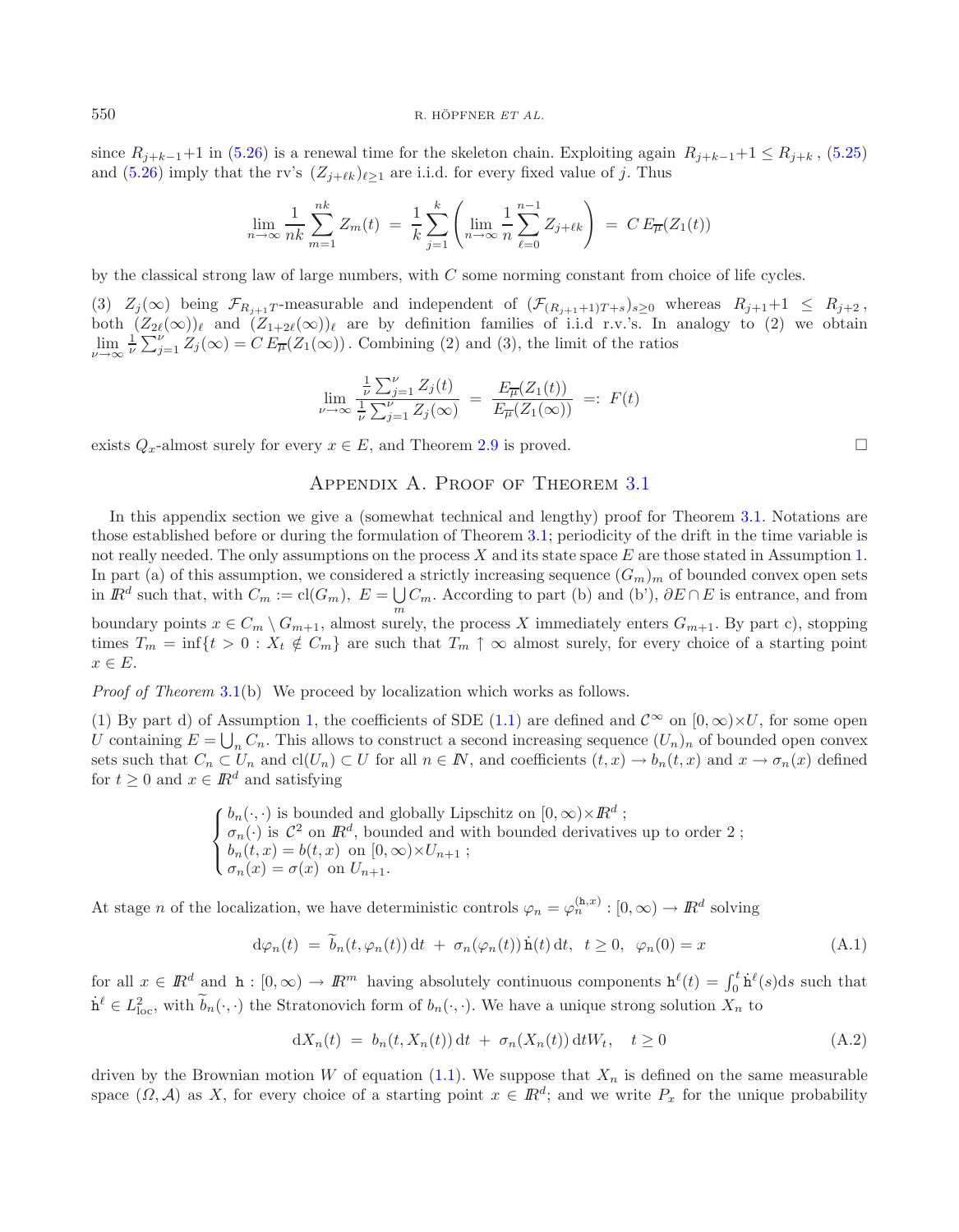since $R_{j+k-1}+1$ in (5.26) is a renewal time for the skeleton chain. Exploiting again $R_{j+k-1}+1 \le R_{j+k}$, (5.25) and (5.26) imply that the rv's $(Z_{j+\ell k})_{\ell\ge 1}$ are i.i.d. for every fixed value of $j$. Thus

$$\lim_{n\to\infty} \frac{1}{nk}\sum_{m=1}^{nk} Z_m(t) \;=\; \frac{1}{k}\sum_{j=1}^{k}\left(\lim_{n\to\infty}\frac{1}{n}\sum_{\ell=0}^{n-1} Z_{j+\ell k}\right) \;=\; C\,E_{\overline{\mu}}(Z_1(t))$$

by the classical strong law of large numbers, with $C$ some norming constant from choice of life cycles.

(3) $Z_j(\infty)$ being $\mathcal{F}_{R_{j+1}T}$-measurable and independent of $(\mathcal{F}_{(R_{j+1}+1)T+s})_{s\ge 0}$ whereas $R_{j+1}+1 \le R_{j+2}$, both $(Z_{2\ell}(\infty))_\ell$ and $(Z_{1+2\ell}(\infty))_\ell$ are by definition families of i.i.d r.v.'s. In analogy to (2) we obtain $\lim\limits_{\nu\to\infty}\frac{1}{\nu}\sum_{j=1}^{\nu} Z_j(\infty) = C\,E_{\overline{\mu}}(Z_1(\infty))$. Combining (2) and (3), the limit of the ratios

$$\lim_{\nu\to\infty} \frac{\frac{1}{\nu}\sum_{j=1}^{\nu} Z_j(t)}{\frac{1}{\nu}\sum_{j=1}^{\nu} Z_j(\infty)} \;=\; \frac{E_{\overline{\mu}}(Z_1(t))}{E_{\overline{\mu}}(Z_1(\infty))} \;=:\; F(t)$$

exists $Q_x$-almost surely for every $x\in E$, and Theorem 2.9 is proved. $\square$

## Appendix A. Proof of Theorem 3.1

In this appendix section we give a (somewhat technical and lengthy) proof for Theorem 3.1. Notations are those established before or during the formulation of Theorem 3.1; periodicity of the drift in the time variable is not really needed. The only assumptions on the process $X$ and its state space $E$ are those stated in Assumption 1. In part (a) of this assumption, we considered a strictly increasing sequence $(G_m)_m$ of bounded convex open sets in $\mathbb{R}^d$ such that, with $C_m := \mathrm{cl}(G_m)$, $E = \bigcup_m C_m$. According to part (b) and (b'), $\partial E\cap E$ is entrance, and from boundary points $x\in C_m\setminus G_{m+1}$, almost surely, the process $X$ immediately enters $G_{m+1}$. By part c), stopping times $T_m = \inf\{t>0 : X_t\notin C_m\}$ are such that $T_m\uparrow\infty$ almost surely, for every choice of a starting point $x\in E$.

*Proof of Theorem* 3.1(b) We proceed by localization which works as follows.

(1) By part d) of Assumption 1, the coefficients of SDE (1.1) are defined and $\mathcal{C}^\infty$ on $[0,\infty)\times U$, for some open $U$ containing $E=\bigcup_n C_n$. This allows to construct a second increasing sequence $(U_n)_n$ of bounded open convex sets such that $C_n\subset U_n$ and $\mathrm{cl}(U_n)\subset U$ for all $n\in\mathbb{N}$, and coefficients $(t,x)\to b_n(t,x)$ and $x\to\sigma_n(x)$ defined for $t\ge 0$ and $x\in\mathbb{R}^d$ and satisfying

$$\begin{cases} b_n(\cdot,\cdot) \text{ is bounded and globally Lipschitz on } [0,\infty)\times\mathbb{R}^d\,;\\ \sigma_n(\cdot) \text{ is } \mathcal{C}^2 \text{ on } \mathbb{R}^d\text{, bounded and with bounded derivatives up to order 2}\,;\\ b_n(t,x)=b(t,x) \text{ on } [0,\infty)\times U_{n+1}\,;\\ \sigma_n(x)=\sigma(x) \text{ on } U_{n+1}. \end{cases}$$

At stage $n$ of the localization, we have deterministic controls $\varphi_n=\varphi_n^{(\mathtt{h},x)} : [0,\infty)\to\mathbb{R}^d$ solving

$$\mathrm{d}\varphi_n(t) \;=\; \widetilde{b}_n(t,\varphi_n(t))\,\mathrm{d}t \;+\; \sigma_n(\varphi_n(t))\,\dot{\mathtt{h}}(t)\,\mathrm{d}t,\;\; t\ge 0,\;\; \varphi_n(0)=x \tag{A.1}$$

for all $x\in\mathbb{R}^d$ and $\mathtt{h}:[0,\infty)\to\mathbb{R}^m$ having absolutely continuous components $\mathtt{h}^\ell(t)=\int_0^t\dot{\mathtt{h}}^\ell(s)\mathrm{d}s$ such that $\dot{\mathtt{h}}^\ell\in L^2_{\mathrm{loc}}$, with $\widetilde{b}_n(\cdot,\cdot)$ the Stratonovich form of $b_n(\cdot,\cdot)$. We have a unique strong solution $X_n$ to

$$\mathrm{d}X_n(t) \;=\; b_n(t,X_n(t))\,\mathrm{d}t \;+\; \sigma_n(X_n(t))\,\mathrm{d}tW_t,\quad t\ge 0 \tag{A.2}$$

driven by the Brownian motion $W$ of equation (1.1). We suppose that $X_n$ is defined on the same measurable space $(\Omega,\mathcal{A})$ as $X$, for every choice of a starting point $x\in\mathbb{R}^d$; and we write $P_x$ for the unique probability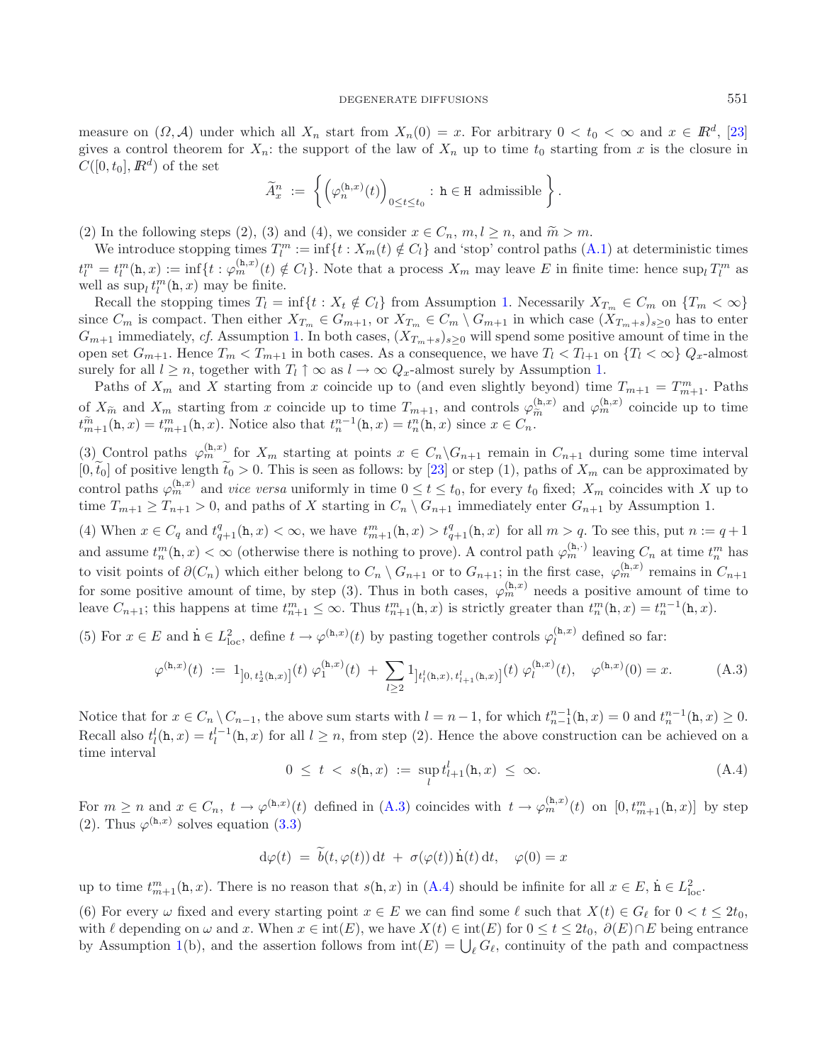measure on $(\Omega, \mathcal{A})$ under which all $X_n$ start from $X_n(0) = x$. For arbitrary $0 < t_0 < \infty$ and $x \in I\!R^d$, [23] gives a control theorem for $X_n$: the support of the law of $X_n$ up to time $t_0$ starting from $x$ is the closure in $C([0,t_0], I\!R^d)$ of the set

$$\widetilde{A}^n_x \;:=\; \left\{ \left(\varphi_n^{(\mathtt{h},x)}(t)\right)_{0\le t\le t_0} \;:\; \mathtt{h}\in\mathtt{H} \;\text{ admissible} \right\}.$$

(2) In the following steps (2), (3) and (4), we consider $x \in C_n$, $m, l \ge n$, and $\widetilde{m} > m$.

We introduce stopping times $T_l^m := \inf\{t : X_m(t) \notin C_l\}$ and 'stop' control paths (A.1) at deterministic times $t_l^m = t_l^m(\mathtt{h}, x) := \inf\{t : \varphi_m^{(\mathtt{h},x)}(t) \notin C_l\}$. Note that a process $X_m$ may leave $E$ in finite time: hence $\sup_l T_l^m$ as well as $\sup_l t_l^m(\mathtt{h}, x)$ may be finite.

Recall the stopping times $T_l = \inf\{t : X_t \notin C_l\}$ from Assumption 1. Necessarily $X_{T_m} \in C_m$ on $\{T_m < \infty\}$ since $C_m$ is compact. Then either $X_{T_m} \in G_{m+1}$, or $X_{T_m} \in C_m \setminus G_{m+1}$ in which case $(X_{T_m+s})_{s\ge 0}$ has to enter $G_{m+1}$ immediately, *cf.* Assumption 1. In both cases, $(X_{T_m+s})_{s\ge 0}$ will spend some positive amount of time in the open set $G_{m+1}$. Hence $T_m < T_{m+1}$ in both cases. As a consequence, we have $T_l < T_{l+1}$ on $\{T_l < \infty\}$ $Q_x$-almost surely for all $l \ge n$, together with $T_l \uparrow \infty$ as $l \to \infty$ $Q_x$-almost surely by Assumption 1.

Paths of $X_m$ and $X$ starting from $x$ coincide up to (and even slightly beyond) time $T_{m+1} = T^m_{m+1}$. Paths of $X_{\widetilde{m}}$ and $X_m$ starting from $x$ coincide up to time $T_{m+1}$, and controls $\varphi_{\widetilde{m}}^{(\mathtt{h},x)}$ and $\varphi_m^{(\mathtt{h},x)}$ coincide up to time $t^{\widetilde{m}}_{m+1}(\mathtt{h},x) = t^m_{m+1}(\mathtt{h},x)$. Notice also that $t_n^{n-1}(\mathtt{h},x) = t_n^n(\mathtt{h},x)$ since $x \in C_n$.

(3) Control paths $\varphi_m^{(\mathtt{h},x)}$ for $X_m$ starting at points $x \in C_n \setminus G_{n+1}$ remain in $C_{n+1}$ during some time interval $[0, \widetilde{t}_0]$ of positive length $\widetilde{t}_0 > 0$. This is seen as follows: by [23] or step (1), paths of $X_m$ can be approximated by control paths $\varphi_m^{(\mathtt{h},x)}$ and *vice versa* uniformly in time $0 \le t \le t_0$, for every $t_0$ fixed; $X_m$ coincides with $X$ up to time $T_{m+1} \ge T_{n+1} > 0$, and paths of $X$ starting in $C_n \setminus G_{n+1}$ immediately enter $G_{n+1}$ by Assumption 1.

(4) When $x \in C_q$ and $t^q_{q+1}(\mathtt{h},x) < \infty$, we have $t^m_{m+1}(\mathtt{h},x) > t^q_{q+1}(\mathtt{h},x)$ for all $m > q$. To see this, put $n := q+1$ and assume $t_n^m(\mathtt{h},x) < \infty$ (otherwise there is nothing to prove). A control path $\varphi_m^{(\mathtt{h},\cdot)}$ leaving $C_n$ at time $t_n^m$ has to visit points of $\partial(C_n)$ which either belong to $C_n \setminus G_{n+1}$ or to $G_{n+1}$; in the first case, $\varphi_m^{(\mathtt{h},x)}$ remains in $C_{n+1}$ for some positive amount of time, by step (3). Thus in both cases, $\varphi_m^{(\mathtt{h},x)}$ needs a positive amount of time to leave $C_{n+1}$; this happens at time $t^m_{n+1} \le \infty$. Thus $t^m_{n+1}(\mathtt{h},x)$ is strictly greater than $t^m_n(\mathtt{h},x) = t^{n-1}_n(\mathtt{h},x)$.

(5) For $x \in E$ and $\dot{\mathtt{h}} \in L^2_{\rm loc}$, define $t \to \varphi^{(\mathtt{h},x)}(t)$ by pasting together controls $\varphi_l^{(\mathtt{h},x)}$ defined so far:

$$\varphi^{(\mathtt{h},x)}(t) \;:=\; 1_{]0,\,t_2^1(\mathtt{h},x)]}(t)\;\varphi_1^{(\mathtt{h},x)}(t) \;+\; \sum_{l\ge 2} 1_{]t_l^l(\mathtt{h},x),\,t_{l+1}^l(\mathtt{h},x)]}(t)\;\varphi_l^{(\mathtt{h},x)}(t), \quad \varphi^{(\mathtt{h},x)}(0) = x. \tag{A.3}$$

Notice that for $x \in C_n \setminus C_{n-1}$, the above sum starts with $l = n-1$, for which $t_{n-1}^{n-1}(\mathtt{h},x) = 0$ and $t_n^{n-1}(\mathtt{h},x) \ge 0$. Recall also $t_l^l(\mathtt{h},x) = t_l^{l-1}(\mathtt{h},x)$ for all $l \ge n$, from step (2). Hence the above construction can be achieved on a time interval

$$0 \;\le\; t \;<\; s(\mathtt{h},x) \;:=\; \sup_l t^l_{l+1}(\mathtt{h},x) \;\le\; \infty. \tag{A.4}$$

For $m \ge n$ and $x \in C_n$, $t \to \varphi^{(\mathtt{h},x)}(t)$ defined in (A.3) coincides with $t \to \varphi_m^{(\mathtt{h},x)}(t)$ on $[0, t^m_{m+1}(\mathtt{h},x)]$ by step (2). Thus $\varphi^{(\mathtt{h},x)}$ solves equation (3.3)

$$\mathrm{d}\varphi(t) \;=\; \widetilde{b}(t,\varphi(t))\,\mathrm{d}t \;+\; \sigma(\varphi(t))\,\dot{\mathtt{h}}(t)\,\mathrm{d}t, \quad \varphi(0) = x$$

up to time $t^m_{m+1}(\mathtt{h},x)$. There is no reason that $s(\mathtt{h},x)$ in (A.4) should be infinite for all $x \in E$, $\dot{\mathtt{h}} \in L^2_{\rm loc}$.

(6) For every $\omega$ fixed and every starting point $x \in E$ we can find some $\ell$ such that $X(t) \in G_\ell$ for $0 < t \le 2t_0$, with $\ell$ depending on $\omega$ and $x$. When $x \in \mathrm{int}(E)$, we have $X(t) \in \mathrm{int}(E)$ for $0 \le t \le 2t_0$, $\partial(E) \cap E$ being entrance by Assumption 1(b), and the assertion follows from $\mathrm{int}(E) = \bigcup_\ell G_\ell$, continuity of the path and compactness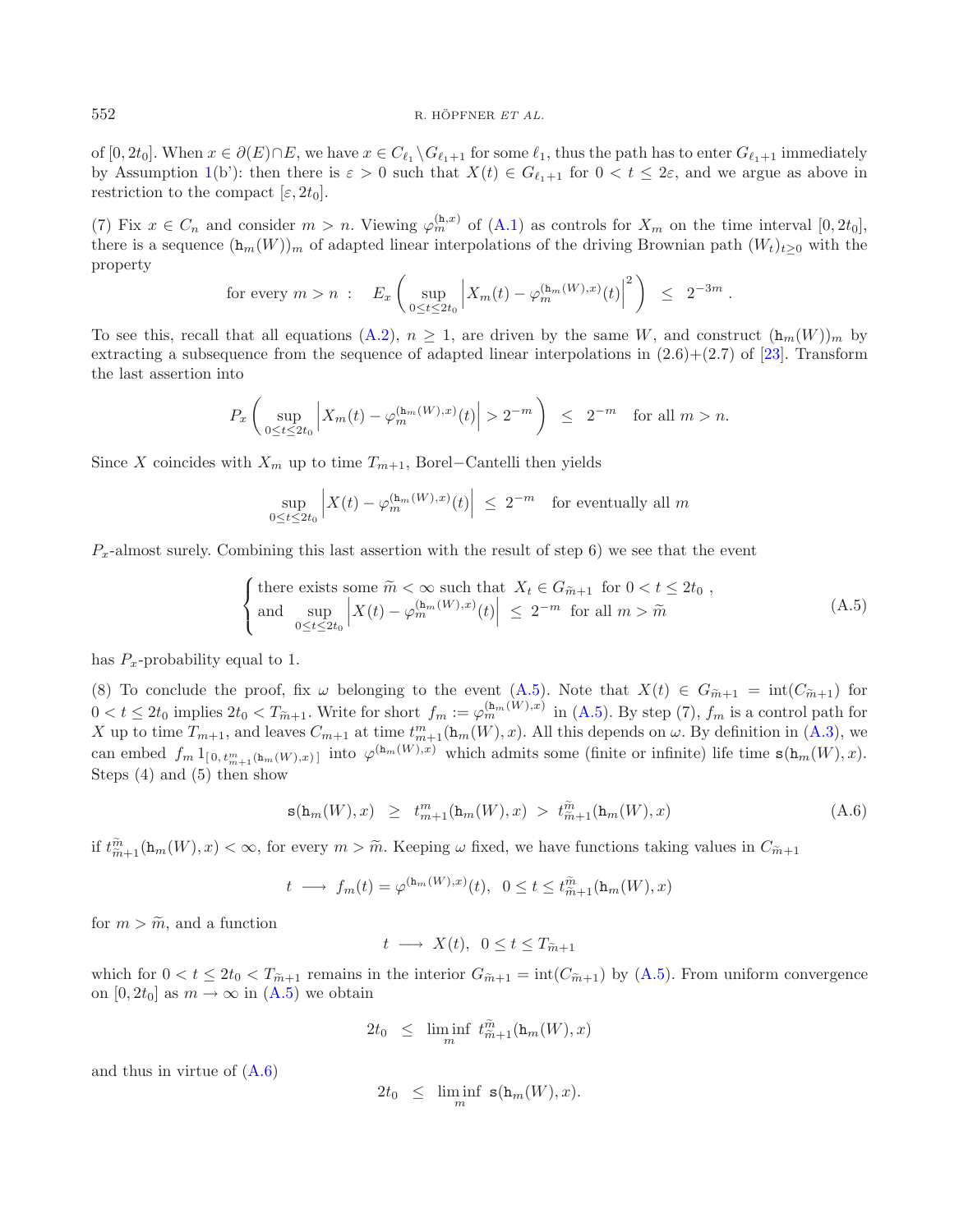of $[0, 2t_0]$. When $x \in \partial(E) \cap E$, we have $x \in C_{\ell_1} \setminus G_{\ell_1+1}$ for some $\ell_1$, thus the path has to enter $G_{\ell_1+1}$ immediately by Assumption 1(b'): then there is $\varepsilon > 0$ such that $X(t) \in G_{\ell_1+1}$ for $0 < t \le 2\varepsilon$, and we argue as above in restriction to the compact $[\varepsilon, 2t_0]$.

(7) Fix $x \in C_n$ and consider $m > n$. Viewing $\varphi_m^{(\mathtt{h},x)}$ of (A.1) as controls for $X_m$ on the time interval $[0, 2t_0]$, there is a sequence $(\mathtt{h}_m(W))_m$ of adapted linear interpolations of the driving Brownian path $(W_t)_{t\ge 0}$ with the property

$$\text{for every } m > n : \quad E_x\left( \sup_{0\le t\le 2t_0} \left| X_m(t) - \varphi_m^{(\mathtt{h}_m(W),x)}(t) \right|^2 \right) \;\le\; 2^{-3m} .$$

To see this, recall that all equations (A.2), $n \ge 1$, are driven by the same $W$, and construct $(\mathtt{h}_m(W))_m$ by extracting a subsequence from the sequence of adapted linear interpolations in (2.6)+(2.7) of [23]. Transform the last assertion into

$$P_x\left( \sup_{0\le t\le 2t_0} \left| X_m(t) - \varphi_m^{(\mathtt{h}_m(W),x)}(t) \right| > 2^{-m} \right) \;\le\; 2^{-m} \quad \text{for all } m > n.$$

Since $X$ coincides with $X_m$ up to time $T_{m+1}$, Borel−Cantelli then yields

$$\sup_{0\le t\le 2t_0} \left| X(t) - \varphi_m^{(\mathtt{h}_m(W),x)}(t) \right| \;\le\; 2^{-m} \quad \text{for eventually all } m$$

$P_x$-almost surely. Combining this last assertion with the result of step 6) we see that the event

$$\begin{cases} \text{there exists some } \widetilde{m} < \infty \text{ such that } X_t \in G_{\widetilde{m}+1} \text{ for } 0 < t \le 2t_0 , \\ \text{and } \sup\limits_{0\le t\le 2t_0} \left| X(t) - \varphi_m^{(\mathtt{h}_m(W),x)}(t) \right| \;\le\; 2^{-m} \text{ for all } m > \widetilde{m} \end{cases} \tag{A.5}$$

has $P_x$-probability equal to 1.

(8) To conclude the proof, fix $\omega$ belonging to the event (A.5). Note that $X(t) \in G_{\widetilde{m}+1} = \mathrm{int}(C_{\widetilde{m}+1})$ for $0 < t \le 2t_0$ implies $2t_0 < T_{\widetilde{m}+1}$. Write for short $f_m := \varphi_m^{(\mathtt{h}_m(W),x)}$ in (A.5). By step (7), $f_m$ is a control path for $X$ up to time $T_{m+1}$, and leaves $C_{m+1}$ at time $t^m_{m+1}(\mathtt{h}_m(W), x)$. All this depends on $\omega$. By definition in (A.3), we can embed $f_m 1_{[0,\, t^m_{m+1}(\mathtt{h}_m(W),x)]}$ into $\varphi^{(\mathtt{h}_m(W),x)}$ which admits some (finite or infinite) life time $\mathtt{s}(\mathtt{h}_m(W), x)$. Steps (4) and (5) then show

$$\mathtt{s}(\mathtt{h}_m(W), x) \;\ge\; t^m_{m+1}(\mathtt{h}_m(W), x) \;>\; t^{\widetilde{m}}_{\widetilde{m}+1}(\mathtt{h}_m(W), x) \tag{A.6}$$

if $t^{\widetilde{m}}_{\widetilde{m}+1}(\mathtt{h}_m(W), x) < \infty$, for every $m > \widetilde{m}$. Keeping $\omega$ fixed, we have functions taking values in $C_{\widetilde{m}+1}$

$$t \;\longrightarrow\; f_m(t) = \varphi^{(\mathtt{h}_m(W),x)}(t), \;\; 0 \le t \le t^{\widetilde{m}}_{\widetilde{m}+1}(\mathtt{h}_m(W), x)$$

for $m > \widetilde{m}$, and a function

$$t \;\longrightarrow\; X(t), \;\; 0 \le t \le T_{\widetilde{m}+1}$$

which for $0 < t \le 2t_0 < T_{\widetilde{m}+1}$ remains in the interior $G_{\widetilde{m}+1} = \mathrm{int}(C_{\widetilde{m}+1})$ by (A.5). From uniform convergence on $[0, 2t_0]$ as $m \to \infty$ in (A.5) we obtain

$$2t_0 \;\le\; \liminf_m \; t^{\widetilde{m}}_{\widetilde{m}+1}(\mathtt{h}_m(W), x)$$

and thus in virtue of (A.6)

$$2t_0 \;\le\; \liminf_m \; \mathtt{s}(\mathtt{h}_m(W), x).$$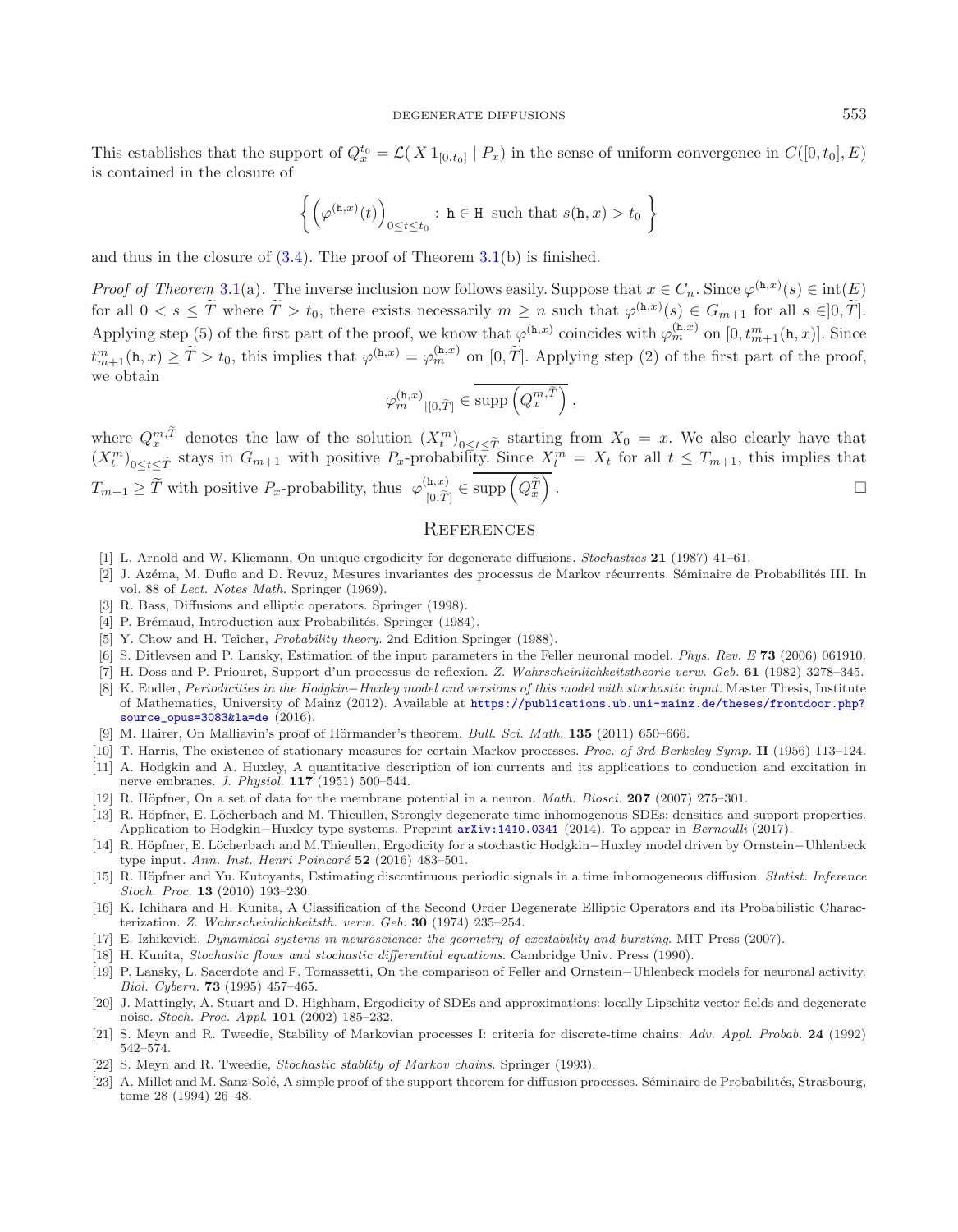This establishes that the support of $Q_x^{t_0} = \mathcal{L}(\, X\, 1_{[0,t_0]} \mid P_x)$ in the sense of uniform convergence in $C([0,t_0],E)$ is contained in the closure of

$$\left\{ \left(\varphi^{(\mathtt{h},x)}(t)\right)_{0\le t\le t_0} : \mathtt{h}\in\mathtt{H} \text{ such that } s(\mathtt{h},x) > t_0 \right\}$$

and thus in the closure of (3.4). The proof of Theorem 3.1(b) is finished.

*Proof of Theorem* 3.1(a). The inverse inclusion now follows easily. Suppose that $x\in C_n$. Since $\varphi^{(\mathtt{h},x)}(s)\in \mathrm{int}(E)$ for all $0 < s \le \widetilde{T}$ where $\widetilde{T} > t_0$, there exists necessarily $m\ge n$ such that $\varphi^{(\mathtt{h},x)}(s)\in G_{m+1}$ for all $s\in ]0,\widetilde{T}]$. Applying step (5) of the first part of the proof, we know that $\varphi^{(\mathtt{h},x)}$ coincides with $\varphi_m^{(\mathtt{h},x)}$ on $[0, t^m_{m+1}(\mathtt{h},x)]$. Since $t^m_{m+1}(\mathtt{h},x)\ge \widetilde{T} > t_0$, this implies that $\varphi^{(\mathtt{h},x)} = \varphi_m^{(\mathtt{h},x)}$ on $[0,\widetilde{T}]$. Applying step (2) of the first part of the proof, we obtain

$$\varphi_m^{(\mathtt{h},x)}{}_{|[0,\widetilde{T}]} \in \overline{\mathrm{supp}\left(Q_x^{m,\widetilde{T}}\right)},$$

where $Q_x^{m,\widetilde{T}}$ denotes the law of the solution $(X_t^m)_{0\le t\le \widetilde{T}}$ starting from $X_0 = x$. We also clearly have that $(X_t^m)_{0\le t\le\widetilde{T}}$ stays in $G_{m+1}$ with positive $P_x$-probability. Since $X_t^m = X_t$ for all $t\le T_{m+1}$, this implies that $T_{m+1}\ge \widetilde{T}$ with positive $P_x$-probability, thus $\varphi^{(\mathtt{h},x)}_{|[0,\widetilde{T}]} \in \overline{\mathrm{supp}\left(Q_x^{\widetilde{T}}\right)}$. $\square$

## References

[1] L. Arnold and W. Kliemann, On unique ergodicity for degenerate diffusions. *Stochastics* **21** (1987) 41–61.

[2] J. Azéma, M. Duflo and D. Revuz, Mesures invariantes des processus de Markov récurrents. Séminaire de Probabilités III. In vol. 88 of *Lect. Notes Math.* Springer (1969).

[3] R. Bass, Diffusions and elliptic operators. Springer (1998).

[4] P. Brémaud, Introduction aux Probabilités. Springer (1984).

[5] Y. Chow and H. Teicher, *Probability theory.* 2nd Edition Springer (1988).

[6] S. Ditlevsen and P. Lansky, Estimation of the input parameters in the Feller neuronal model. *Phys. Rev. E* **73** (2006) 061910.

[7] H. Doss and P. Priouret, Support d'un processus de reflexion. *Z. Wahrscheinlichkeitstheorie verw. Geb.* **61** (1982) 3278–345.

[8] K. Endler, *Periodicities in the Hodgkin−Huxley model and versions of this model with stochastic input.* Master Thesis, Institute of Mathematics, University of Mainz (2012). Available at https://publications.ub.uni-mainz.de/theses/frontdoor.php?source_opus=3083&la=de (2016).

[9] M. Hairer, On Malliavin's proof of Hörmander's theorem. *Bull. Sci. Math.* **135** (2011) 650–666.

[10] T. Harris, The existence of stationary measures for certain Markov processes. *Proc. of 3rd Berkeley Symp.* **II** (1956) 113–124.

[11] A. Hodgkin and A. Huxley, A quantitative description of ion currents and its applications to conduction and excitation in nerve embranes. *J. Physiol.* **117** (1951) 500–544.

[12] R. Höpfner, On a set of data for the membrane potential in a neuron. *Math. Biosci.* **207** (2007) 275–301.

[13] R. Höpfner, E. Löcherbach and M. Thieullen, Strongly degenerate time inhomogenous SDEs: densities and support properties. Application to Hodgkin−Huxley type systems. Preprint arXiv:1410.0341 (2014). To appear in *Bernoulli* (2017).

[14] R. Höpfner, E. Löcherbach and M.Thieullen, Ergodicity for a stochastic Hodgkin−Huxley model driven by Ornstein−Uhlenbeck type input. *Ann. Inst. Henri Poincaré* **52** (2016) 483–501.

[15] R. Höpfner and Yu. Kutoyants, Estimating discontinuous periodic signals in a time inhomogeneous diffusion. *Statist. Inference Stoch. Proc.* **13** (2010) 193–230.

[16] K. Ichihara and H. Kunita, A Classification of the Second Order Degenerate Elliptic Operators and its Probabilistic Characterization. *Z. Wahrscheinlichkeitsth. verw. Geb.* **30** (1974) 235–254.

[17] E. Izhikevich, *Dynamical systems in neuroscience: the geometry of excitability and bursting*. MIT Press (2007).

[18] H. Kunita, *Stochastic flows and stochastic differential equations*. Cambridge Univ. Press (1990).

[19] P. Lansky, L. Sacerdote and F. Tomassetti, On the comparison of Feller and Ornstein−Uhlenbeck models for neuronal activity. *Biol. Cybern.* **73** (1995) 457–465.

[20] J. Mattingly, A. Stuart and D. Highham, Ergodicity of SDEs and approximations: locally Lipschitz vector fields and degenerate noise. *Stoch. Proc. Appl.* **101** (2002) 185–232.

[21] S. Meyn and R. Tweedie, Stability of Markovian processes I: criteria for discrete-time chains. *Adv. Appl. Probab.* **24** (1992) 542–574.

[22] S. Meyn and R. Tweedie, *Stochastic stablity of Markov chains*. Springer (1993).

[23] A. Millet and M. Sanz-Solé, A simple proof of the support theorem for diffusion processes. Séminaire de Probabilités, Strasbourg, tome 28 (1994) 26–48.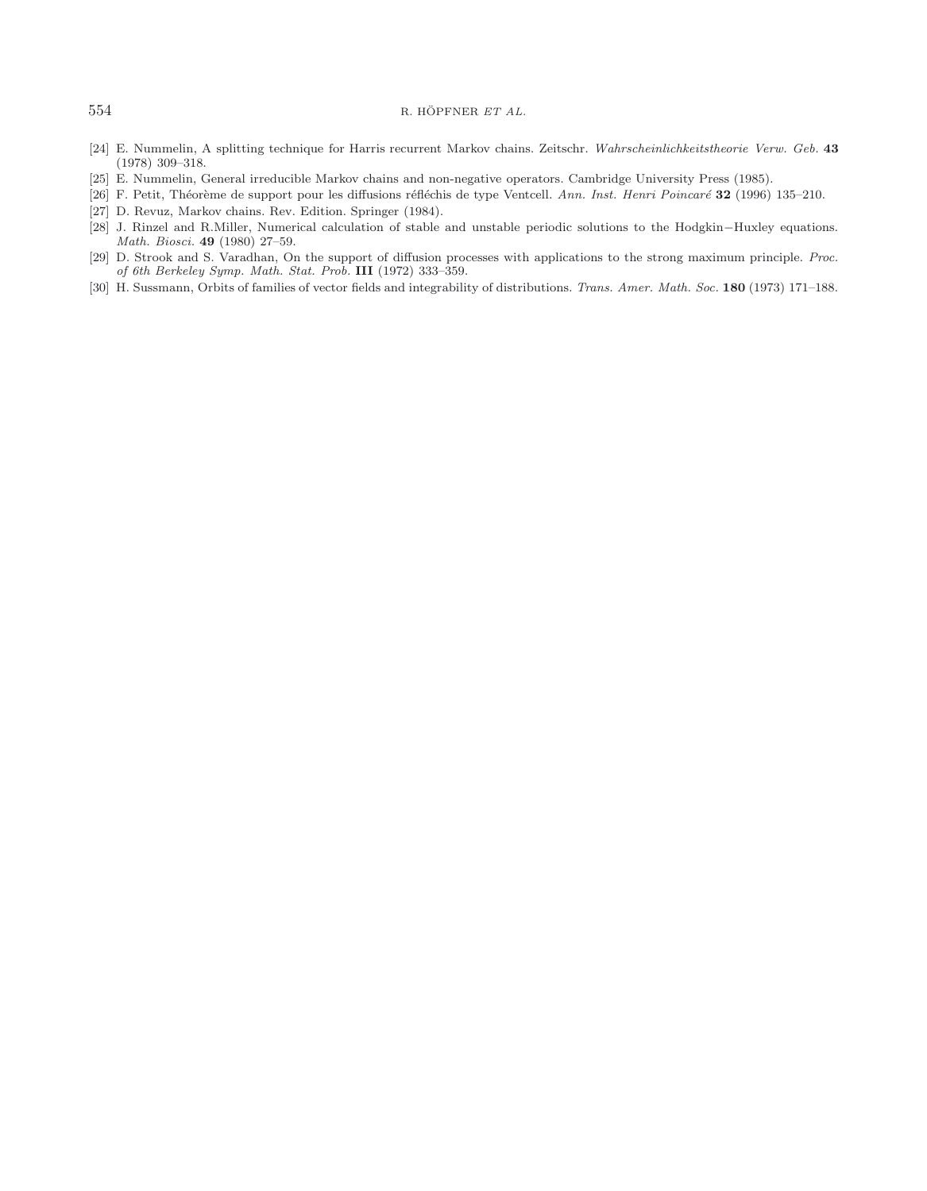[24] E. Nummelin, A splitting technique for Harris recurrent Markov chains. Zeitschr. *Wahrscheinlichkeitstheorie Verw. Geb.* **43** (1978) 309–318.

[25] E. Nummelin, General irreducible Markov chains and non-negative operators. Cambridge University Press (1985).

[26] F. Petit, Théorème de support pour les diffusions réfléchis de type Ventcell. *Ann. Inst. Henri Poincaré* **32** (1996) 135–210.

[27] D. Revuz, Markov chains. Rev. Edition. Springer (1984).

[28] J. Rinzel and R.Miller, Numerical calculation of stable and unstable periodic solutions to the Hodgkin−Huxley equations. *Math. Biosci.* **49** (1980) 27–59.

[29] D. Strook and S. Varadhan, On the support of diffusion processes with applications to the strong maximum principle. *Proc. of 6th Berkeley Symp. Math. Stat. Prob.* **III** (1972) 333–359.

[30] H. Sussmann, Orbits of families of vector fields and integrability of distributions. *Trans. Amer. Math. Soc.* **180** (1973) 171–188.